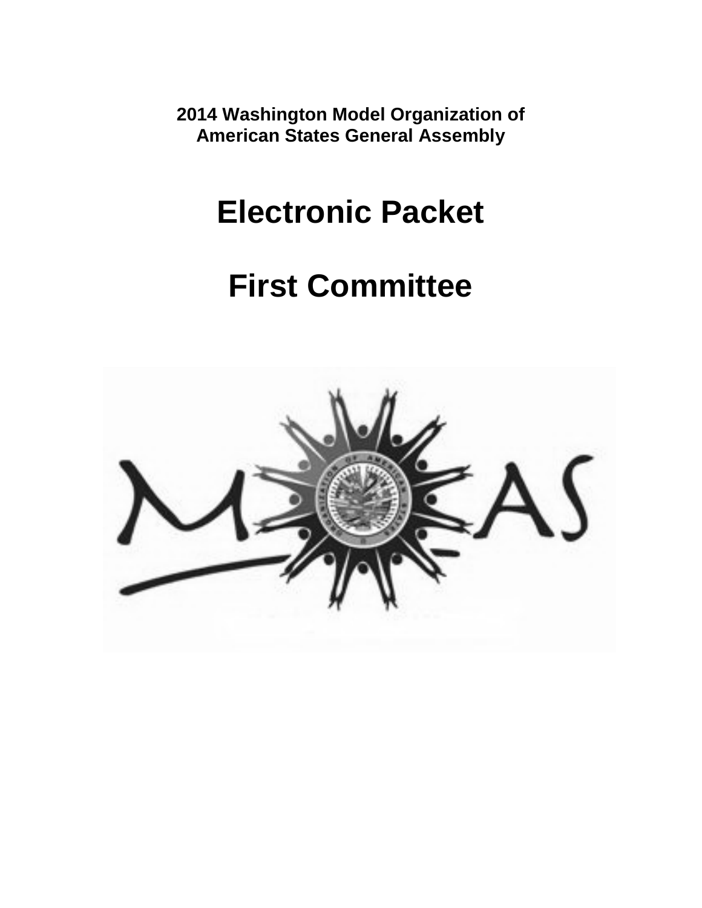**2014 Washington Model Organization of American States General Assembly**

# Electronic Packet

# First Committee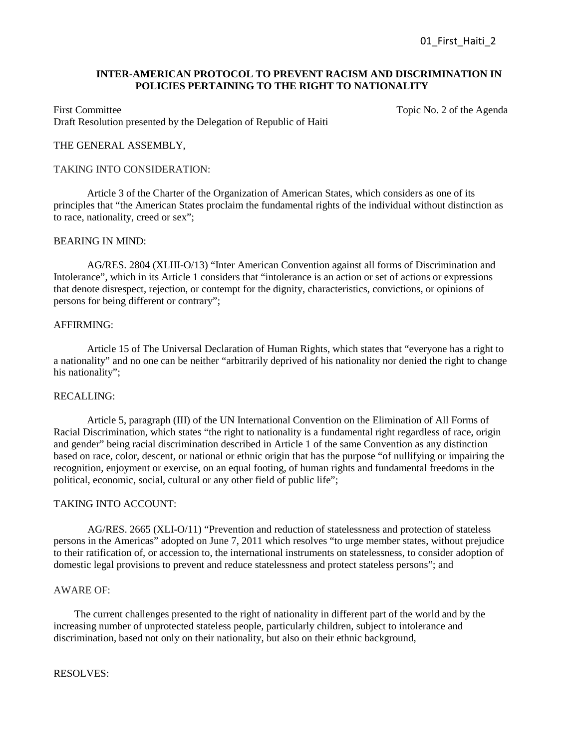01_First_Haiti_2

**INTER-AMERICAN PROTOCOL TO PREVENT RACISM AND DISCRIMINATION IN POLICIES PERTAINING TO THE RIGHT TO NATIONALITY**

First Committee Topic No. 2 of the Agenda

Draft Resolution presented by the Delegation of Republic of Haiti

THE GENERAL ASSEMBLY,

TAKING INTO CONSIDERATION:

Article 3 of the Charter of the Organization of American States, which considers as one of its principles that "the American States proclaim the fundamental rights of the individual without distinction as to race, nationality, creed or sex";

BEARING IN MIND:

AG/RES. 2804 (XLIII-O/13) "Inter American Convention against all forms of Discrimination and Intolerance", which in its Article 1 considers that "intolerance is an action or set of actions or expressions that denote disrespect, rejection, or contempt for the dignity, characteristics, convictions, or opinions of persons for being different or contrary";

AFFIRMING:

Article 15 of The Universal Declaration of Human Rights, which states that "everyone has a right to a nationality" and no one can be neither "arbitrarily deprived of his nationality nor denied the right to change his nationality";

RECALLING:

Article 5, paragraph (III) of the UN International Convention on the Elimination of All Forms of Racial Discrimination, which states "the right to nationality is a fundamental right regardless of race, origin and gender" being racial discrimination described in Article 1 of the same Convention as any distinction based on race, color, descent, or national or ethnic origin that has the purpose "of nullifying or impairing the recognition, enjoyment or exercise, on an equal footing, of human rights and fundamental freedoms in the political, economic, social, cultural or any other field of public life";

TAKING INTO ACCOUNT:

AG/RES. 2665 (XLI-O/11) "Prevention and reduction of statelessness and protection of stateless persons in the Americas" adopted on June 7, 2011 which resolves "to urge member states, without prejudice to their ratification of, or accession to, the international instruments on statelessness, to consider adoption of domestic legal provisions to prevent and reduce statelessness and protect stateless persons"; and

AWARE OF:

The current challenges presented to the right of nationality in different part of the world and by the increasing number of unprotected stateless people, particularly children, subject to intolerance and discrimination, based not only on their nationality, but also on their ethnic background,

RESOLVES: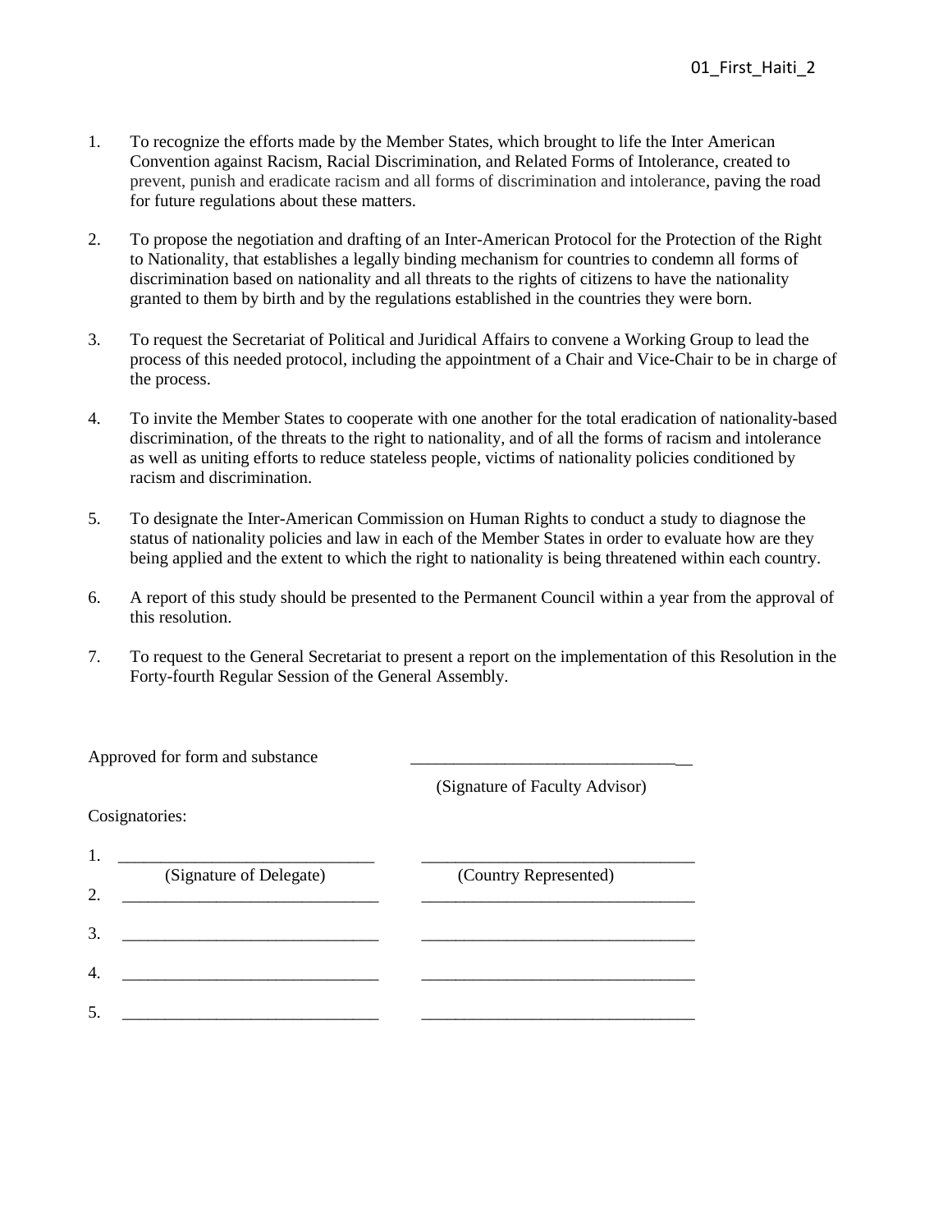1. To recognize the efforts made by the Member States, which brought to life the Inter American Convention against Racism, Racial Discrimination, and Related Forms of Intolerance, created to prevent, punish and eradicate racism and all forms of discrimination and intolerance, paving the road for future regulations about these matters.

2. To propose the negotiation and drafting of an Inter-American Protocol for the Protection of the Right to Nationality, that establishes a legally binding mechanism for countries to condemn all forms of discrimination based on nationality and all threats to the rights of citizens to have the nationality granted to them by birth and by the regulations established in the countries they were born.

3. To request the Secretariat of Political and Juridical Affairs to convene a Working Group to lead the process of this needed protocol, including the appointment of a Chair and Vice-Chair to be in charge of the process.

4. To invite the Member States to cooperate with one another for the total eradication of nationality-based discrimination, of the threats to the right to nationality, and of all the forms of racism and intolerance as well as uniting efforts to reduce stateless people, victims of nationality policies conditioned by racism and discrimination.

5. To designate the Inter-American Commission on Human Rights to conduct a study to diagnose the status of nationality policies and law in each of the Member States in order to evaluate how are they being applied and the extent to which the right to nationality is being threatened within each country.

6. A report of this study should be presented to the Permanent Council within a year from the approval of this resolution.

7. To request to the General Secretariat to present a report on the implementation of this Resolution in the Forty-fourth Regular Session of the General Assembly.

Approved for form and substance ________________________________

(Signature of Faculty Advisor)

Cosignatories:

1. ______________________________ ________________________________
   (Signature of Delegate) (Country Represented)
2. ______________________________ ________________________________
3. ______________________________ ________________________________
4. ______________________________ ________________________________
5. ______________________________ ________________________________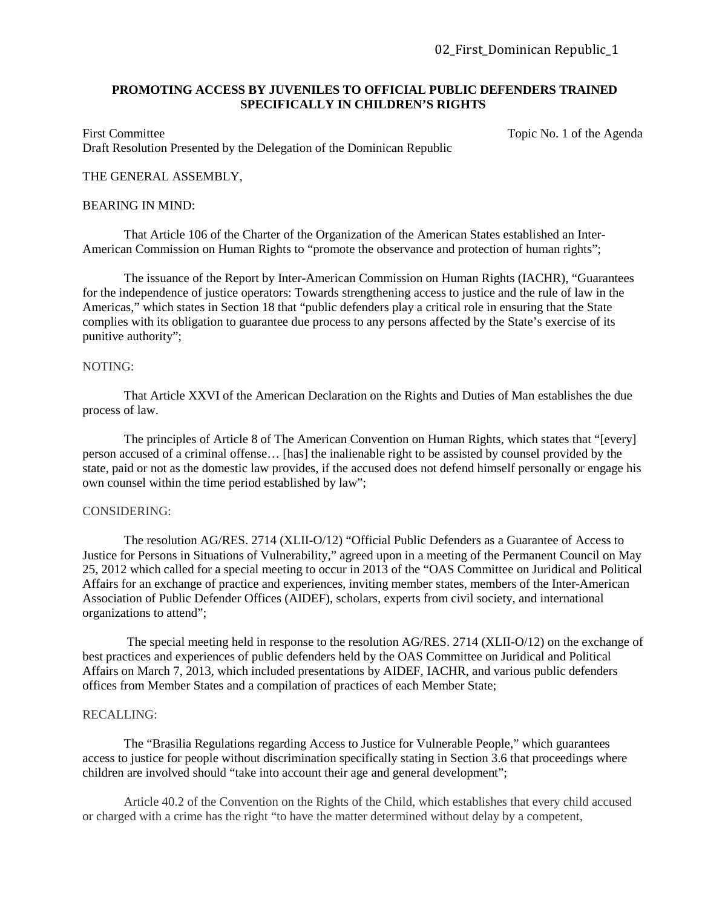02_First_Dominican Republic_1

**PROMOTING ACCESS BY JUVENILES TO OFFICIAL PUBLIC DEFENDERS TRAINED SPECIFICALLY IN CHILDREN'S RIGHTS**

First Committee  Topic No. 1 of the Agenda
Draft Resolution Presented by the Delegation of the Dominican Republic

THE GENERAL ASSEMBLY,

BEARING IN MIND:

That Article 106 of the Charter of the Organization of the American States established an Inter-American Commission on Human Rights to "promote the observance and protection of human rights";

The issuance of the Report by Inter-American Commission on Human Rights (IACHR), "Guarantees for the independence of justice operators: Towards strengthening access to justice and the rule of law in the Americas," which states in Section 18 that "public defenders play a critical role in ensuring that the State complies with its obligation to guarantee due process to any persons affected by the State's exercise of its punitive authority";

NOTING:

That Article XXVI of the American Declaration on the Rights and Duties of Man establishes the due process of law.

The principles of Article 8 of The American Convention on Human Rights, which states that "[every] person accused of a criminal offense… [has] the inalienable right to be assisted by counsel provided by the state, paid or not as the domestic law provides, if the accused does not defend himself personally or engage his own counsel within the time period established by law";

CONSIDERING:

The resolution AG/RES. 2714 (XLII-O/12) "Official Public Defenders as a Guarantee of Access to Justice for Persons in Situations of Vulnerability," agreed upon in a meeting of the Permanent Council on May 25, 2012 which called for a special meeting to occur in 2013 of the "OAS Committee on Juridical and Political Affairs for an exchange of practice and experiences, inviting member states, members of the Inter-American Association of Public Defender Offices (AIDEF), scholars, experts from civil society, and international organizations to attend";

The special meeting held in response to the resolution AG/RES. 2714 (XLII-O/12) on the exchange of best practices and experiences of public defenders held by the OAS Committee on Juridical and Political Affairs on March 7, 2013, which included presentations by AIDEF, IACHR, and various public defenders offices from Member States and a compilation of practices of each Member State;

RECALLING:

The "Brasilia Regulations regarding Access to Justice for Vulnerable People," which guarantees access to justice for people without discrimination specifically stating in Section 3.6 that proceedings where children are involved should "take into account their age and general development";

Article 40.2 of the Convention on the Rights of the Child, which establishes that every child accused or charged with a crime has the right "to have the matter determined without delay by a competent,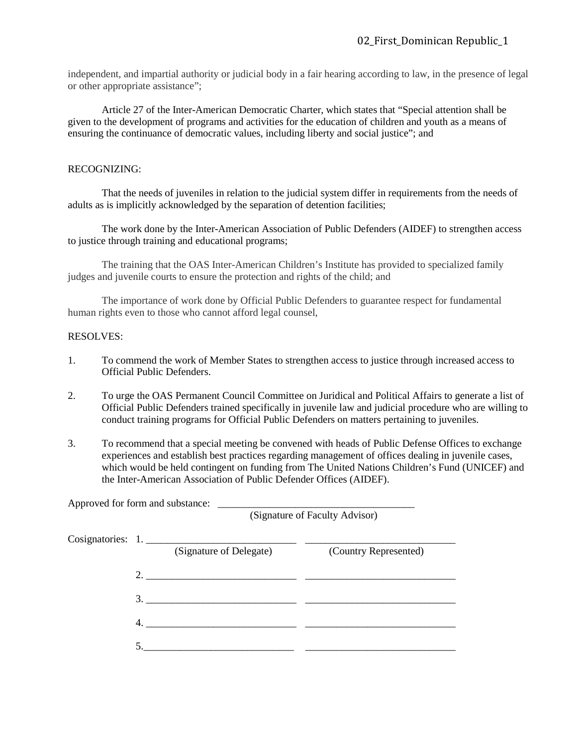independent, and impartial authority or judicial body in a fair hearing according to law, in the presence of legal or other appropriate assistance";

Article 27 of the Inter-American Democratic Charter, which states that "Special attention shall be given to the development of programs and activities for the education of children and youth as a means of ensuring the continuance of democratic values, including liberty and social justice"; and

RECOGNIZING:

That the needs of juveniles in relation to the judicial system differ in requirements from the needs of adults as is implicitly acknowledged by the separation of detention facilities;

The work done by the Inter-American Association of Public Defenders (AIDEF) to strengthen access to justice through training and educational programs;

The training that the OAS Inter-American Children's Institute has provided to specialized family judges and juvenile courts to ensure the protection and rights of the child; and

The importance of work done by Official Public Defenders to guarantee respect for fundamental human rights even to those who cannot afford legal counsel,

RESOLVES:

1. To commend the work of Member States to strengthen access to justice through increased access to Official Public Defenders.

2. To urge the OAS Permanent Council Committee on Juridical and Political Affairs to generate a list of Official Public Defenders trained specifically in juvenile law and judicial procedure who are willing to conduct training programs for Official Public Defenders on matters pertaining to juveniles.

3. To recommend that a special meeting be convened with heads of Public Defense Offices to exchange experiences and establish best practices regarding management of offices dealing in juvenile cases, which would be held contingent on funding from The United Nations Children's Fund (UNICEF) and the Inter-American Association of Public Defender Offices (AIDEF).

Approved for form and substance: ______________________________________
(Signature of Faculty Advisor)

Cosignatories:

1. ____________________________ ____________________________
(Signature of Delegate) (Country Represented)

2. ____________________________ ____________________________

3. ____________________________ ____________________________

4. ____________________________ ____________________________

5. ____________________________ ____________________________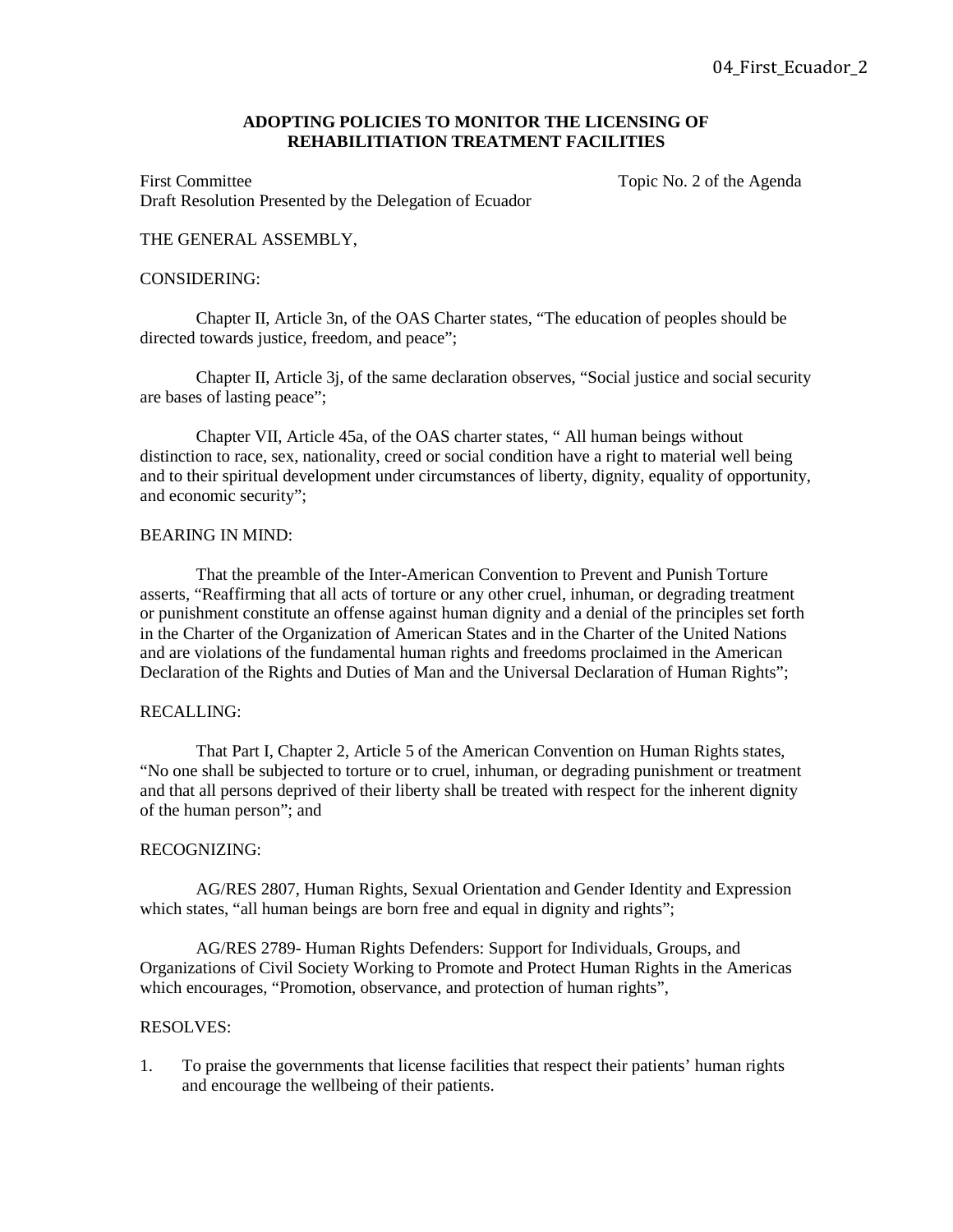04_First_Ecuador_2

**ADOPTING POLICIES TO MONITOR THE LICENSING OF REHABILITIATION TREATMENT FACILITIES**

First Committee　　　　　　　　　　　　　　　　　　　　Topic No. 2 of the Agenda
Draft Resolution Presented by the Delegation of Ecuador

THE GENERAL ASSEMBLY,

CONSIDERING:

Chapter II, Article 3n, of the OAS Charter states, "The education of peoples should be directed towards justice, freedom, and peace";

Chapter II, Article 3j, of the same declaration observes, "Social justice and social security are bases of lasting peace";

Chapter VII, Article 45a, of the OAS charter states, " All human beings without distinction to race, sex, nationality, creed or social condition have a right to material well being and to their spiritual development under circumstances of liberty, dignity, equality of opportunity, and economic security";

BEARING IN MIND:

That the preamble of the Inter-American Convention to Prevent and Punish Torture asserts, "Reaffirming that all acts of torture or any other cruel, inhuman, or degrading treatment or punishment constitute an offense against human dignity and a denial of the principles set forth in the Charter of the Organization of American States and in the Charter of the United Nations and are violations of the fundamental human rights and freedoms proclaimed in the American Declaration of the Rights and Duties of Man and the Universal Declaration of Human Rights";

RECALLING:

That Part I, Chapter 2, Article 5 of the American Convention on Human Rights states, "No one shall be subjected to torture or to cruel, inhuman, or degrading punishment or treatment and that all persons deprived of their liberty shall be treated with respect for the inherent dignity of the human person"; and

RECOGNIZING:

AG/RES 2807, Human Rights, Sexual Orientation and Gender Identity and Expression which states, "all human beings are born free and equal in dignity and rights";

AG/RES 2789- Human Rights Defenders: Support for Individuals, Groups, and Organizations of Civil Society Working to Promote and Protect Human Rights in the Americas which encourages, "Promotion, observance, and protection of human rights",

RESOLVES:

1. To praise the governments that license facilities that respect their patients' human rights and encourage the wellbeing of their patients.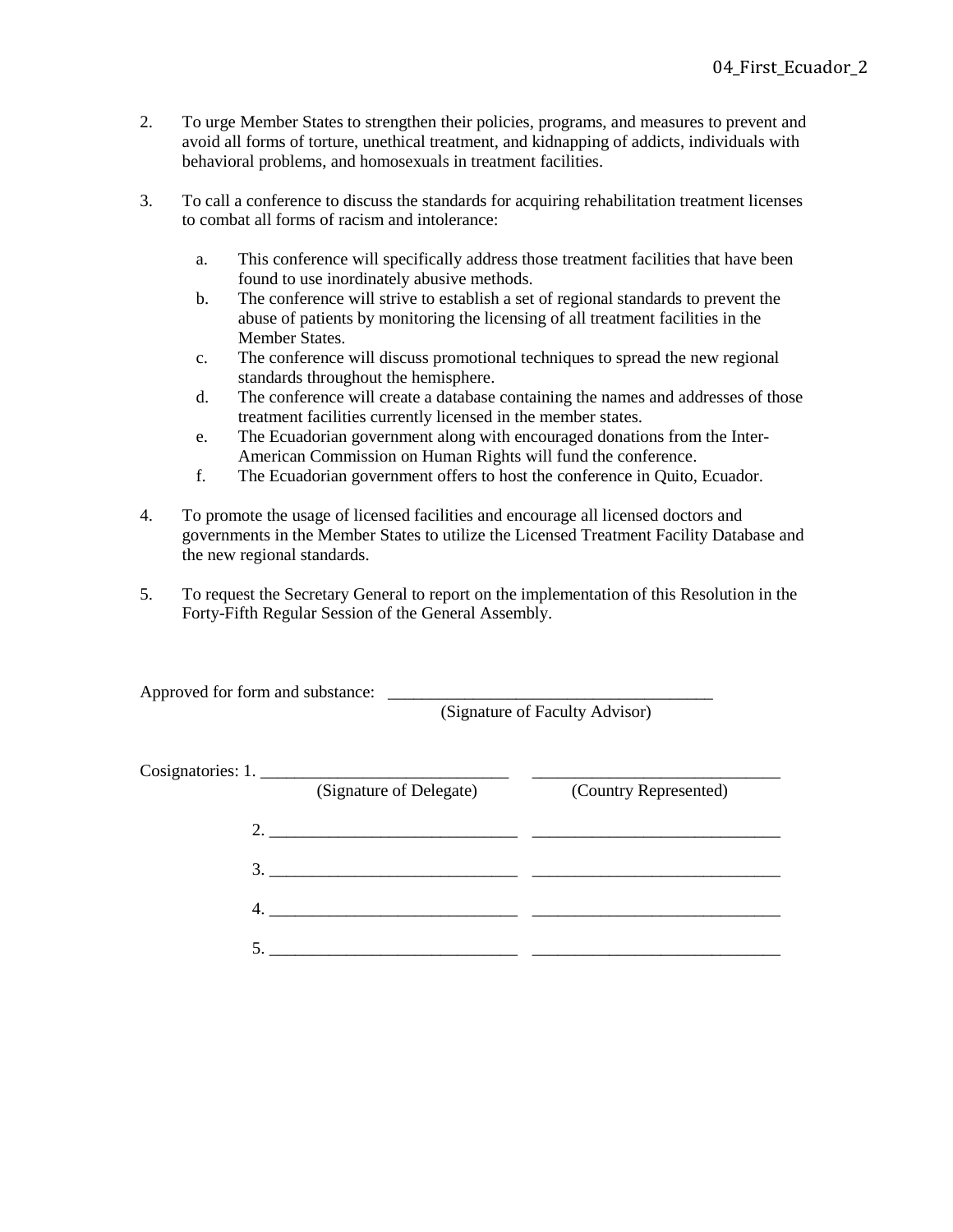2. To urge Member States to strengthen their policies, programs, and measures to prevent and avoid all forms of torture, unethical treatment, and kidnapping of addicts, individuals with behavioral problems, and homosexuals in treatment facilities.

3. To call a conference to discuss the standards for acquiring rehabilitation treatment licenses to combat all forms of racism and intolerance:

   a. This conference will specifically address those treatment facilities that have been found to use inordinately abusive methods.
   b. The conference will strive to establish a set of regional standards to prevent the abuse of patients by monitoring the licensing of all treatment facilities in the Member States.
   c. The conference will discuss promotional techniques to spread the new regional standards throughout the hemisphere.
   d. The conference will create a database containing the names and addresses of those treatment facilities currently licensed in the member states.
   e. The Ecuadorian government along with encouraged donations from the Inter-American Commission on Human Rights will fund the conference.
   f. The Ecuadorian government offers to host the conference in Quito, Ecuador.

4. To promote the usage of licensed facilities and encourage all licensed doctors and governments in the Member States to utilize the Licensed Treatment Facility Database and the new regional standards.

5. To request the Secretary General to report on the implementation of this Resolution in the Forty-Fifth Regular Session of the General Assembly.

Approved for form and substance: ______________________________________
(Signature of Faculty Advisor)

Cosignatories: 1. _____________________________ _____________________________
(Signature of Delegate) (Country Represented)

2. _____________________________ _____________________________

3. _____________________________ _____________________________

4. _____________________________ _____________________________

5. _____________________________ _____________________________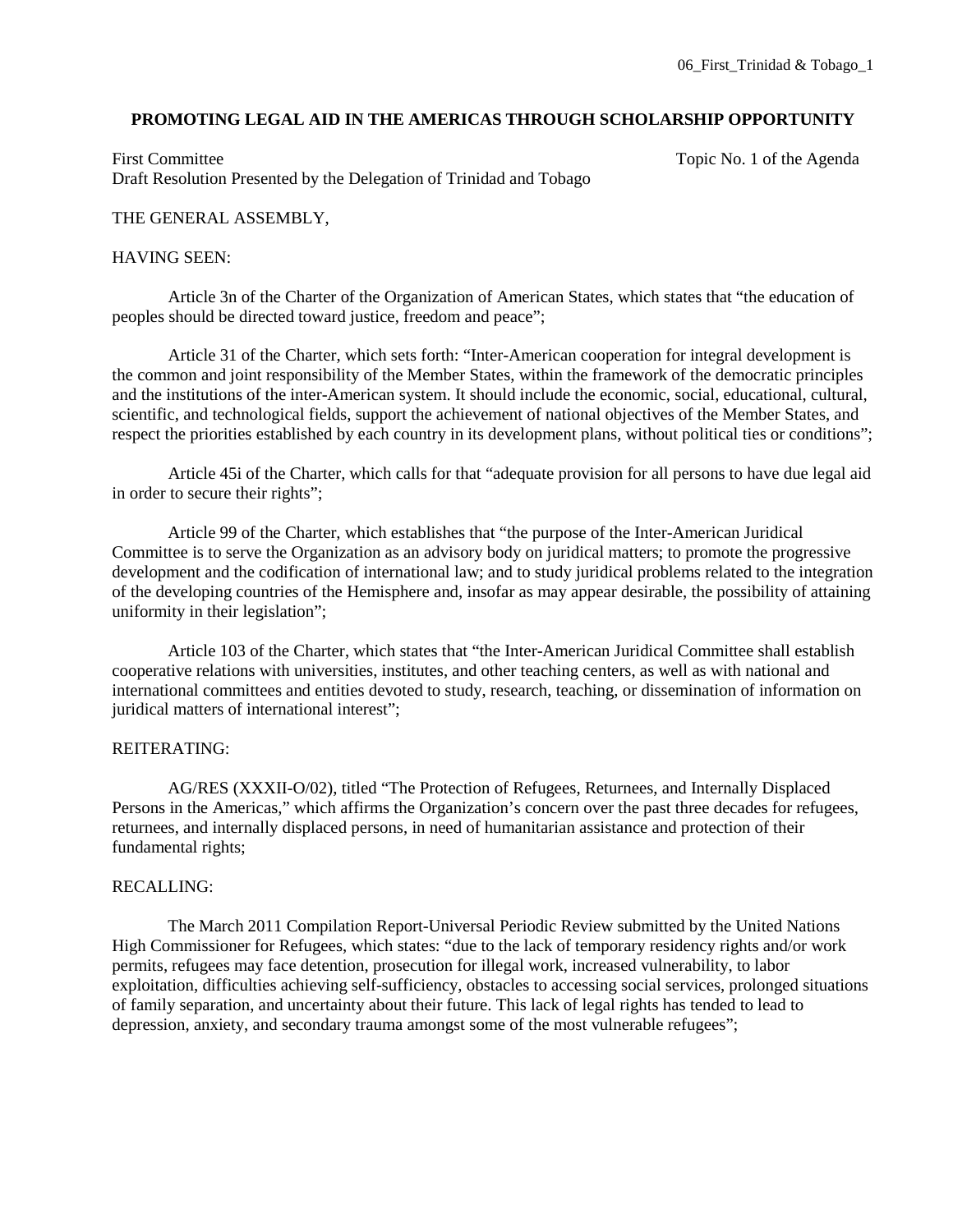**PROMOTING LEGAL AID IN THE AMERICAS THROUGH SCHOLARSHIP OPPORTUNITY**

First Committee Topic No. 1 of the Agenda
Draft Resolution Presented by the Delegation of Trinidad and Tobago

THE GENERAL ASSEMBLY,

HAVING SEEN:

Article 3n of the Charter of the Organization of American States, which states that "the education of peoples should be directed toward justice, freedom and peace";

Article 31 of the Charter, which sets forth: "Inter-American cooperation for integral development is the common and joint responsibility of the Member States, within the framework of the democratic principles and the institutions of the inter-American system. It should include the economic, social, educational, cultural, scientific, and technological fields, support the achievement of national objectives of the Member States, and respect the priorities established by each country in its development plans, without political ties or conditions";

Article 45i of the Charter, which calls for that "adequate provision for all persons to have due legal aid in order to secure their rights";

Article 99 of the Charter, which establishes that "the purpose of the Inter-American Juridical Committee is to serve the Organization as an advisory body on juridical matters; to promote the progressive development and the codification of international law; and to study juridical problems related to the integration of the developing countries of the Hemisphere and, insofar as may appear desirable, the possibility of attaining uniformity in their legislation";

Article 103 of the Charter, which states that "the Inter-American Juridical Committee shall establish cooperative relations with universities, institutes, and other teaching centers, as well as with national and international committees and entities devoted to study, research, teaching, or dissemination of information on juridical matters of international interest";

REITERATING:

AG/RES (XXXII-O/02), titled "The Protection of Refugees, Returnees, and Internally Displaced Persons in the Americas," which affirms the Organization's concern over the past three decades for refugees, returnees, and internally displaced persons, in need of humanitarian assistance and protection of their fundamental rights;

RECALLING:

The March 2011 Compilation Report-Universal Periodic Review submitted by the United Nations High Commissioner for Refugees, which states: "due to the lack of temporary residency rights and/or work permits, refugees may face detention, prosecution for illegal work, increased vulnerability, to labor exploitation, difficulties achieving self-sufficiency, obstacles to accessing social services, prolonged situations of family separation, and uncertainty about their future. This lack of legal rights has tended to lead to depression, anxiety, and secondary trauma amongst some of the most vulnerable refugees";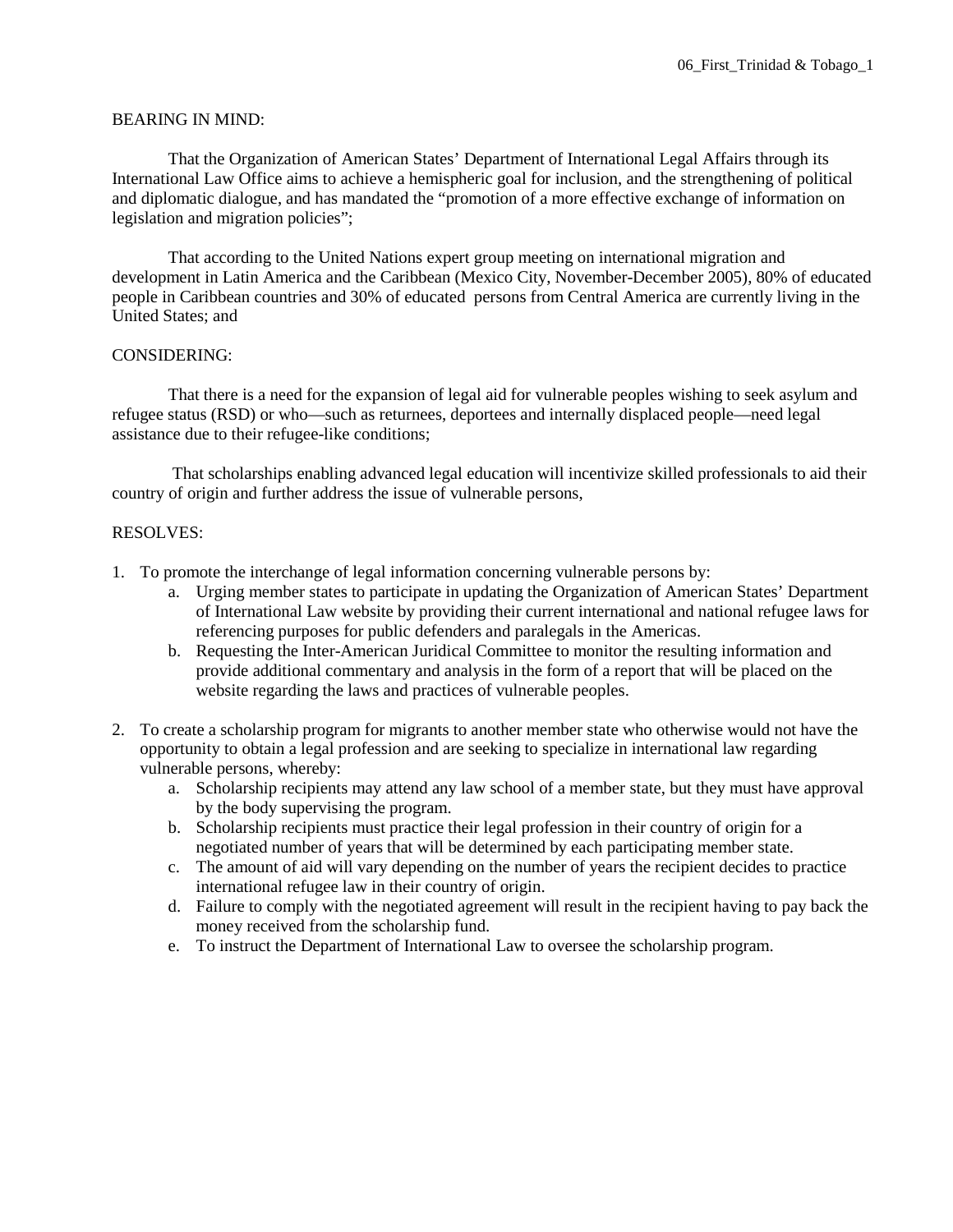06_First_Trinidad & Tobago_1

BEARING IN MIND:

That the Organization of American States' Department of International Legal Affairs through its International Law Office aims to achieve a hemispheric goal for inclusion, and the strengthening of political and diplomatic dialogue, and has mandated the "promotion of a more effective exchange of information on legislation and migration policies";

That according to the United Nations expert group meeting on international migration and development in Latin America and the Caribbean (Mexico City, November-December 2005), 80% of educated people in Caribbean countries and 30% of educated persons from Central America are currently living in the United States; and

CONSIDERING:

That there is a need for the expansion of legal aid for vulnerable peoples wishing to seek asylum and refugee status (RSD) or who—such as returnees, deportees and internally displaced people—need legal assistance due to their refugee-like conditions;

That scholarships enabling advanced legal education will incentivize skilled professionals to aid their country of origin and further address the issue of vulnerable persons,

RESOLVES:

1. To promote the interchange of legal information concerning vulnerable persons by:
   a. Urging member states to participate in updating the Organization of American States' Department of International Law website by providing their current international and national refugee laws for referencing purposes for public defenders and paralegals in the Americas.
   b. Requesting the Inter-American Juridical Committee to monitor the resulting information and provide additional commentary and analysis in the form of a report that will be placed on the website regarding the laws and practices of vulnerable peoples.

2. To create a scholarship program for migrants to another member state who otherwise would not have the opportunity to obtain a legal profession and are seeking to specialize in international law regarding vulnerable persons, whereby:
   a. Scholarship recipients may attend any law school of a member state, but they must have approval by the body supervising the program.
   b. Scholarship recipients must practice their legal profession in their country of origin for a negotiated number of years that will be determined by each participating member state.
   c. The amount of aid will vary depending on the number of years the recipient decides to practice international refugee law in their country of origin.
   d. Failure to comply with the negotiated agreement will result in the recipient having to pay back the money received from the scholarship fund.
   e. To instruct the Department of International Law to oversee the scholarship program.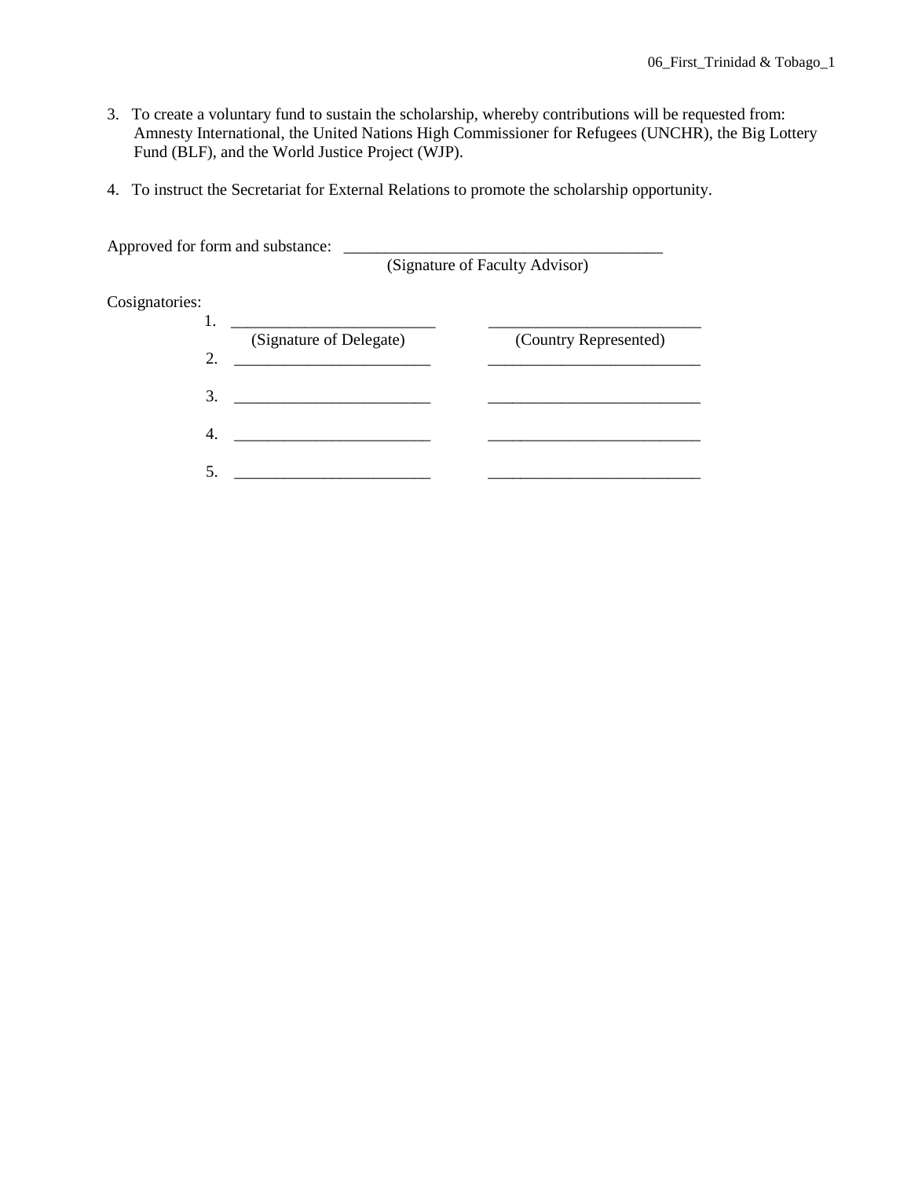3. To create a voluntary fund to sustain the scholarship, whereby contributions will be requested from: Amnesty International, the United Nations High Commissioner for Refugees (UNCHR), the Big Lottery Fund (BLF), and the World Justice Project (WJP).

4. To instruct the Secretariat for External Relations to promote the scholarship opportunity.

Approved for form and substance: ________________________________________
(Signature of Faculty Advisor)

Cosignatories:

| | (Signature of Delegate) | (Country Represented) |
|---|---|---|
| 1. | _________________________ | __________________________ |
| 2. | _________________________ | __________________________ |
| 3. | _________________________ | __________________________ |
| 4. | _________________________ | __________________________ |
| 5. | _________________________ | __________________________ |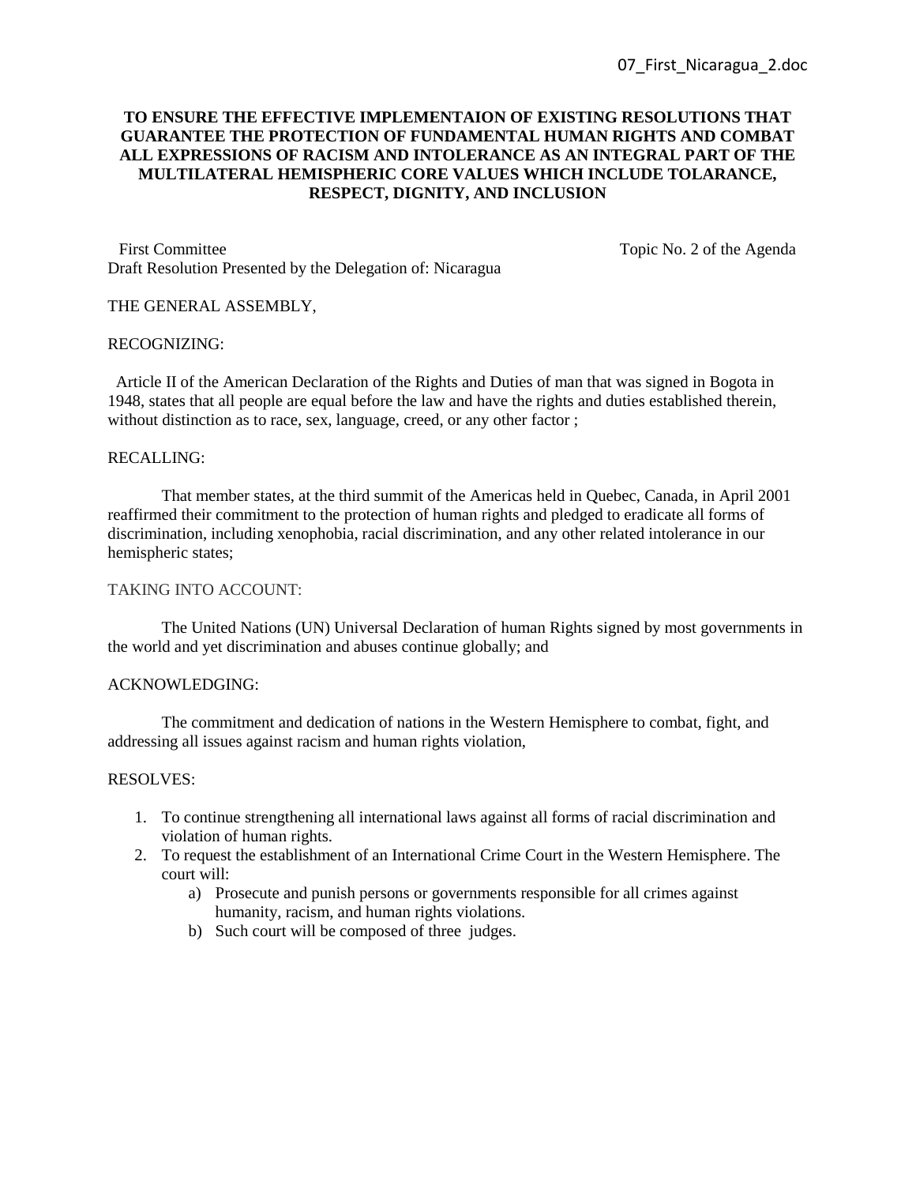**TO ENSURE THE EFFECTIVE IMPLEMENTAION OF EXISTING RESOLUTIONS THAT GUARANTEE THE PROTECTION OF FUNDAMENTAL HUMAN RIGHTS AND COMBAT ALL EXPRESSIONS OF RACISM AND INTOLERANCE AS AN INTEGRAL PART OF THE MULTILATERAL HEMISPHERIC CORE VALUES WHICH INCLUDE TOLARANCE, RESPECT, DIGNITY, AND INCLUSION**

First Committee — Topic No. 2 of the Agenda

Draft Resolution Presented by the Delegation of: Nicaragua

THE GENERAL ASSEMBLY,

RECOGNIZING:

Article II of the American Declaration of the Rights and Duties of man that was signed in Bogota in 1948, states that all people are equal before the law and have the rights and duties established therein, without distinction as to race, sex, language, creed, or any other factor ;

RECALLING:

That member states, at the third summit of the Americas held in Quebec, Canada, in April 2001 reaffirmed their commitment to the protection of human rights and pledged to eradicate all forms of discrimination, including xenophobia, racial discrimination, and any other related intolerance in our hemispheric states;

TAKING INTO ACCOUNT:

The United Nations (UN) Universal Declaration of human Rights signed by most governments in the world and yet discrimination and abuses continue globally; and

ACKNOWLEDGING:

The commitment and dedication of nations in the Western Hemisphere to combat, fight, and addressing all issues against racism and human rights violation,

RESOLVES:

1. To continue strengthening all international laws against all forms of racial discrimination and violation of human rights.
2. To request the establishment of an International Crime Court in the Western Hemisphere. The court will:
   a) Prosecute and punish persons or governments responsible for all crimes against humanity, racism, and human rights violations.
   b) Such court will be composed of three judges.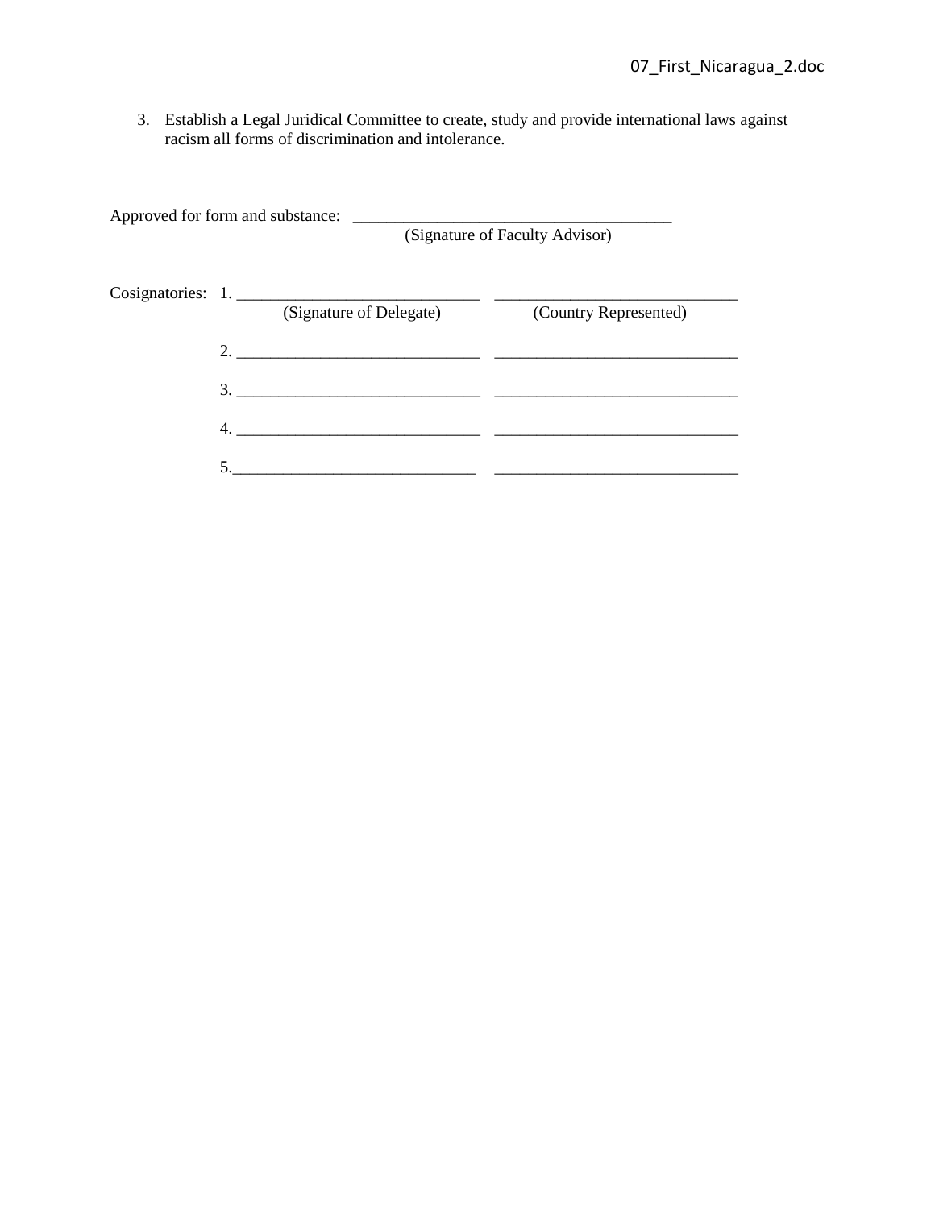3. Establish a Legal Juridical Committee to create, study and provide international laws against racism all forms of discrimination and intolerance.

Approved for form and substance: ______________________________________
(Signature of Faculty Advisor)

Cosignatories:

1. _____________________________ _____________________________
(Signature of Delegate) (Country Represented)
2. _____________________________ _____________________________
3. _____________________________ _____________________________
4. _____________________________ _____________________________
5. _____________________________ _____________________________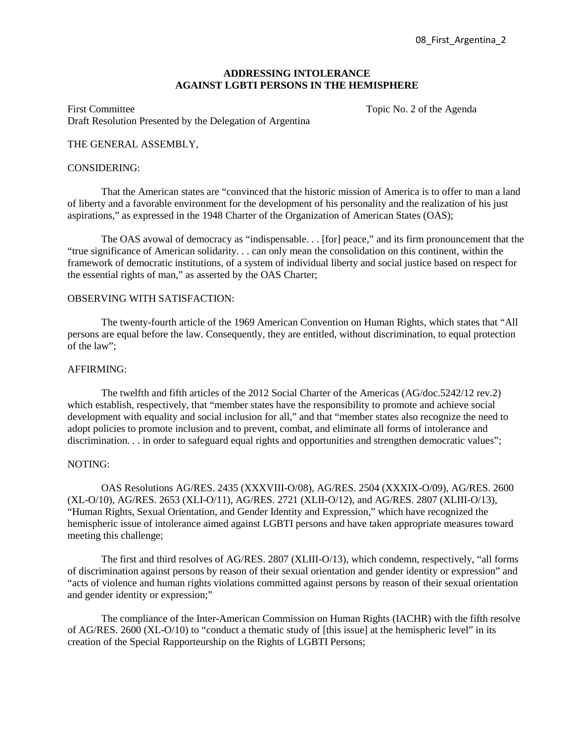08_First_Argentina_2

**ADDRESSING INTOLERANCE AGAINST LGBTI PERSONS IN THE HEMISPHERE**

First Committee
Draft Resolution Presented by the Delegation of Argentina

Topic No. 2 of the Agenda

THE GENERAL ASSEMBLY,

CONSIDERING:

That the American states are "convinced that the historic mission of America is to offer to man a land of liberty and a favorable environment for the development of his personality and the realization of his just aspirations," as expressed in the 1948 Charter of the Organization of American States (OAS);

The OAS avowal of democracy as "indispensable. . . [for] peace," and its firm pronouncement that the "true significance of American solidarity. . . can only mean the consolidation on this continent, within the framework of democratic institutions, of a system of individual liberty and social justice based on respect for the essential rights of man," as asserted by the OAS Charter;

OBSERVING WITH SATISFACTION:

The twenty-fourth article of the 1969 American Convention on Human Rights, which states that "All persons are equal before the law. Consequently, they are entitled, without discrimination, to equal protection of the law";

AFFIRMING:

The twelfth and fifth articles of the 2012 Social Charter of the Americas (AG/doc.5242/12 rev.2) which establish, respectively, that "member states have the responsibility to promote and achieve social development with equality and social inclusion for all," and that "member states also recognize the need to adopt policies to promote inclusion and to prevent, combat, and eliminate all forms of intolerance and discrimination. . . in order to safeguard equal rights and opportunities and strengthen democratic values";

NOTING:

OAS Resolutions AG/RES. 2435 (XXXVIII-O/08), AG/RES. 2504 (XXXIX-O/09), AG/RES. 2600 (XL-O/10), AG/RES. 2653 (XLI-O/11), AG/RES. 2721 (XLII-O/12), and AG/RES. 2807 (XLIII-O/13), "Human Rights, Sexual Orientation, and Gender Identity and Expression," which have recognized the hemispheric issue of intolerance aimed against LGBTI persons and have taken appropriate measures toward meeting this challenge;

The first and third resolves of AG/RES. 2807 (XLIII-O/13), which condemn, respectively, "all forms of discrimination against persons by reason of their sexual orientation and gender identity or expression" and "acts of violence and human rights violations committed against persons by reason of their sexual orientation and gender identity or expression;"

The compliance of the Inter-American Commission on Human Rights (IACHR) with the fifth resolve of AG/RES. 2600 (XL-O/10) to "conduct a thematic study of [this issue] at the hemispheric level" in its creation of the Special Rapporteurship on the Rights of LGBTI Persons;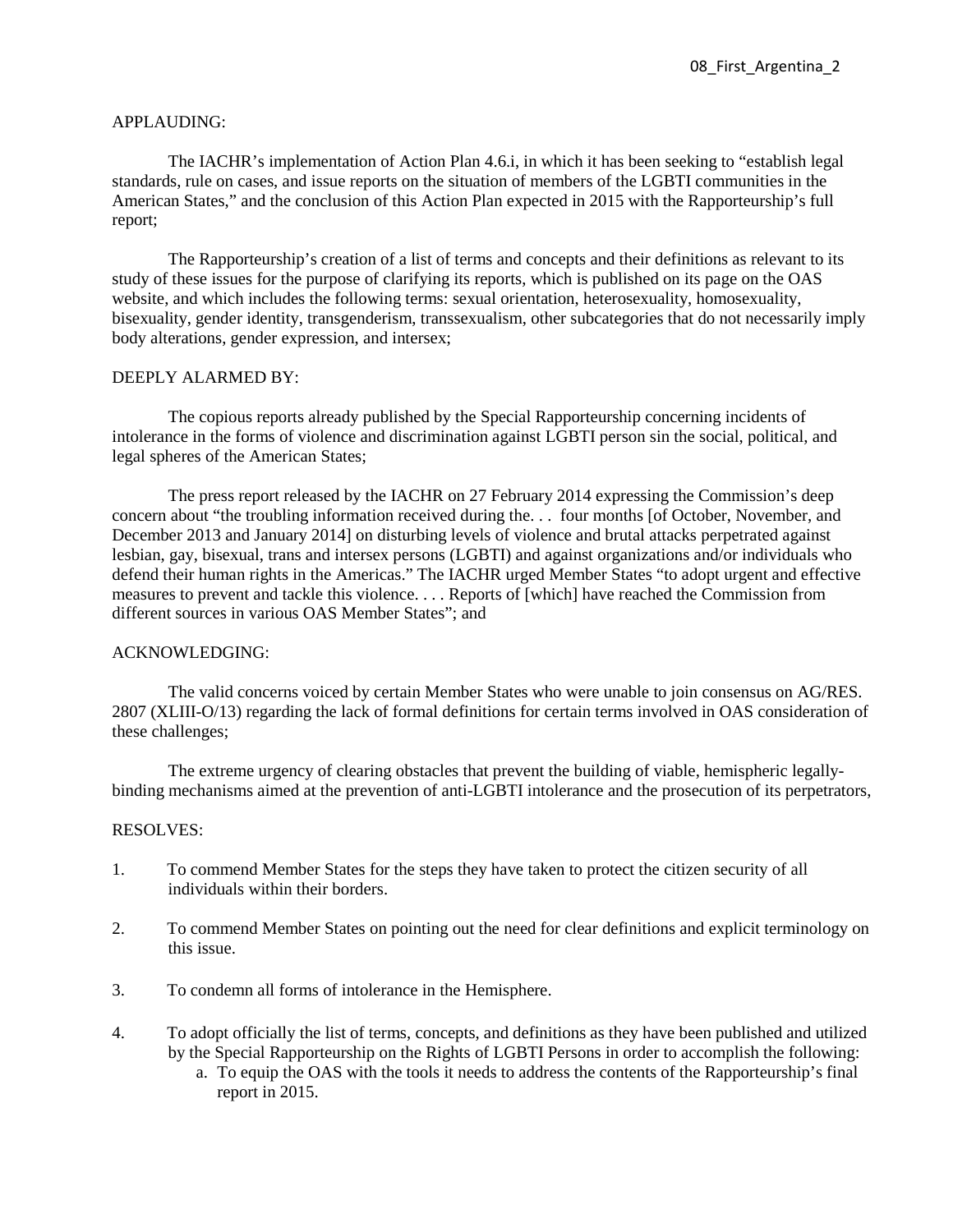APPLAUDING:

The IACHR's implementation of Action Plan 4.6.i, in which it has been seeking to "establish legal standards, rule on cases, and issue reports on the situation of members of the LGBTI communities in the American States," and the conclusion of this Action Plan expected in 2015 with the Rapporteurship's full report;

The Rapporteurship's creation of a list of terms and concepts and their definitions as relevant to its study of these issues for the purpose of clarifying its reports, which is published on its page on the OAS website, and which includes the following terms: sexual orientation, heterosexuality, homosexuality, bisexuality, gender identity, transgenderism, transsexualism, other subcategories that do not necessarily imply body alterations, gender expression, and intersex;

DEEPLY ALARMED BY:

The copious reports already published by the Special Rapporteurship concerning incidents of intolerance in the forms of violence and discrimination against LGBTI person sin the social, political, and legal spheres of the American States;

The press report released by the IACHR on 27 February 2014 expressing the Commission's deep concern about "the troubling information received during the. . . four months [of October, November, and December 2013 and January 2014] on disturbing levels of violence and brutal attacks perpetrated against lesbian, gay, bisexual, trans and intersex persons (LGBTI) and against organizations and/or individuals who defend their human rights in the Americas." The IACHR urged Member States "to adopt urgent and effective measures to prevent and tackle this violence. . . . Reports of [which] have reached the Commission from different sources in various OAS Member States"; and

ACKNOWLEDGING:

The valid concerns voiced by certain Member States who were unable to join consensus on AG/RES. 2807 (XLIII-O/13) regarding the lack of formal definitions for certain terms involved in OAS consideration of these challenges;

The extreme urgency of clearing obstacles that prevent the building of viable, hemispheric legally-binding mechanisms aimed at the prevention of anti-LGBTI intolerance and the prosecution of its perpetrators,

RESOLVES:

1. To commend Member States for the steps they have taken to protect the citizen security of all individuals within their borders.

2. To commend Member States on pointing out the need for clear definitions and explicit terminology on this issue.

3. To condemn all forms of intolerance in the Hemisphere.

4. To adopt officially the list of terms, concepts, and definitions as they have been published and utilized by the Special Rapporteurship on the Rights of LGBTI Persons in order to accomplish the following:
   a. To equip the OAS with the tools it needs to address the contents of the Rapporteurship's final report in 2015.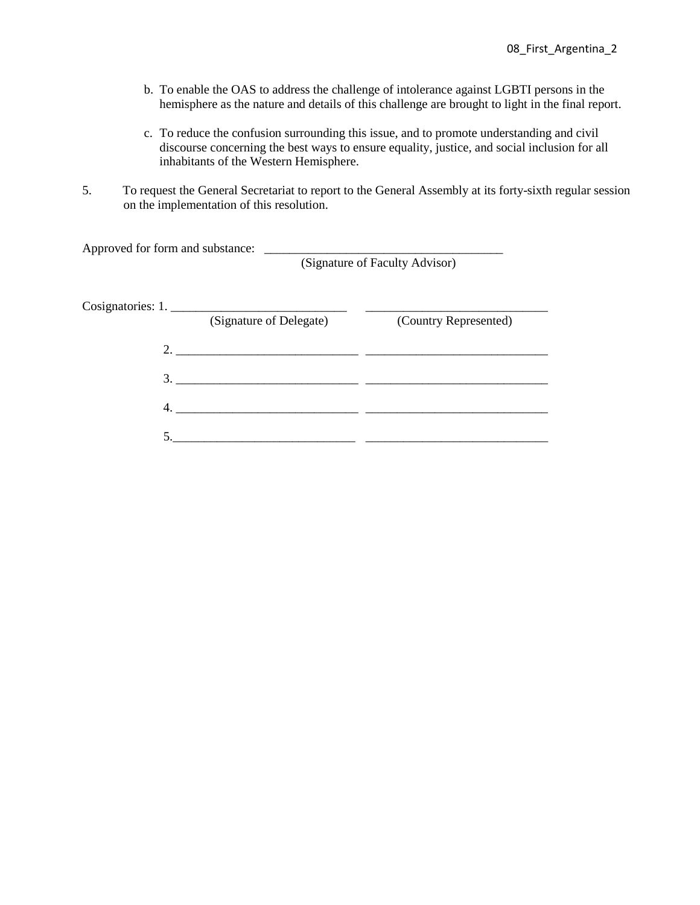b. To enable the OAS to address the challenge of intolerance against LGBTI persons in the hemisphere as the nature and details of this challenge are brought to light in the final report.

c. To reduce the confusion surrounding this issue, and to promote understanding and civil discourse concerning the best ways to ensure equality, justice, and social inclusion for all inhabitants of the Western Hemisphere.

5. To request the General Secretariat to report to the General Assembly at its forty-sixth regular session on the implementation of this resolution.

Approved for form and substance: ______________________________________
(Signature of Faculty Advisor)

Cosignatories: 1. ____________________________ ____________________________
(Signature of Delegate) (Country Represented)

2. ____________________________ ____________________________

3. ____________________________ ____________________________

4. ____________________________ ____________________________

5. ____________________________ ____________________________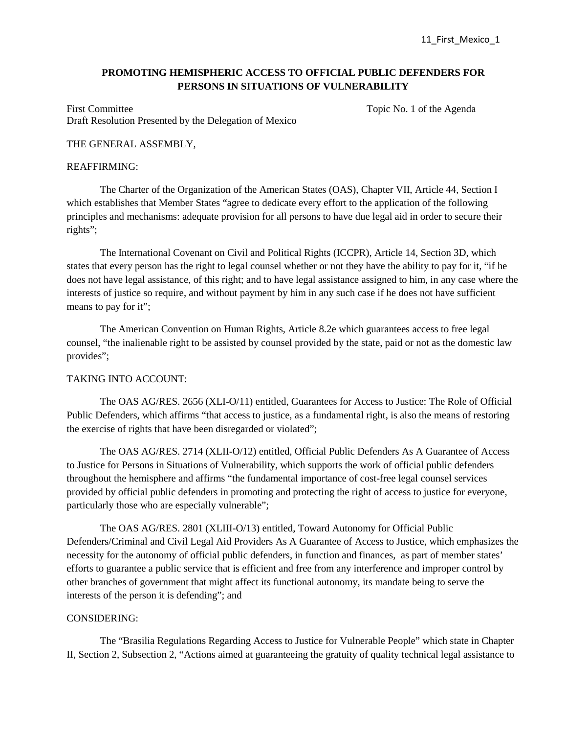11_First_Mexico_1

**PROMOTING HEMISPHERIC ACCESS TO OFFICIAL PUBLIC DEFENDERS FOR PERSONS IN SITUATIONS OF VULNERABILITY**

First Committee Topic No. 1 of the Agenda
Draft Resolution Presented by the Delegation of Mexico

THE GENERAL ASSEMBLY,

REAFFIRMING:

The Charter of the Organization of the American States (OAS), Chapter VII, Article 44, Section I which establishes that Member States "agree to dedicate every effort to the application of the following principles and mechanisms: adequate provision for all persons to have due legal aid in order to secure their rights";

The International Covenant on Civil and Political Rights (ICCPR), Article 14, Section 3D, which states that every person has the right to legal counsel whether or not they have the ability to pay for it, "if he does not have legal assistance, of this right; and to have legal assistance assigned to him, in any case where the interests of justice so require, and without payment by him in any such case if he does not have sufficient means to pay for it";

The American Convention on Human Rights, Article 8.2e which guarantees access to free legal counsel, "the inalienable right to be assisted by counsel provided by the state, paid or not as the domestic law provides";

TAKING INTO ACCOUNT:

The OAS AG/RES. 2656 (XLI-O/11) entitled, Guarantees for Access to Justice: The Role of Official Public Defenders, which affirms "that access to justice, as a fundamental right, is also the means of restoring the exercise of rights that have been disregarded or violated";

The OAS AG/RES. 2714 (XLII-O/12) entitled, Official Public Defenders As A Guarantee of Access to Justice for Persons in Situations of Vulnerability, which supports the work of official public defenders throughout the hemisphere and affirms "the fundamental importance of cost-free legal counsel services provided by official public defenders in promoting and protecting the right of access to justice for everyone, particularly those who are especially vulnerable";

The OAS AG/RES. 2801 (XLIII-O/13) entitled, Toward Autonomy for Official Public Defenders/Criminal and Civil Legal Aid Providers As A Guarantee of Access to Justice, which emphasizes the necessity for the autonomy of official public defenders, in function and finances, as part of member states' efforts to guarantee a public service that is efficient and free from any interference and improper control by other branches of government that might affect its functional autonomy, its mandate being to serve the interests of the person it is defending"; and

CONSIDERING:

The "Brasilia Regulations Regarding Access to Justice for Vulnerable People" which state in Chapter II, Section 2, Subsection 2, "Actions aimed at guaranteeing the gratuity of quality technical legal assistance to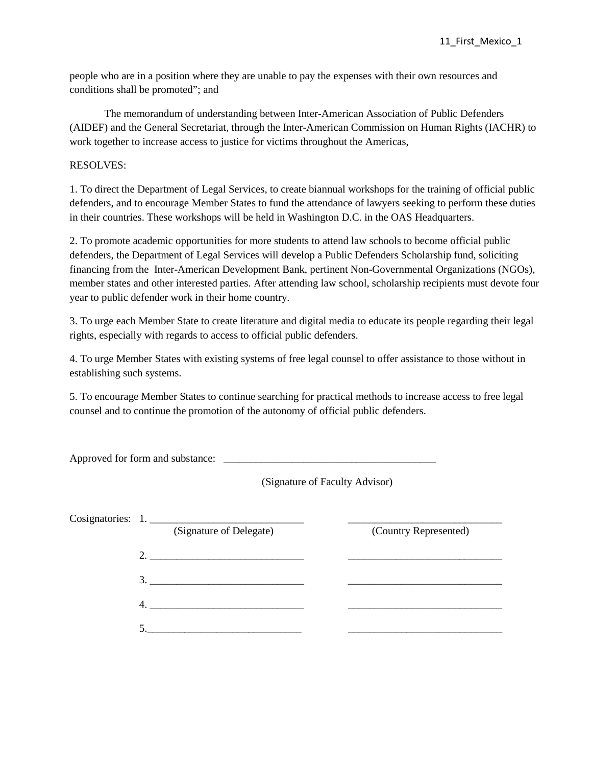people who are in a position where they are unable to pay the expenses with their own resources and conditions shall be promoted"; and

The memorandum of understanding between Inter-American Association of Public Defenders (AIDEF) and the General Secretariat, through the Inter-American Commission on Human Rights (IACHR) to work together to increase access to justice for victims throughout the Americas,

RESOLVES:

1. To direct the Department of Legal Services, to create biannual workshops for the training of official public defenders, and to encourage Member States to fund the attendance of lawyers seeking to perform these duties in their countries. These workshops will be held in Washington D.C. in the OAS Headquarters.

2. To promote academic opportunities for more students to attend law schools to become official public defenders, the Department of Legal Services will develop a Public Defenders Scholarship fund, soliciting financing from the Inter-American Development Bank, pertinent Non-Governmental Organizations (NGOs), member states and other interested parties. After attending law school, scholarship recipients must devote four year to public defender work in their home country.

3. To urge each Member State to create literature and digital media to educate its people regarding their legal rights, especially with regards to access to official public defenders.

4. To urge Member States with existing systems of free legal counsel to offer assistance to those without in establishing such systems.

5. To encourage Member States to continue searching for practical methods to increase access to free legal counsel and to continue the promotion of the autonomy of official public defenders.

Approved for form and substance: ________________________________________

(Signature of Faculty Advisor)

Cosignatories:

| | (Signature of Delegate) | (Country Represented) |
|---|---|---|
| 1. | _____________________________ | _____________________________ |
| 2. | _____________________________ | _____________________________ |
| 3. | _____________________________ | _____________________________ |
| 4. | _____________________________ | _____________________________ |
| 5. | _____________________________ | _____________________________ |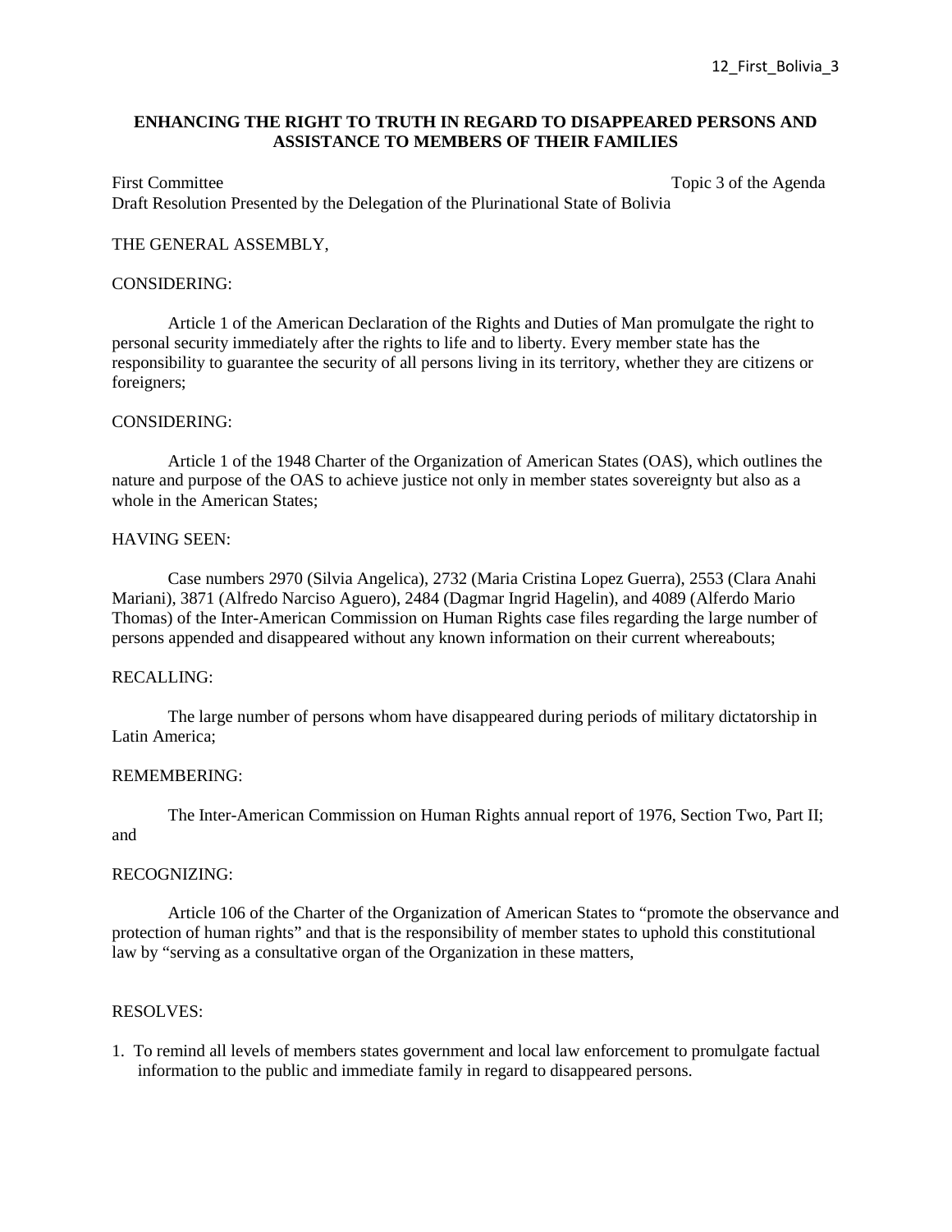## ENHANCING THE RIGHT TO TRUTH IN REGARD TO DISAPPEARED PERSONS AND ASSISTANCE TO MEMBERS OF THEIR FAMILIES

First Committee Topic 3 of the Agenda
Draft Resolution Presented by the Delegation of the Plurinational State of Bolivia

THE GENERAL ASSEMBLY,

CONSIDERING:

Article 1 of the American Declaration of the Rights and Duties of Man promulgate the right to personal security immediately after the rights to life and to liberty. Every member state has the responsibility to guarantee the security of all persons living in its territory, whether they are citizens or foreigners;

CONSIDERING:

Article 1 of the 1948 Charter of the Organization of American States (OAS), which outlines the nature and purpose of the OAS to achieve justice not only in member states sovereignty but also as a whole in the American States;

HAVING SEEN:

Case numbers 2970 (Silvia Angelica), 2732 (Maria Cristina Lopez Guerra), 2553 (Clara Anahi Mariani), 3871 (Alfredo Narciso Aguero), 2484 (Dagmar Ingrid Hagelin), and 4089 (Alferdo Mario Thomas) of the Inter-American Commission on Human Rights case files regarding the large number of persons appended and disappeared without any known information on their current whereabouts;

RECALLING:

The large number of persons whom have disappeared during periods of military dictatorship in Latin America;

REMEMBERING:

The Inter-American Commission on Human Rights annual report of 1976, Section Two, Part II; and

RECOGNIZING:

Article 106 of the Charter of the Organization of American States to "promote the observance and protection of human rights" and that is the responsibility of member states to uphold this constitutional law by "serving as a consultative organ of the Organization in these matters,

RESOLVES:

1. To remind all levels of members states government and local law enforcement to promulgate factual information to the public and immediate family in regard to disappeared persons.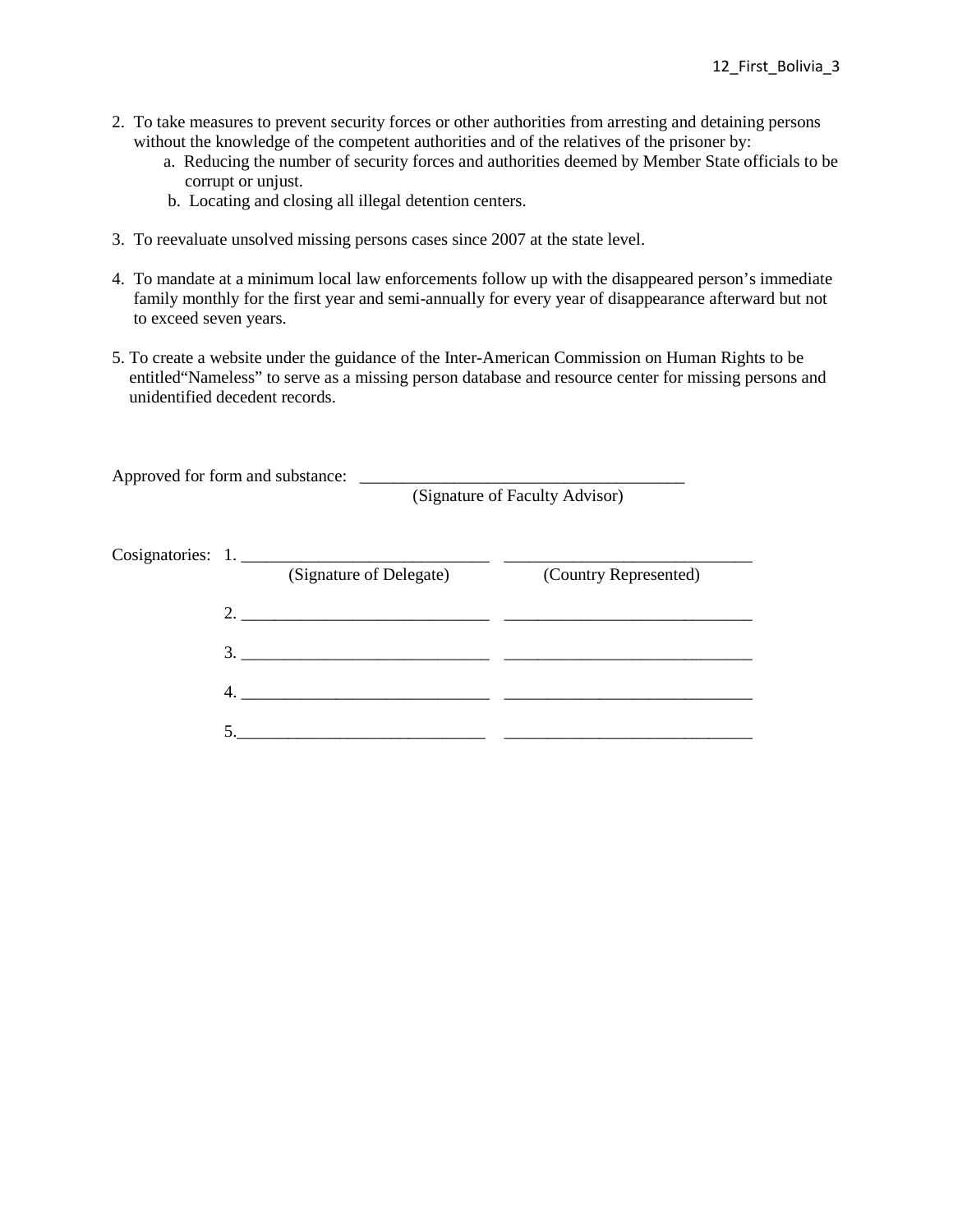2. To take measures to prevent security forces or other authorities from arresting and detaining persons without the knowledge of the competent authorities and of the relatives of the prisoner by:
   a. Reducing the number of security forces and authorities deemed by Member State officials to be corrupt or unjust.
   b. Locating and closing all illegal detention centers.

3. To reevaluate unsolved missing persons cases since 2007 at the state level.

4. To mandate at a minimum local law enforcements follow up with the disappeared person's immediate family monthly for the first year and semi-annually for every year of disappearance afterward but not to exceed seven years.

5. To create a website under the guidance of the Inter-American Commission on Human Rights to be entitled"Nameless" to serve as a missing person database and resource center for missing persons and unidentified decedent records.

Approved for form and substance: ______________________________________
(Signature of Faculty Advisor)

Cosignatories:

| | (Signature of Delegate) | (Country Represented) |
|---|---|---|
| 1. | ______________________________ | ______________________________ |
| 2. | ______________________________ | ______________________________ |
| 3. | ______________________________ | ______________________________ |
| 4. | ______________________________ | ______________________________ |
| 5. | ______________________________ | ______________________________ |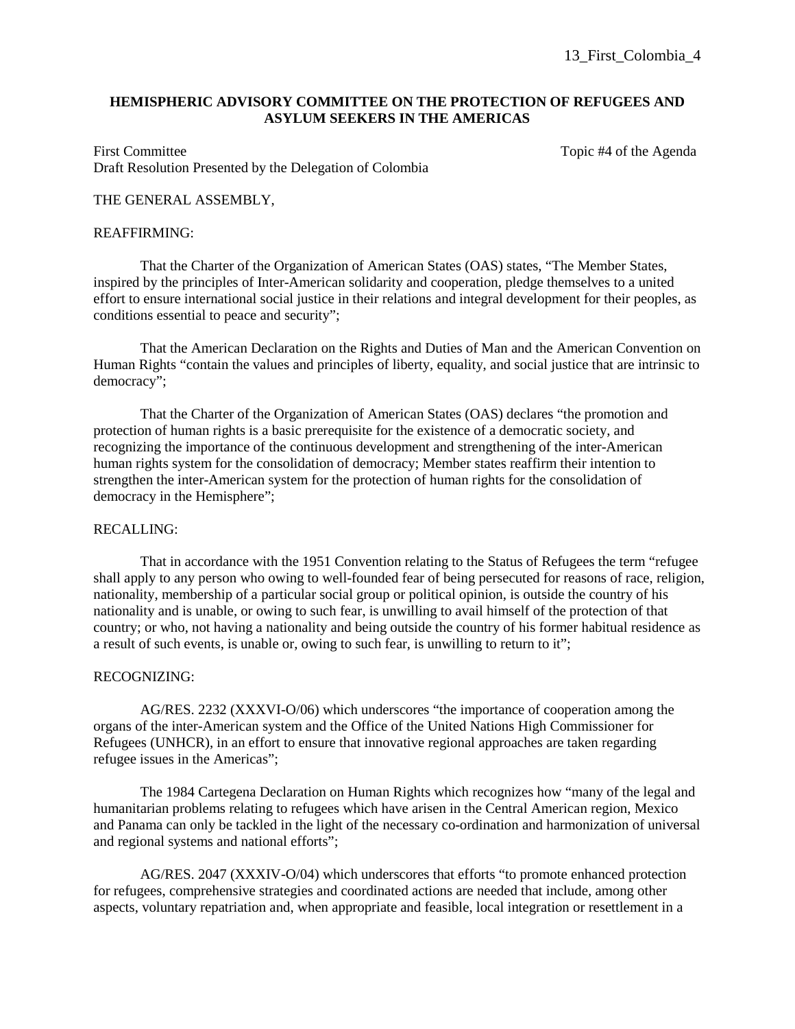13_First_Colombia_4

**HEMISPHERIC ADVISORY COMMITTEE ON THE PROTECTION OF REFUGEES AND ASYLUM SEEKERS IN THE AMERICAS**

First Committee Topic #4 of the Agenda
Draft Resolution Presented by the Delegation of Colombia

THE GENERAL ASSEMBLY,

REAFFIRMING:

That the Charter of the Organization of American States (OAS) states, "The Member States, inspired by the principles of Inter-American solidarity and cooperation, pledge themselves to a united effort to ensure international social justice in their relations and integral development for their peoples, as conditions essential to peace and security";

That the American Declaration on the Rights and Duties of Man and the American Convention on Human Rights "contain the values and principles of liberty, equality, and social justice that are intrinsic to democracy";

That the Charter of the Organization of American States (OAS) declares "the promotion and protection of human rights is a basic prerequisite for the existence of a democratic society, and recognizing the importance of the continuous development and strengthening of the inter-American human rights system for the consolidation of democracy; Member states reaffirm their intention to strengthen the inter-American system for the protection of human rights for the consolidation of democracy in the Hemisphere";

RECALLING:

That in accordance with the 1951 Convention relating to the Status of Refugees the term "refugee shall apply to any person who owing to well-founded fear of being persecuted for reasons of race, religion, nationality, membership of a particular social group or political opinion, is outside the country of his nationality and is unable, or owing to such fear, is unwilling to avail himself of the protection of that country; or who, not having a nationality and being outside the country of his former habitual residence as a result of such events, is unable or, owing to such fear, is unwilling to return to it";

RECOGNIZING:

AG/RES. 2232 (XXXVI-O/06) which underscores "the importance of cooperation among the organs of the inter-American system and the Office of the United Nations High Commissioner for Refugees (UNHCR), in an effort to ensure that innovative regional approaches are taken regarding refugee issues in the Americas";

The 1984 Cartegena Declaration on Human Rights which recognizes how "many of the legal and humanitarian problems relating to refugees which have arisen in the Central American region, Mexico and Panama can only be tackled in the light of the necessary co-ordination and harmonization of universal and regional systems and national efforts";

AG/RES. 2047 (XXXIV-O/04) which underscores that efforts "to promote enhanced protection for refugees, comprehensive strategies and coordinated actions are needed that include, among other aspects, voluntary repatriation and, when appropriate and feasible, local integration or resettlement in a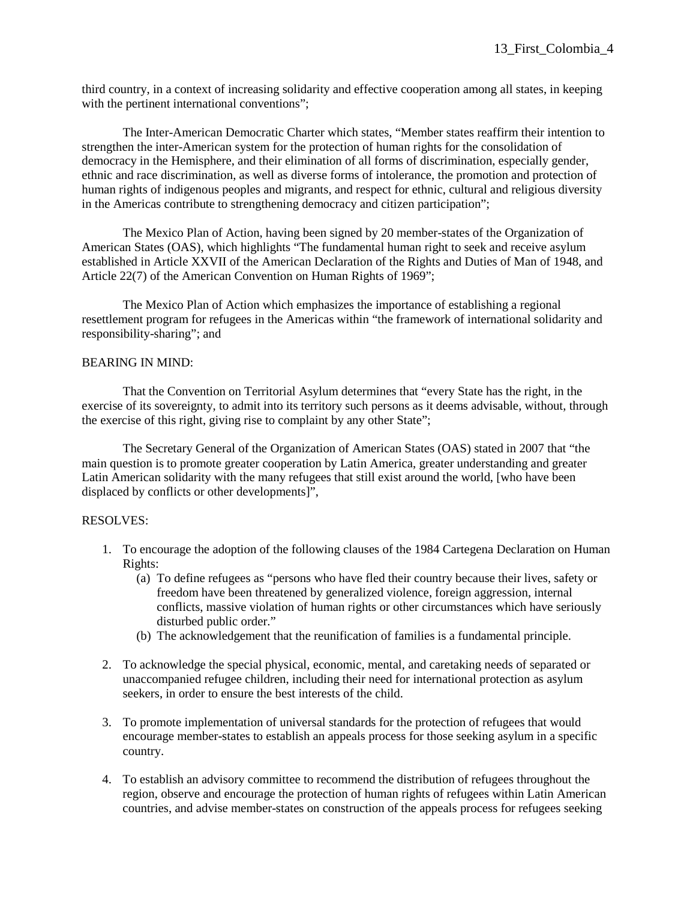third country, in a context of increasing solidarity and effective cooperation among all states, in keeping with the pertinent international conventions";

The Inter-American Democratic Charter which states, "Member states reaffirm their intention to strengthen the inter-American system for the protection of human rights for the consolidation of democracy in the Hemisphere, and their elimination of all forms of discrimination, especially gender, ethnic and race discrimination, as well as diverse forms of intolerance, the promotion and protection of human rights of indigenous peoples and migrants, and respect for ethnic, cultural and religious diversity in the Americas contribute to strengthening democracy and citizen participation";

The Mexico Plan of Action, having been signed by 20 member-states of the Organization of American States (OAS), which highlights "The fundamental human right to seek and receive asylum established in Article XXVII of the American Declaration of the Rights and Duties of Man of 1948, and Article 22(7) of the American Convention on Human Rights of 1969";

The Mexico Plan of Action which emphasizes the importance of establishing a regional resettlement program for refugees in the Americas within "the framework of international solidarity and responsibility-sharing"; and

BEARING IN MIND:

That the Convention on Territorial Asylum determines that "every State has the right, in the exercise of its sovereignty, to admit into its territory such persons as it deems advisable, without, through the exercise of this right, giving rise to complaint by any other State";

The Secretary General of the Organization of American States (OAS) stated in 2007 that "the main question is to promote greater cooperation by Latin America, greater understanding and greater Latin American solidarity with the many refugees that still exist around the world, [who have been displaced by conflicts or other developments]",

RESOLVES:

1. To encourage the adoption of the following clauses of the 1984 Cartegena Declaration on Human Rights:
   (a) To define refugees as "persons who have fled their country because their lives, safety or freedom have been threatened by generalized violence, foreign aggression, internal conflicts, massive violation of human rights or other circumstances which have seriously disturbed public order."
   (b) The acknowledgement that the reunification of families is a fundamental principle.

2. To acknowledge the special physical, economic, mental, and caretaking needs of separated or unaccompanied refugee children, including their need for international protection as asylum seekers, in order to ensure the best interests of the child.

3. To promote implementation of universal standards for the protection of refugees that would encourage member-states to establish an appeals process for those seeking asylum in a specific country.

4. To establish an advisory committee to recommend the distribution of refugees throughout the region, observe and encourage the protection of human rights of refugees within Latin American countries, and advise member-states on construction of the appeals process for refugees seeking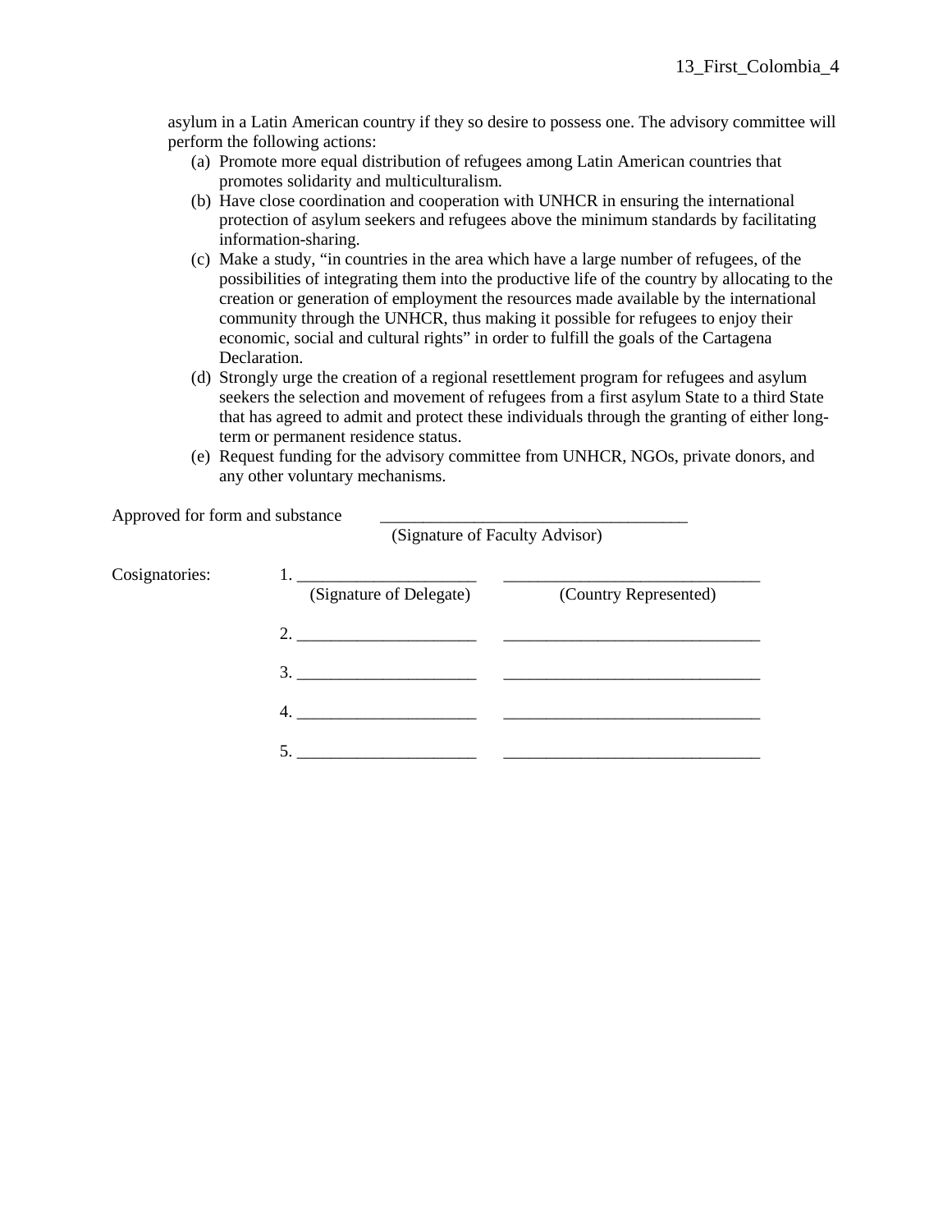asylum in a Latin American country if they so desire to possess one. The advisory committee will perform the following actions:

(a) Promote more equal distribution of refugees among Latin American countries that promotes solidarity and multiculturalism.
(b) Have close coordination and cooperation with UNHCR in ensuring the international protection of asylum seekers and refugees above the minimum standards by facilitating information-sharing.
(c) Make a study, "in countries in the area which have a large number of refugees, of the possibilities of integrating them into the productive life of the country by allocating to the creation or generation of employment the resources made available by the international community through the UNHCR, thus making it possible for refugees to enjoy their economic, social and cultural rights" in order to fulfill the goals of the Cartagena Declaration.
(d) Strongly urge the creation of a regional resettlement program for refugees and asylum seekers the selection and movement of refugees from a first asylum State to a third State that has agreed to admit and protect these individuals through the granting of either long-term or permanent residence status.
(e) Request funding for the advisory committee from UNHCR, NGOs, private donors, and any other voluntary mechanisms.

Approved for form and substance ____________________________________
(Signature of Faculty Advisor)

Cosignatories:

1. ____________________ ______________________________
(Signature of Delegate) (Country Represented)

2. ____________________ ______________________________

3. ____________________ ______________________________

4. ____________________ ______________________________

5. ____________________ ______________________________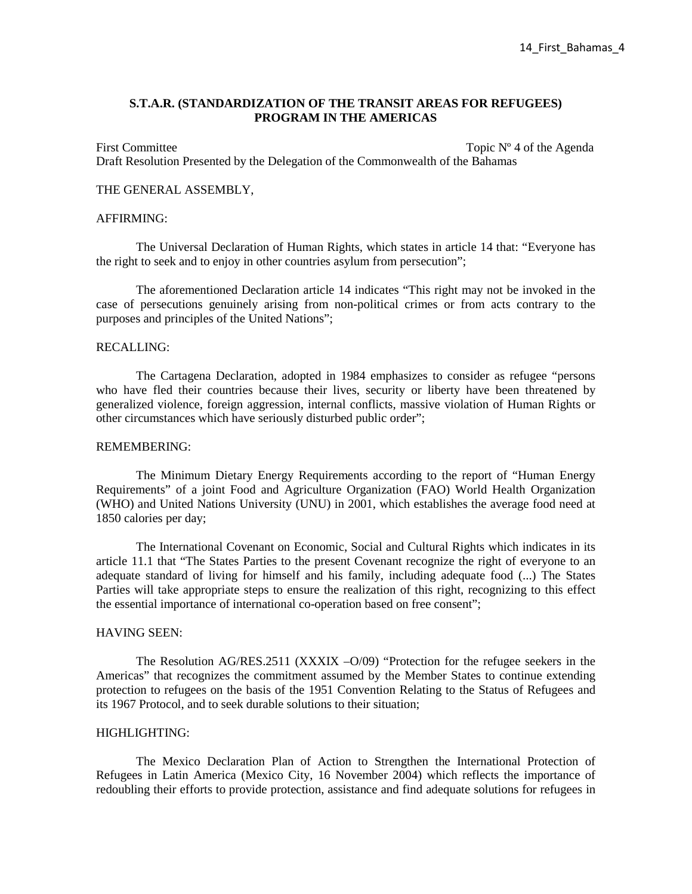**S.T.A.R. (STANDARDIZATION OF THE TRANSIT AREAS FOR REFUGEES) PROGRAM IN THE AMERICAS**

First Committee — Topic Nº 4 of the Agenda

Draft Resolution Presented by the Delegation of the Commonwealth of the Bahamas

THE GENERAL ASSEMBLY,

AFFIRMING:

The Universal Declaration of Human Rights, which states in article 14 that: "Everyone has the right to seek and to enjoy in other countries asylum from persecution";

The aforementioned Declaration article 14 indicates "This right may not be invoked in the case of persecutions genuinely arising from non-political crimes or from acts contrary to the purposes and principles of the United Nations";

RECALLING:

The Cartagena Declaration, adopted in 1984 emphasizes to consider as refugee "persons who have fled their countries because their lives, security or liberty have been threatened by generalized violence, foreign aggression, internal conflicts, massive violation of Human Rights or other circumstances which have seriously disturbed public order";

REMEMBERING:

The Minimum Dietary Energy Requirements according to the report of "Human Energy Requirements" of a joint Food and Agriculture Organization (FAO) World Health Organization (WHO) and United Nations University (UNU) in 2001, which establishes the average food need at 1850 calories per day;

The International Covenant on Economic, Social and Cultural Rights which indicates in its article 11.1 that "The States Parties to the present Covenant recognize the right of everyone to an adequate standard of living for himself and his family, including adequate food (...) The States Parties will take appropriate steps to ensure the realization of this right, recognizing to this effect the essential importance of international co-operation based on free consent";

HAVING SEEN:

The Resolution AG/RES.2511 (XXXIX –O/09) "Protection for the refugee seekers in the Americas" that recognizes the commitment assumed by the Member States to continue extending protection to refugees on the basis of the 1951 Convention Relating to the Status of Refugees and its 1967 Protocol, and to seek durable solutions to their situation;

HIGHLIGHTING:

The Mexico Declaration Plan of Action to Strengthen the International Protection of Refugees in Latin America (Mexico City, 16 November 2004) which reflects the importance of redoubling their efforts to provide protection, assistance and find adequate solutions for refugees in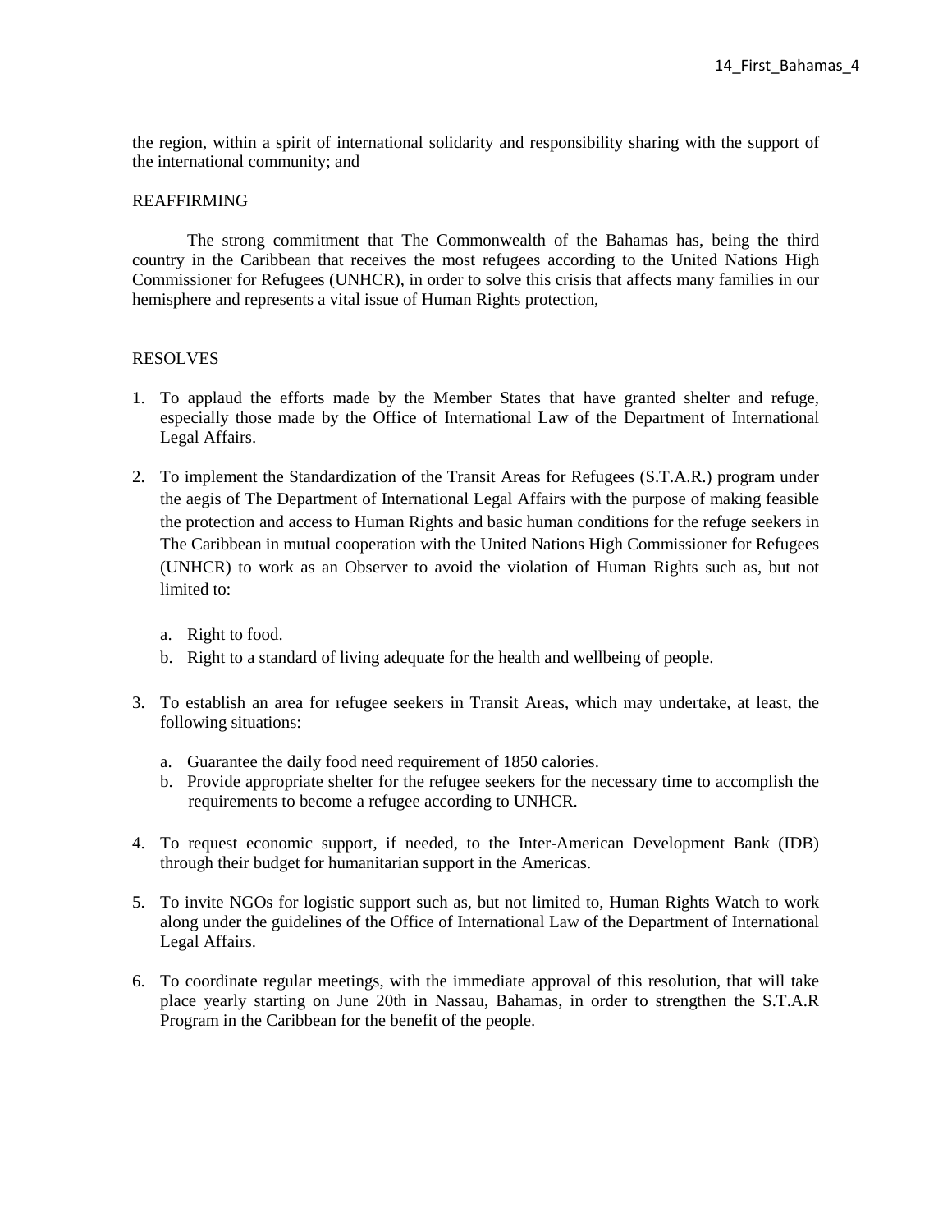the region, within a spirit of international solidarity and responsibility sharing with the support of the international community; and

REAFFIRMING

The strong commitment that The Commonwealth of the Bahamas has, being the third country in the Caribbean that receives the most refugees according to the United Nations High Commissioner for Refugees (UNHCR), in order to solve this crisis that affects many families in our hemisphere and represents a vital issue of Human Rights protection,

RESOLVES

1. To applaud the efforts made by the Member States that have granted shelter and refuge, especially those made by the Office of International Law of the Department of International Legal Affairs.

2. To implement the Standardization of the Transit Areas for Refugees (S.T.A.R.) program under the aegis of The Department of International Legal Affairs with the purpose of making feasible the protection and access to Human Rights and basic human conditions for the refuge seekers in The Caribbean in mutual cooperation with the United Nations High Commissioner for Refugees (UNHCR) to work as an Observer to avoid the violation of Human Rights such as, but not limited to:

    a. Right to food.
    b. Right to a standard of living adequate for the health and wellbeing of people.

3. To establish an area for refugee seekers in Transit Areas, which may undertake, at least, the following situations:

    a. Guarantee the daily food need requirement of 1850 calories.
    b. Provide appropriate shelter for the refugee seekers for the necessary time to accomplish the requirements to become a refugee according to UNHCR.

4. To request economic support, if needed, to the Inter-American Development Bank (IDB) through their budget for humanitarian support in the Americas.

5. To invite NGOs for logistic support such as, but not limited to, Human Rights Watch to work along under the guidelines of the Office of International Law of the Department of International Legal Affairs.

6. To coordinate regular meetings, with the immediate approval of this resolution, that will take place yearly starting on June 20th in Nassau, Bahamas, in order to strengthen the S.T.A.R Program in the Caribbean for the benefit of the people.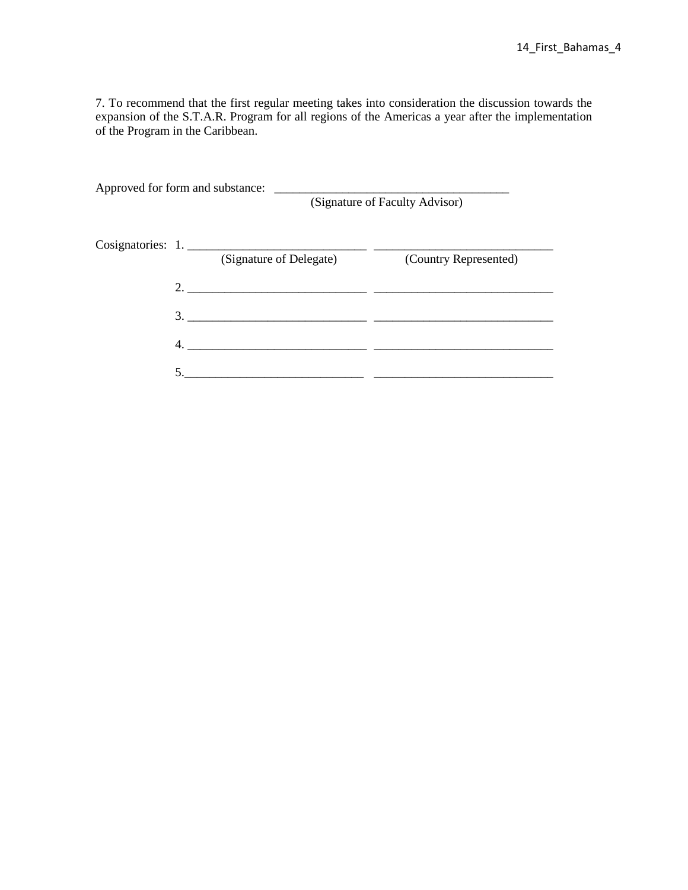7. To recommend that the first regular meeting takes into consideration the discussion towards the expansion of the S.T.A.R. Program for all regions of the Americas a year after the implementation of the Program in the Caribbean.

Approved for form and substance: _______________________________________
(Signature of Faculty Advisor)

Cosignatories:

| | (Signature of Delegate) | (Country Represented) |
|---|---|---|
| 1. | ______________________________ | ______________________________ |
| 2. | ______________________________ | ______________________________ |
| 3. | ______________________________ | ______________________________ |
| 4. | ______________________________ | ______________________________ |
| 5. | ______________________________ | ______________________________ |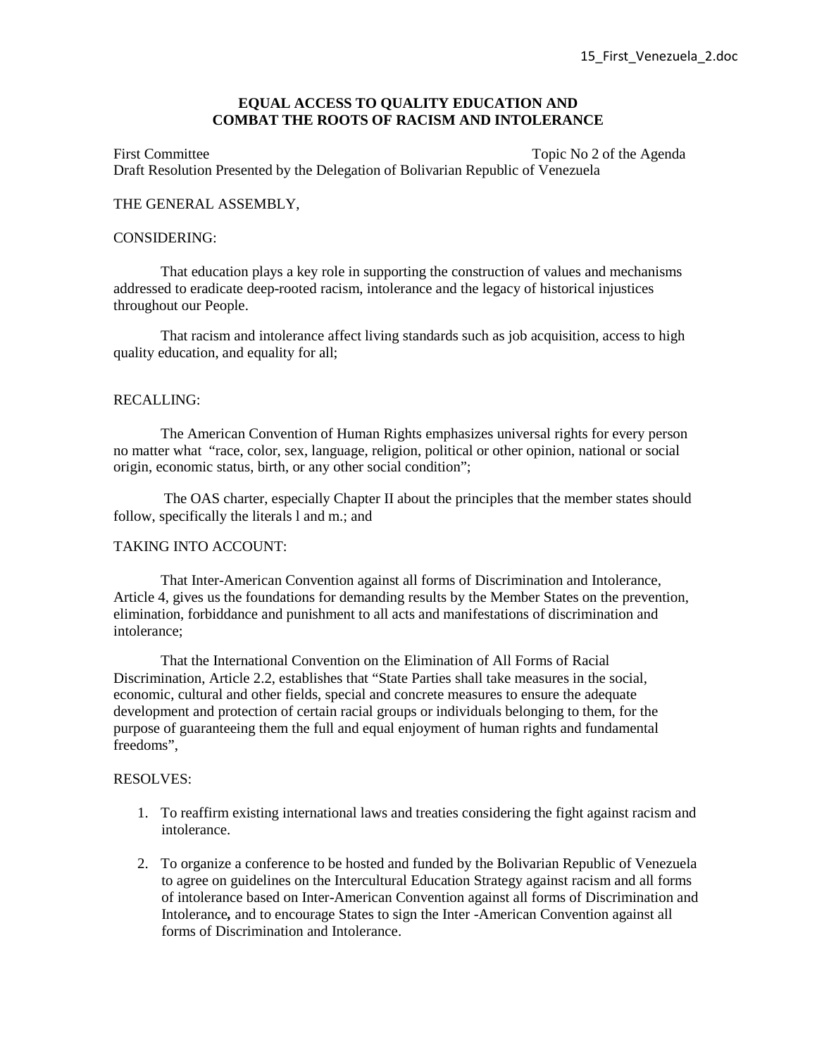15_First_Venezuela_2.doc

**EQUAL ACCESS TO QUALITY EDUCATION AND COMBAT THE ROOTS OF RACISM AND INTOLERANCE**

First Committee — Topic No 2 of the Agenda

Draft Resolution Presented by the Delegation of Bolivarian Republic of Venezuela

THE GENERAL ASSEMBLY,

CONSIDERING:

That education plays a key role in supporting the construction of values and mechanisms addressed to eradicate deep-rooted racism, intolerance and the legacy of historical injustices throughout our People.

That racism and intolerance affect living standards such as job acquisition, access to high quality education, and equality for all;

RECALLING:

The American Convention of Human Rights emphasizes universal rights for every person no matter what "race, color, sex, language, religion, political or other opinion, national or social origin, economic status, birth, or any other social condition";

The OAS charter, especially Chapter II about the principles that the member states should follow, specifically the literals l and m.; and

TAKING INTO ACCOUNT:

That Inter-American Convention against all forms of Discrimination and Intolerance, Article 4, gives us the foundations for demanding results by the Member States on the prevention, elimination, forbiddance and punishment to all acts and manifestations of discrimination and intolerance;

That the International Convention on the Elimination of All Forms of Racial Discrimination, Article 2.2, establishes that "State Parties shall take measures in the social, economic, cultural and other fields, special and concrete measures to ensure the adequate development and protection of certain racial groups or individuals belonging to them, for the purpose of guaranteeing them the full and equal enjoyment of human rights and fundamental freedoms",

RESOLVES:

1. To reaffirm existing international laws and treaties considering the fight against racism and intolerance.

2. To organize a conference to be hosted and funded by the Bolivarian Republic of Venezuela to agree on guidelines on the Intercultural Education Strategy against racism and all forms of intolerance based on Inter-American Convention against all forms of Discrimination and Intolerance**,** and to encourage States to sign the Inter -American Convention against all forms of Discrimination and Intolerance.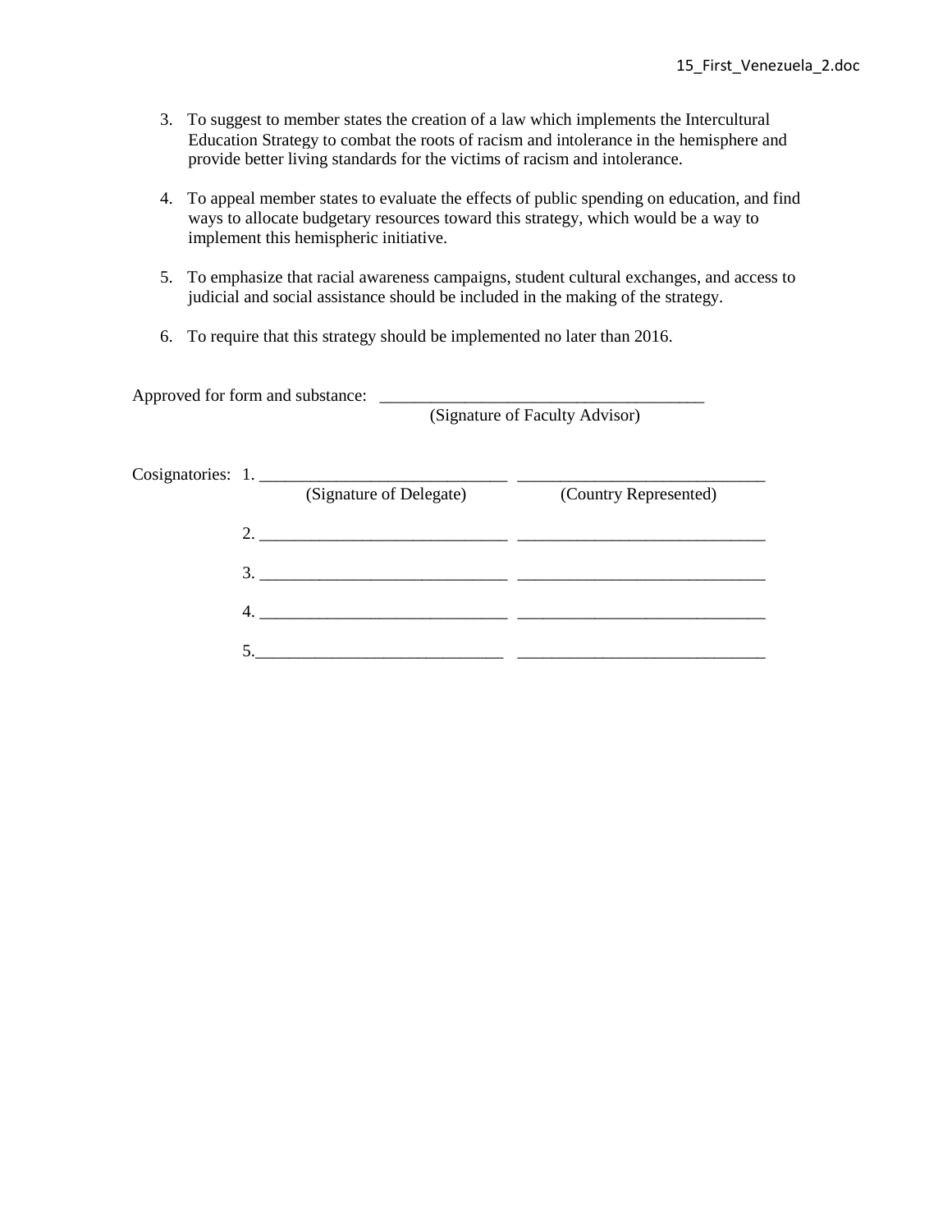3. To suggest to member states the creation of a law which implements the Intercultural Education Strategy to combat the roots of racism and intolerance in the hemisphere and provide better living standards for the victims of racism and intolerance.

4. To appeal member states to evaluate the effects of public spending on education, and find ways to allocate budgetary resources toward this strategy, which would be a way to implement this hemispheric initiative.

5. To emphasize that racial awareness campaigns, student cultural exchanges, and access to judicial and social assistance should be included in the making of the strategy.

6. To require that this strategy should be implemented no later than 2016.

Approved for form and substance: ______________________________________
(Signature of Faculty Advisor)

Cosignatories:

1. _____________________________ _____________________________
(Signature of Delegate) (Country Represented)

2. _____________________________ _____________________________

3. _____________________________ _____________________________

4. _____________________________ _____________________________

5. _____________________________ _____________________________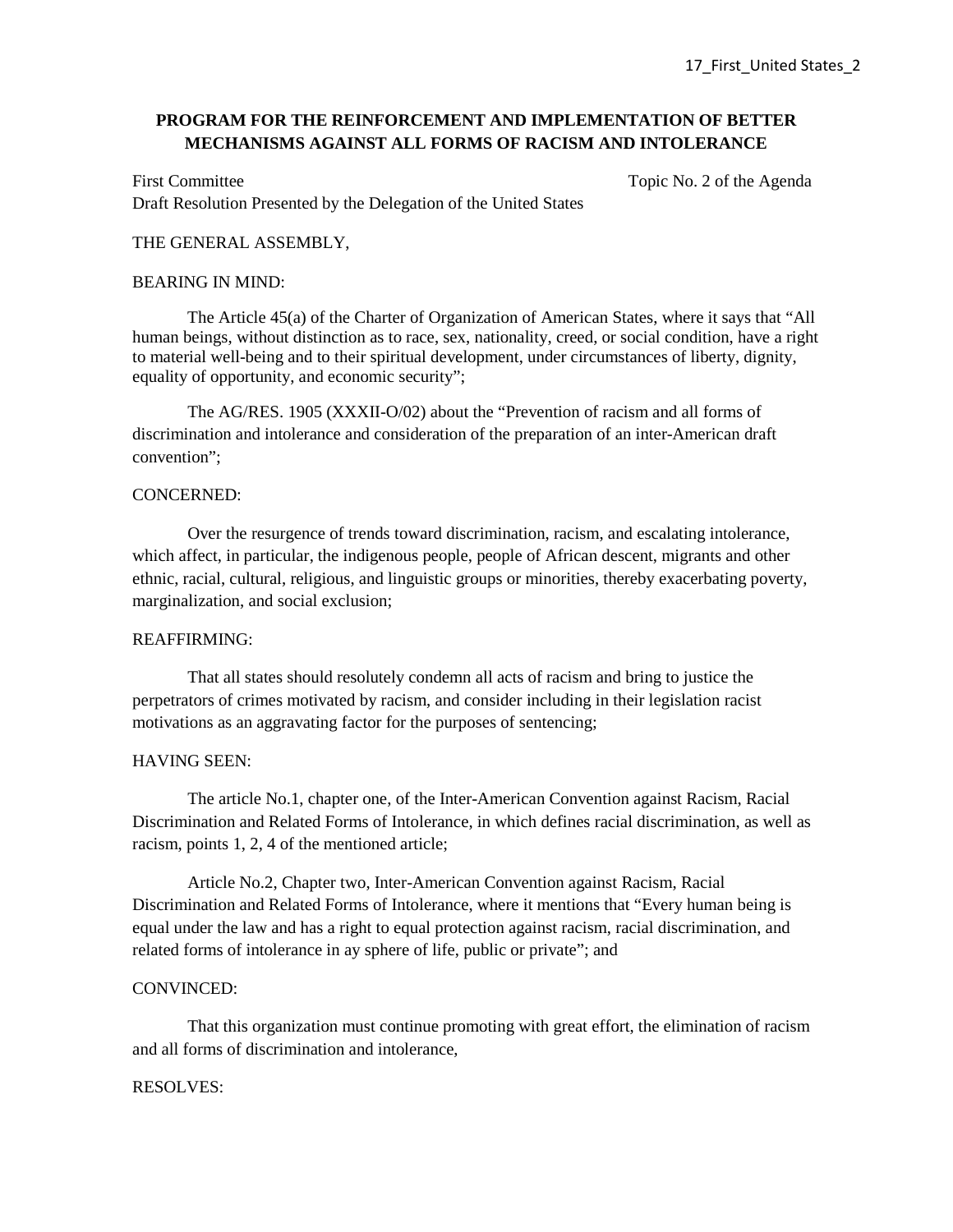**PROGRAM FOR THE REINFORCEMENT AND IMPLEMENTATION OF BETTER MECHANISMS AGAINST ALL FORMS OF RACISM AND INTOLERANCE**

First Committee Topic No. 2 of the Agenda

Draft Resolution Presented by the Delegation of the United States

THE GENERAL ASSEMBLY,

BEARING IN MIND:

The Article 45(a) of the Charter of Organization of American States, where it says that "All human beings, without distinction as to race, sex, nationality, creed, or social condition, have a right to material well-being and to their spiritual development, under circumstances of liberty, dignity, equality of opportunity, and economic security";

The AG/RES. 1905 (XXXII-O/02) about the "Prevention of racism and all forms of discrimination and intolerance and consideration of the preparation of an inter-American draft convention";

CONCERNED:

Over the resurgence of trends toward discrimination, racism, and escalating intolerance, which affect, in particular, the indigenous people, people of African descent, migrants and other ethnic, racial, cultural, religious, and linguistic groups or minorities, thereby exacerbating poverty, marginalization, and social exclusion;

REAFFIRMING:

That all states should resolutely condemn all acts of racism and bring to justice the perpetrators of crimes motivated by racism, and consider including in their legislation racist motivations as an aggravating factor for the purposes of sentencing;

HAVING SEEN:

The article No.1, chapter one, of the Inter-American Convention against Racism, Racial Discrimination and Related Forms of Intolerance, in which defines racial discrimination, as well as racism, points 1, 2, 4 of the mentioned article;

Article No.2, Chapter two, Inter-American Convention against Racism, Racial Discrimination and Related Forms of Intolerance, where it mentions that "Every human being is equal under the law and has a right to equal protection against racism, racial discrimination, and related forms of intolerance in ay sphere of life, public or private"; and

CONVINCED:

That this organization must continue promoting with great effort, the elimination of racism and all forms of discrimination and intolerance,

RESOLVES: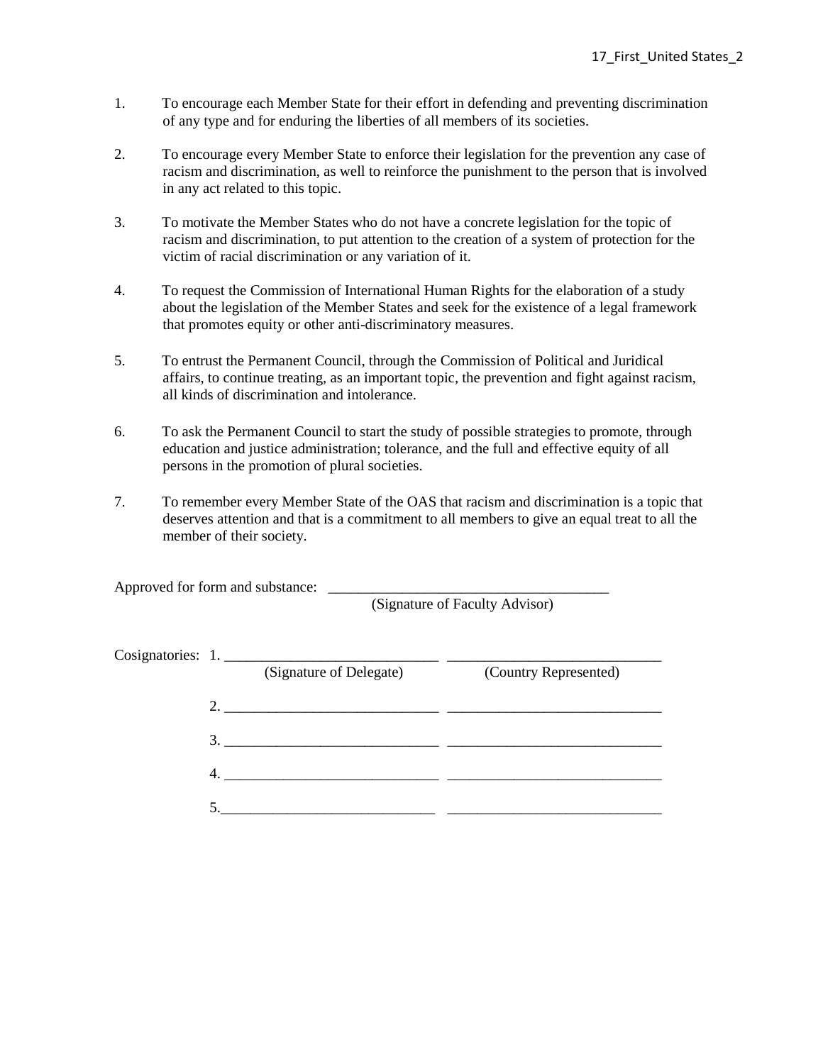1. To encourage each Member State for their effort in defending and preventing discrimination of any type and for enduring the liberties of all members of its societies.

2. To encourage every Member State to enforce their legislation for the prevention any case of racism and discrimination, as well to reinforce the punishment to the person that is involved in any act related to this topic.

3. To motivate the Member States who do not have a concrete legislation for the topic of racism and discrimination, to put attention to the creation of a system of protection for the victim of racial discrimination or any variation of it.

4. To request the Commission of International Human Rights for the elaboration of a study about the legislation of the Member States and seek for the existence of a legal framework that promotes equity or other anti-discriminatory measures.

5. To entrust the Permanent Council, through the Commission of Political and Juridical affairs, to continue treating, as an important topic, the prevention and fight against racism, all kinds of discrimination and intolerance.

6. To ask the Permanent Council to start the study of possible strategies to promote, through education and justice administration; tolerance, and the full and effective equity of all persons in the promotion of plural societies.

7. To remember every Member State of the OAS that racism and discrimination is a topic that deserves attention and that is a commitment to all members to give an equal treat to all the member of their society.

Approved for form and substance: ______________________________________
(Signature of Faculty Advisor)

Cosignatories:

1. _____________________________ _____________________________
(Signature of Delegate) (Country Represented)

2. _____________________________ _____________________________

3. _____________________________ _____________________________

4. _____________________________ _____________________________

5. _____________________________ _____________________________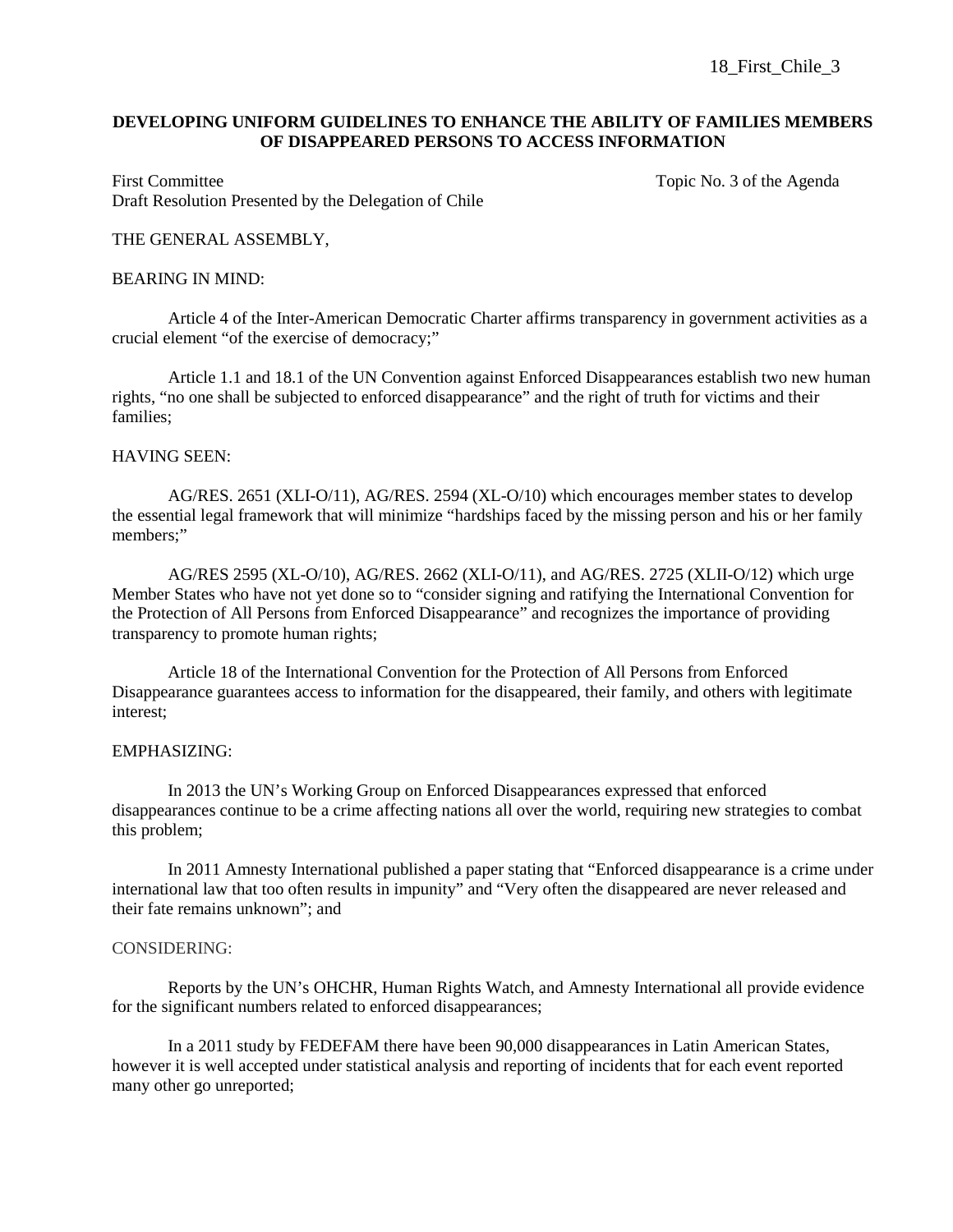18_First_Chile_3

**DEVELOPING UNIFORM GUIDELINES TO ENHANCE THE ABILITY OF FAMILIES MEMBERS OF DISAPPEARED PERSONS TO ACCESS INFORMATION**

First Committee — Topic No. 3 of the Agenda

Draft Resolution Presented by the Delegation of Chile

THE GENERAL ASSEMBLY,

BEARING IN MIND:

Article 4 of the Inter-American Democratic Charter affirms transparency in government activities as a crucial element "of the exercise of democracy;"

Article 1.1 and 18.1 of the UN Convention against Enforced Disappearances establish two new human rights, "no one shall be subjected to enforced disappearance" and the right of truth for victims and their families;

HAVING SEEN:

AG/RES. 2651 (XLI-O/11), AG/RES. 2594 (XL-O/10) which encourages member states to develop the essential legal framework that will minimize "hardships faced by the missing person and his or her family members;"

AG/RES 2595 (XL-O/10), AG/RES. 2662 (XLI-O/11), and AG/RES. 2725 (XLII-O/12) which urge Member States who have not yet done so to "consider signing and ratifying the International Convention for the Protection of All Persons from Enforced Disappearance" and recognizes the importance of providing transparency to promote human rights;

Article 18 of the International Convention for the Protection of All Persons from Enforced Disappearance guarantees access to information for the disappeared, their family, and others with legitimate interest;

EMPHASIZING:

In 2013 the UN's Working Group on Enforced Disappearances expressed that enforced disappearances continue to be a crime affecting nations all over the world, requiring new strategies to combat this problem;

In 2011 Amnesty International published a paper stating that "Enforced disappearance is a crime under international law that too often results in impunity" and "Very often the disappeared are never released and their fate remains unknown"; and

CONSIDERING:

Reports by the UN's OHCHR, Human Rights Watch, and Amnesty International all provide evidence for the significant numbers related to enforced disappearances;

In a 2011 study by FEDEFAM there have been 90,000 disappearances in Latin American States, however it is well accepted under statistical analysis and reporting of incidents that for each event reported many other go unreported;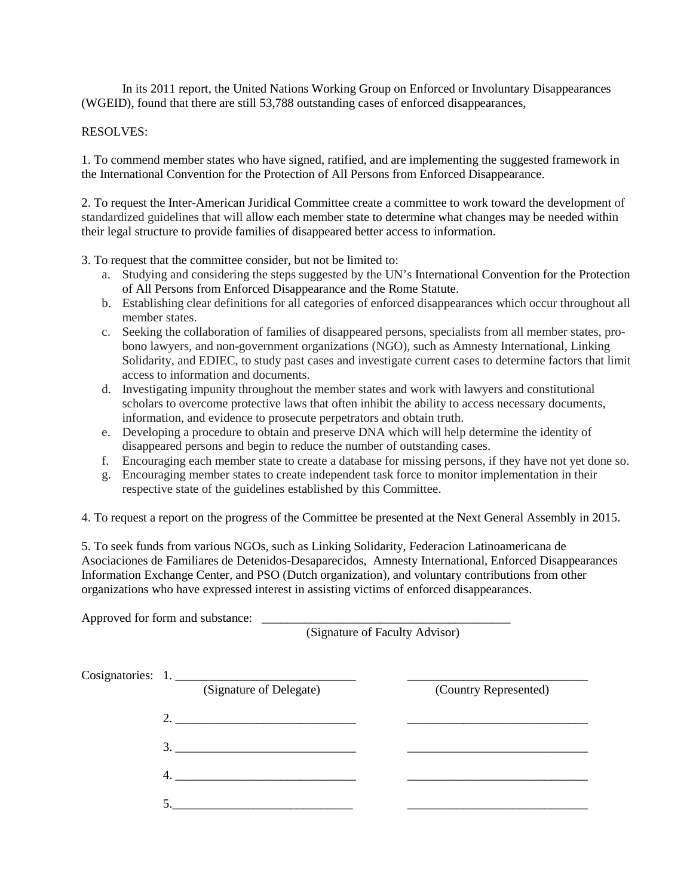In its 2011 report, the United Nations Working Group on Enforced or Involuntary Disappearances (WGEID), found that there are still 53,788 outstanding cases of enforced disappearances,

RESOLVES:

1. To commend member states who have signed, ratified, and are implementing the suggested framework in the International Convention for the Protection of All Persons from Enforced Disappearance.

2. To request the Inter-American Juridical Committee create a committee to work toward the development of standardized guidelines that will allow each member state to determine what changes may be needed within their legal structure to provide families of disappeared better access to information.

3. To request that the committee consider, but not be limited to:

   a. Studying and considering the steps suggested by the UN's International Convention for the Protection of All Persons from Enforced Disappearance and the Rome Statute.
   b. Establishing clear definitions for all categories of enforced disappearances which occur throughout all member states.
   c. Seeking the collaboration of families of disappeared persons, specialists from all member states, pro-bono lawyers, and non-government organizations (NGO), such as Amnesty International, Linking Solidarity, and EDIEC, to study past cases and investigate current cases to determine factors that limit access to information and documents.
   d. Investigating impunity throughout the member states and work with lawyers and constitutional scholars to overcome protective laws that often inhibit the ability to access necessary documents, information, and evidence to prosecute perpetrators and obtain truth.
   e. Developing a procedure to obtain and preserve DNA which will help determine the identity of disappeared persons and begin to reduce the number of outstanding cases.
   f. Encouraging each member state to create a database for missing persons, if they have not yet done so.
   g. Encouraging member states to create independent task force to monitor implementation in their respective state of the guidelines established by this Committee.

4. To request a report on the progress of the Committee be presented at the Next General Assembly in 2015.

5. To seek funds from various NGOs, such as Linking Solidarity, Federacion Latinoamericana de Asociaciones de Familiares de Detenidos-Desaparecidos, Amnesty International, Enforced Disappearances Information Exchange Center, and PSO (Dutch organization), and voluntary contributions from other organizations who have expressed interest in assisting victims of enforced disappearances.

Approved for form and substance: ________________________________________
(Signature of Faculty Advisor)

Cosignatories:

| | (Signature of Delegate) | (Country Represented) |
|---|---|---|
| 1. | ____________________________ | ____________________________ |
| 2. | ____________________________ | ____________________________ |
| 3. | ____________________________ | ____________________________ |
| 4. | ____________________________ | ____________________________ |
| 5. | ____________________________ | ____________________________ |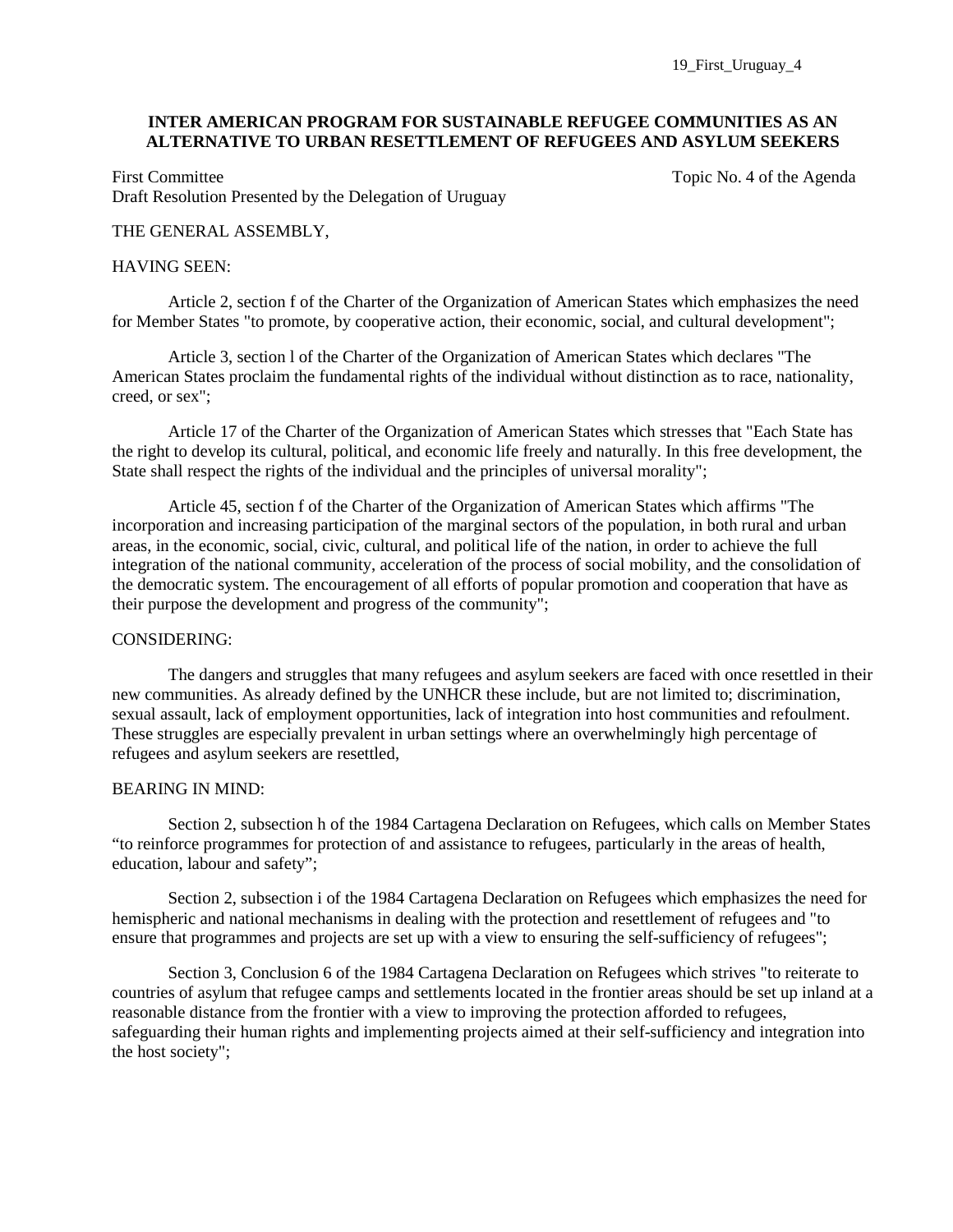19_First_Uruguay_4

**INTER AMERICAN PROGRAM FOR SUSTAINABLE REFUGEE COMMUNITIES AS AN ALTERNATIVE TO URBAN RESETTLEMENT OF REFUGEES AND ASYLUM SEEKERS**

First Committee
Draft Resolution Presented by the Delegation of Uruguay

Topic No. 4 of the Agenda

THE GENERAL ASSEMBLY,

HAVING SEEN:

Article 2, section f of the Charter of the Organization of American States which emphasizes the need for Member States "to promote, by cooperative action, their economic, social, and cultural development";

Article 3, section l of the Charter of the Organization of American States which declares "The American States proclaim the fundamental rights of the individual without distinction as to race, nationality, creed, or sex";

Article 17 of the Charter of the Organization of American States which stresses that "Each State has the right to develop its cultural, political, and economic life freely and naturally. In this free development, the State shall respect the rights of the individual and the principles of universal morality";

Article 45, section f of the Charter of the Organization of American States which affirms "The incorporation and increasing participation of the marginal sectors of the population, in both rural and urban areas, in the economic, social, civic, cultural, and political life of the nation, in order to achieve the full integration of the national community, acceleration of the process of social mobility, and the consolidation of the democratic system. The encouragement of all efforts of popular promotion and cooperation that have as their purpose the development and progress of the community";

CONSIDERING:

The dangers and struggles that many refugees and asylum seekers are faced with once resettled in their new communities. As already defined by the UNHCR these include, but are not limited to; discrimination, sexual assault, lack of employment opportunities, lack of integration into host communities and refoulment. These struggles are especially prevalent in urban settings where an overwhelmingly high percentage of refugees and asylum seekers are resettled,

BEARING IN MIND:

Section 2, subsection h of the 1984 Cartagena Declaration on Refugees, which calls on Member States "to reinforce programmes for protection of and assistance to refugees, particularly in the areas of health, education, labour and safety";

Section 2, subsection i of the 1984 Cartagena Declaration on Refugees which emphasizes the need for hemispheric and national mechanisms in dealing with the protection and resettlement of refugees and "to ensure that programmes and projects are set up with a view to ensuring the self-sufficiency of refugees";

Section 3, Conclusion 6 of the 1984 Cartagena Declaration on Refugees which strives "to reiterate to countries of asylum that refugee camps and settlements located in the frontier areas should be set up inland at a reasonable distance from the frontier with a view to improving the protection afforded to refugees, safeguarding their human rights and implementing projects aimed at their self-sufficiency and integration into the host society";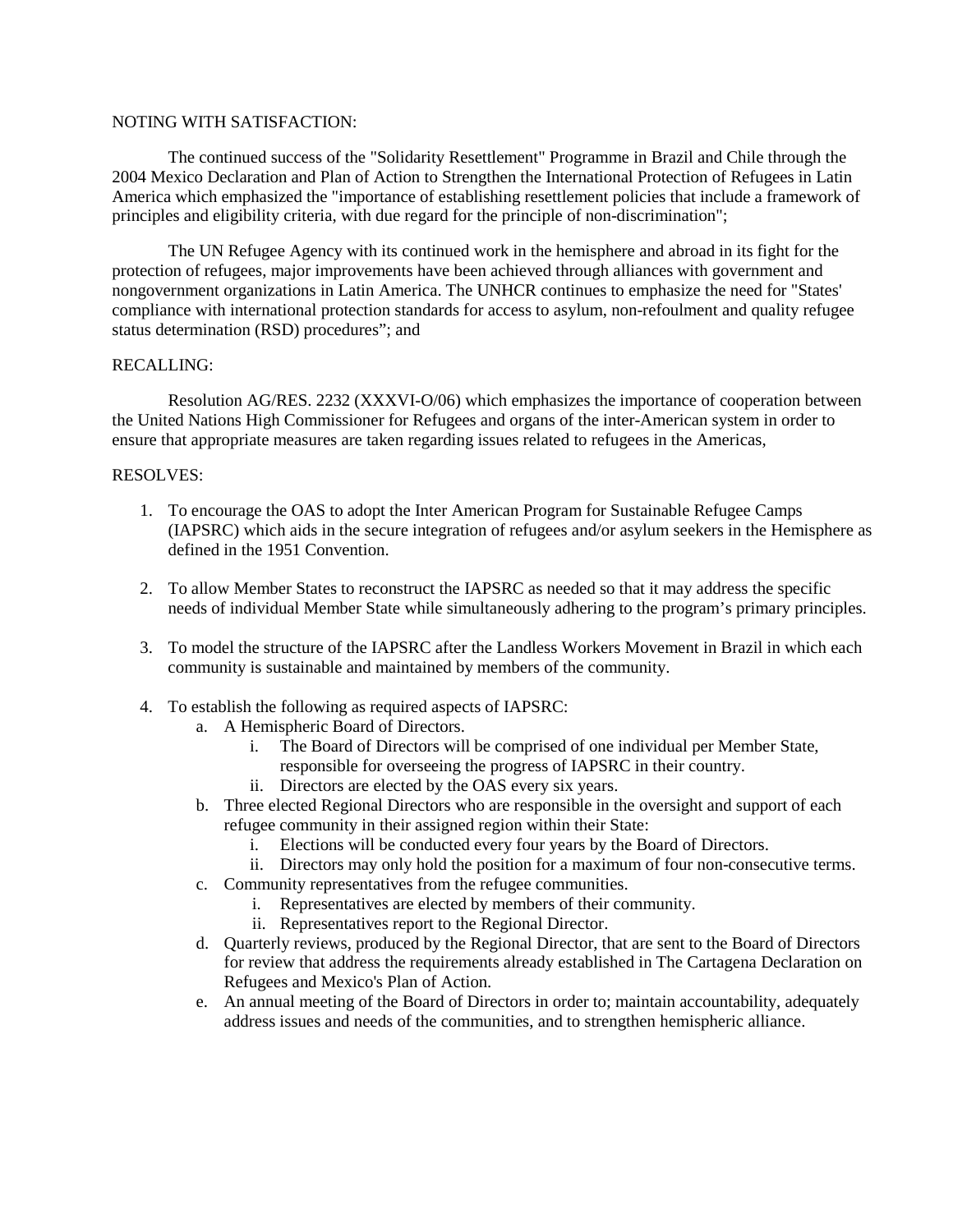NOTING WITH SATISFACTION:

The continued success of the "Solidarity Resettlement" Programme in Brazil and Chile through the 2004 Mexico Declaration and Plan of Action to Strengthen the International Protection of Refugees in Latin America which emphasized the "importance of establishing resettlement policies that include a framework of principles and eligibility criteria, with due regard for the principle of non-discrimination";

The UN Refugee Agency with its continued work in the hemisphere and abroad in its fight for the protection of refugees, major improvements have been achieved through alliances with government and nongovernment organizations in Latin America. The UNHCR continues to emphasize the need for "States' compliance with international protection standards for access to asylum, non-refoulment and quality refugee status determination (RSD) procedures"; and

RECALLING:

Resolution AG/RES. 2232 (XXXVI-O/06) which emphasizes the importance of cooperation between the United Nations High Commissioner for Refugees and organs of the inter-American system in order to ensure that appropriate measures are taken regarding issues related to refugees in the Americas,

RESOLVES:

1. To encourage the OAS to adopt the Inter American Program for Sustainable Refugee Camps (IAPSRC) which aids in the secure integration of refugees and/or asylum seekers in the Hemisphere as defined in the 1951 Convention.

2. To allow Member States to reconstruct the IAPSRC as needed so that it may address the specific needs of individual Member State while simultaneously adhering to the program's primary principles.

3. To model the structure of the IAPSRC after the Landless Workers Movement in Brazil in which each community is sustainable and maintained by members of the community.

4. To establish the following as required aspects of IAPSRC:
   a. A Hemispheric Board of Directors.
      i. The Board of Directors will be comprised of one individual per Member State, responsible for overseeing the progress of IAPSRC in their country.
      ii. Directors are elected by the OAS every six years.
   b. Three elected Regional Directors who are responsible in the oversight and support of each refugee community in their assigned region within their State:
      i. Elections will be conducted every four years by the Board of Directors.
      ii. Directors may only hold the position for a maximum of four non-consecutive terms.
   c. Community representatives from the refugee communities.
      i. Representatives are elected by members of their community.
      ii. Representatives report to the Regional Director.
   d. Quarterly reviews, produced by the Regional Director, that are sent to the Board of Directors for review that address the requirements already established in The Cartagena Declaration on Refugees and Mexico's Plan of Action.
   e. An annual meeting of the Board of Directors in order to; maintain accountability, adequately address issues and needs of the communities, and to strengthen hemispheric alliance.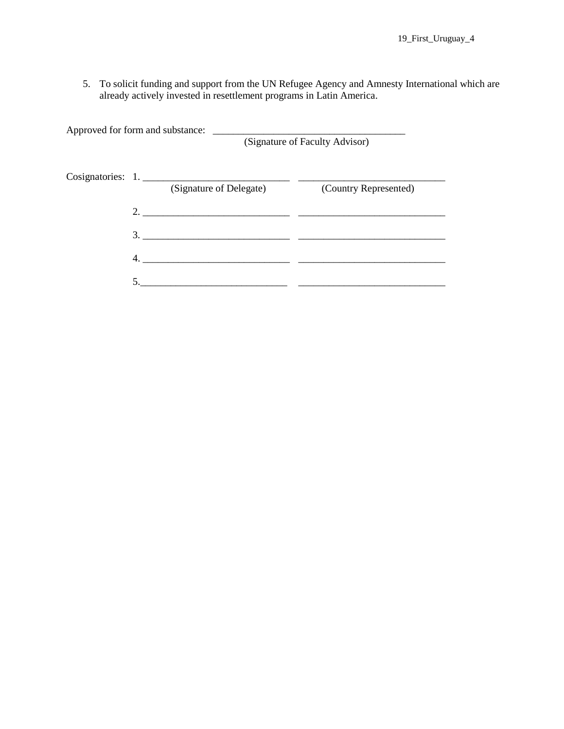5. To solicit funding and support from the UN Refugee Agency and Amnesty International which are already actively invested in resettlement programs in Latin America.

Approved for form and substance: ______________________________________
(Signature of Faculty Advisor)

Cosignatories:

| | (Signature of Delegate) | (Country Represented) |
|---|---|---|
| 1. | ____________________________ | ____________________________ |
| 2. | ____________________________ | ____________________________ |
| 3. | ____________________________ | ____________________________ |
| 4. | ____________________________ | ____________________________ |
| 5. | ____________________________ | ____________________________ |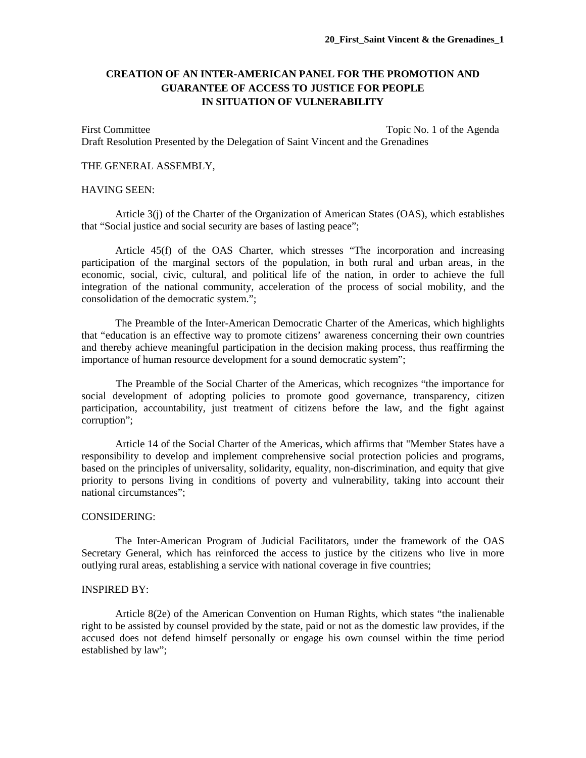**20_First_Saint Vincent & the Grenadines_1**

## CREATION OF AN INTER-AMERICAN PANEL FOR THE PROMOTION AND GUARANTEE OF ACCESS TO JUSTICE FOR PEOPLE IN SITUATION OF VULNERABILITY

First Committee　　　　　　　　　　　　　　　　　　Topic No. 1 of the Agenda
Draft Resolution Presented by the Delegation of Saint Vincent and the Grenadines

THE GENERAL ASSEMBLY,

HAVING SEEN:

Article 3(j) of the Charter of the Organization of American States (OAS), which establishes that "Social justice and social security are bases of lasting peace";

Article 45(f) of the OAS Charter, which stresses "The incorporation and increasing participation of the marginal sectors of the population, in both rural and urban areas, in the economic, social, civic, cultural, and political life of the nation, in order to achieve the full integration of the national community, acceleration of the process of social mobility, and the consolidation of the democratic system.";

The Preamble of the Inter-American Democratic Charter of the Americas, which highlights that "education is an effective way to promote citizens' awareness concerning their own countries and thereby achieve meaningful participation in the decision making process, thus reaffirming the importance of human resource development for a sound democratic system";

The Preamble of the Social Charter of the Americas, which recognizes "the importance for social development of adopting policies to promote good governance, transparency, citizen participation, accountability, just treatment of citizens before the law, and the fight against corruption";

Article 14 of the Social Charter of the Americas, which affirms that "Member States have a responsibility to develop and implement comprehensive social protection policies and programs, based on the principles of universality, solidarity, equality, non-discrimination, and equity that give priority to persons living in conditions of poverty and vulnerability, taking into account their national circumstances";

CONSIDERING:

The Inter-American Program of Judicial Facilitators, under the framework of the OAS Secretary General, which has reinforced the access to justice by the citizens who live in more outlying rural areas, establishing a service with national coverage in five countries;

INSPIRED BY:

Article 8(2e) of the American Convention on Human Rights, which states "the inalienable right to be assisted by counsel provided by the state, paid or not as the domestic law provides, if the accused does not defend himself personally or engage his own counsel within the time period established by law";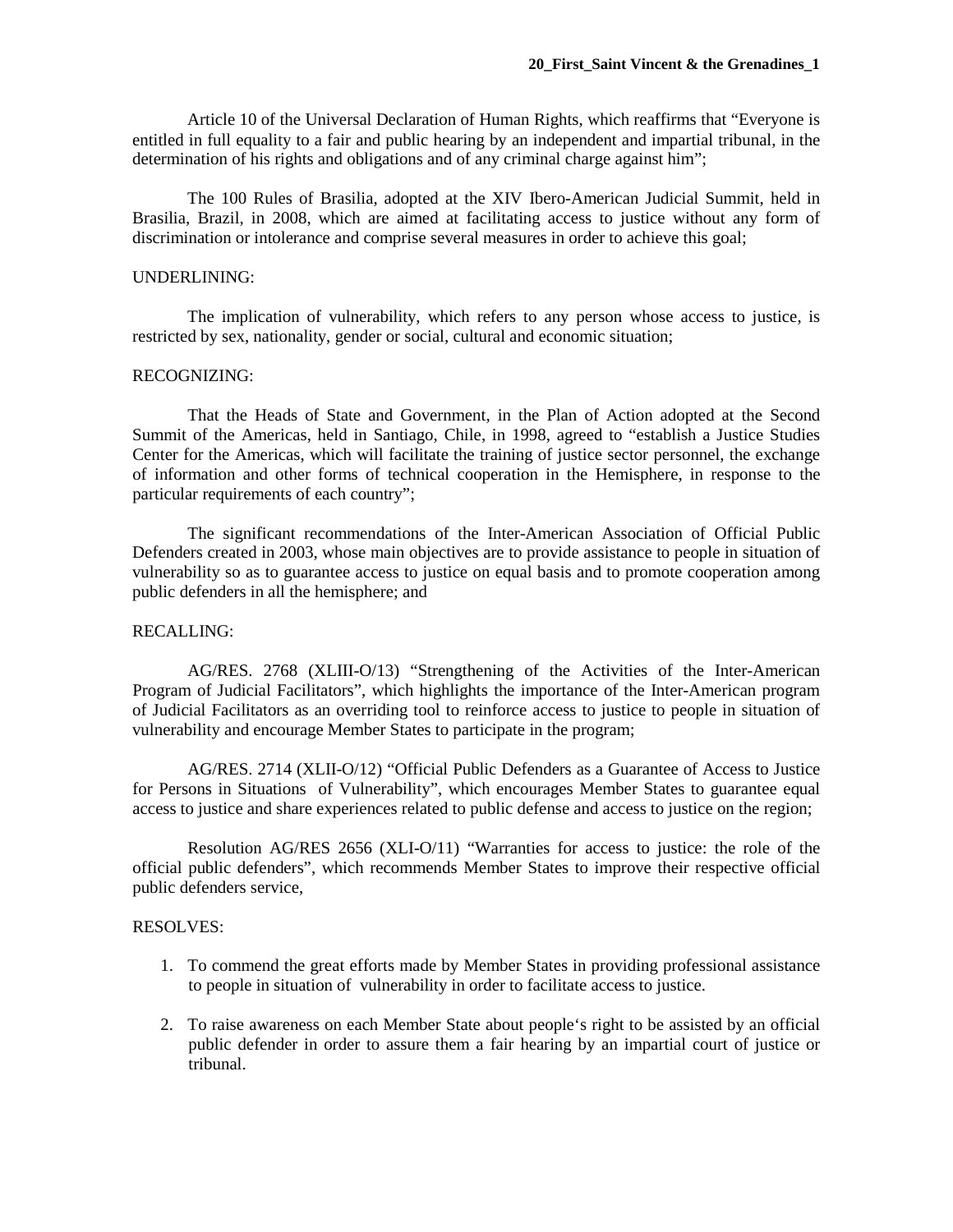Article 10 of the Universal Declaration of Human Rights, which reaffirms that "Everyone is entitled in full equality to a fair and public hearing by an independent and impartial tribunal, in the determination of his rights and obligations and of any criminal charge against him";

The 100 Rules of Brasilia, adopted at the XIV Ibero-American Judicial Summit, held in Brasilia, Brazil, in 2008, which are aimed at facilitating access to justice without any form of discrimination or intolerance and comprise several measures in order to achieve this goal;

UNDERLINING:

The implication of vulnerability, which refers to any person whose access to justice, is restricted by sex, nationality, gender or social, cultural and economic situation;

RECOGNIZING:

That the Heads of State and Government, in the Plan of Action adopted at the Second Summit of the Americas, held in Santiago, Chile, in 1998, agreed to "establish a Justice Studies Center for the Americas, which will facilitate the training of justice sector personnel, the exchange of information and other forms of technical cooperation in the Hemisphere, in response to the particular requirements of each country";

The significant recommendations of the Inter-American Association of Official Public Defenders created in 2003, whose main objectives are to provide assistance to people in situation of vulnerability so as to guarantee access to justice on equal basis and to promote cooperation among public defenders in all the hemisphere; and

RECALLING:

AG/RES. 2768 (XLIII-O/13) "Strengthening of the Activities of the Inter-American Program of Judicial Facilitators", which highlights the importance of the Inter-American program of Judicial Facilitators as an overriding tool to reinforce access to justice to people in situation of vulnerability and encourage Member States to participate in the program;

AG/RES. 2714 (XLII-O/12) "Official Public Defenders as a Guarantee of Access to Justice for Persons in Situations of Vulnerability", which encourages Member States to guarantee equal access to justice and share experiences related to public defense and access to justice on the region;

Resolution AG/RES 2656 (XLI-O/11) "Warranties for access to justice: the role of the official public defenders", which recommends Member States to improve their respective official public defenders service,

RESOLVES:

1. To commend the great efforts made by Member States in providing professional assistance to people in situation of vulnerability in order to facilitate access to justice.

2. To raise awareness on each Member State about people's right to be assisted by an official public defender in order to assure them a fair hearing by an impartial court of justice or tribunal.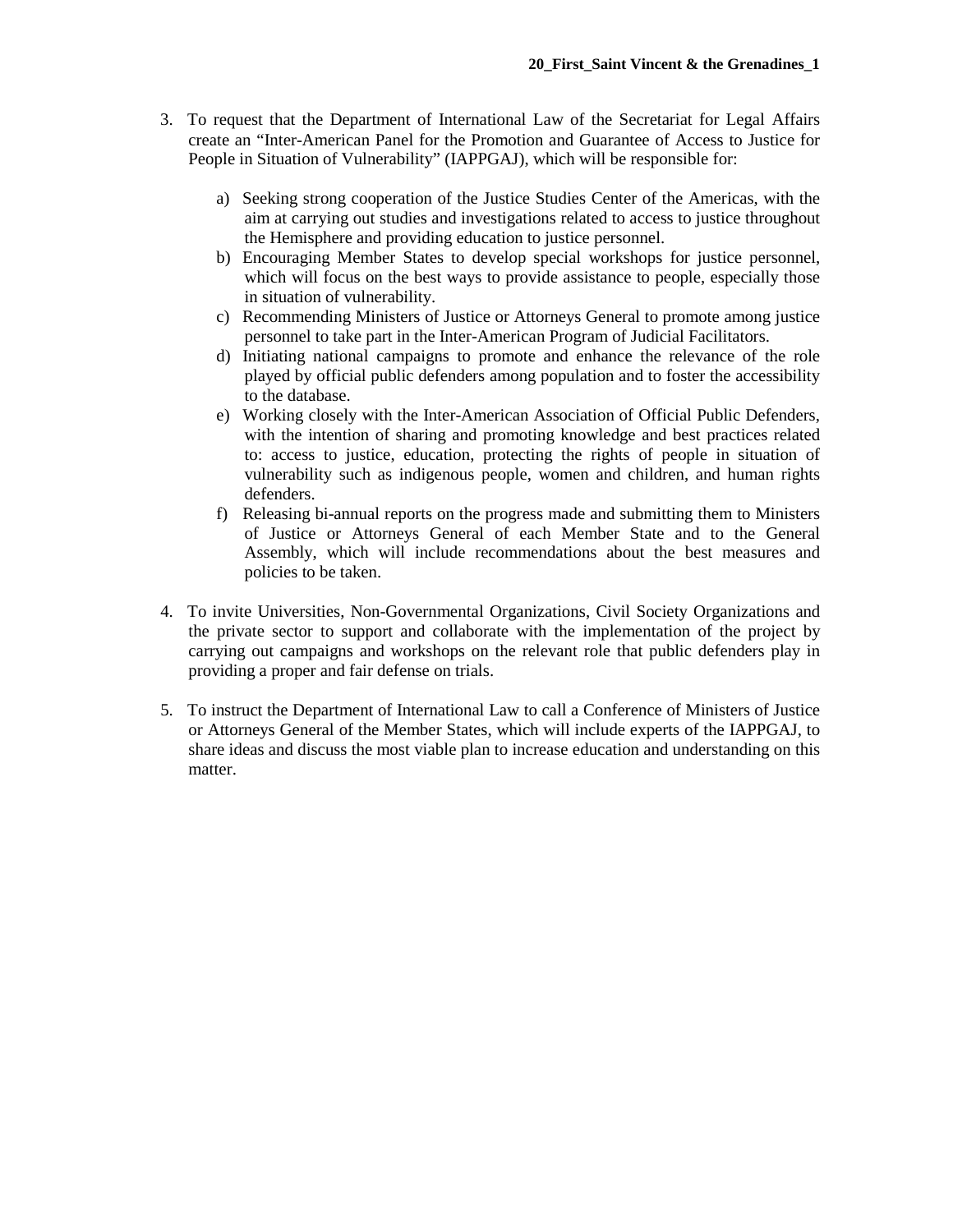3. To request that the Department of International Law of the Secretariat for Legal Affairs create an "Inter-American Panel for the Promotion and Guarantee of Access to Justice for People in Situation of Vulnerability" (IAPPGAJ), which will be responsible for:

    a) Seeking strong cooperation of the Justice Studies Center of the Americas, with the aim at carrying out studies and investigations related to access to justice throughout the Hemisphere and providing education to justice personnel.
    b) Encouraging Member States to develop special workshops for justice personnel, which will focus on the best ways to provide assistance to people, especially those in situation of vulnerability.
    c) Recommending Ministers of Justice or Attorneys General to promote among justice personnel to take part in the Inter-American Program of Judicial Facilitators.
    d) Initiating national campaigns to promote and enhance the relevance of the role played by official public defenders among population and to foster the accessibility to the database.
    e) Working closely with the Inter-American Association of Official Public Defenders, with the intention of sharing and promoting knowledge and best practices related to: access to justice, education, protecting the rights of people in situation of vulnerability such as indigenous people, women and children, and human rights defenders.
    f) Releasing bi-annual reports on the progress made and submitting them to Ministers of Justice or Attorneys General of each Member State and to the General Assembly, which will include recommendations about the best measures and policies to be taken.

4. To invite Universities, Non-Governmental Organizations, Civil Society Organizations and the private sector to support and collaborate with the implementation of the project by carrying out campaigns and workshops on the relevant role that public defenders play in providing a proper and fair defense on trials.

5. To instruct the Department of International Law to call a Conference of Ministers of Justice or Attorneys General of the Member States, which will include experts of the IAPPGAJ, to share ideas and discuss the most viable plan to increase education and understanding on this matter.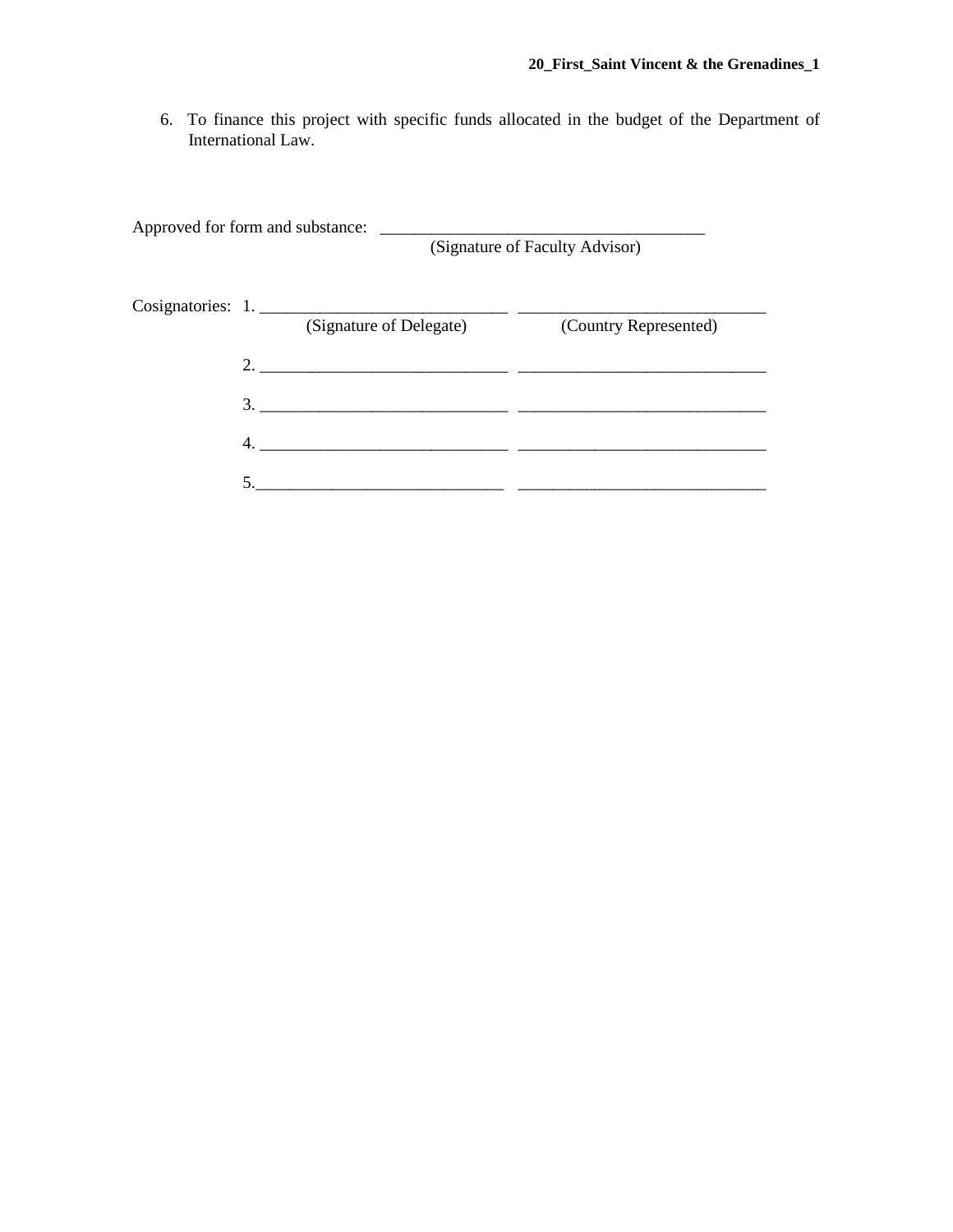6. To finance this project with specific funds allocated in the budget of the Department of International Law.

Approved for form and substance: ______________________________________
(Signature of Faculty Advisor)

Cosignatories:

| | (Signature of Delegate) | (Country Represented) |
|---|---|---|
| 1. | _____________________________ | _____________________________ |
| 2. | _____________________________ | _____________________________ |
| 3. | _____________________________ | _____________________________ |
| 4. | _____________________________ | _____________________________ |
| 5. | _____________________________ | _____________________________ |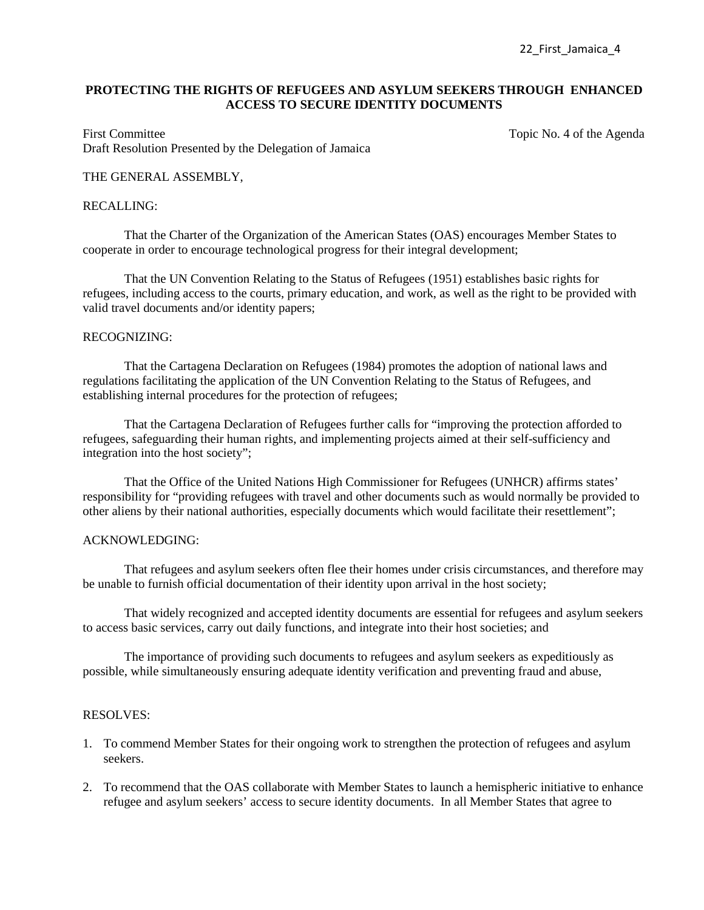22_First_Jamaica_4

**PROTECTING THE RIGHTS OF REFUGEES AND ASYLUM SEEKERS THROUGH ENHANCED ACCESS TO SECURE IDENTITY DOCUMENTS**

First Committee
Topic No. 4 of the Agenda

Draft Resolution Presented by the Delegation of Jamaica

THE GENERAL ASSEMBLY,

RECALLING:

That the Charter of the Organization of the American States (OAS) encourages Member States to cooperate in order to encourage technological progress for their integral development;

That the UN Convention Relating to the Status of Refugees (1951) establishes basic rights for refugees, including access to the courts, primary education, and work, as well as the right to be provided with valid travel documents and/or identity papers;

RECOGNIZING:

That the Cartagena Declaration on Refugees (1984) promotes the adoption of national laws and regulations facilitating the application of the UN Convention Relating to the Status of Refugees, and establishing internal procedures for the protection of refugees;

That the Cartagena Declaration of Refugees further calls for "improving the protection afforded to refugees, safeguarding their human rights, and implementing projects aimed at their self-sufficiency and integration into the host society";

That the Office of the United Nations High Commissioner for Refugees (UNHCR) affirms states' responsibility for "providing refugees with travel and other documents such as would normally be provided to other aliens by their national authorities, especially documents which would facilitate their resettlement";

ACKNOWLEDGING:

That refugees and asylum seekers often flee their homes under crisis circumstances, and therefore may be unable to furnish official documentation of their identity upon arrival in the host society;

That widely recognized and accepted identity documents are essential for refugees and asylum seekers to access basic services, carry out daily functions, and integrate into their host societies; and

The importance of providing such documents to refugees and asylum seekers as expeditiously as possible, while simultaneously ensuring adequate identity verification and preventing fraud and abuse,

RESOLVES:

1. To commend Member States for their ongoing work to strengthen the protection of refugees and asylum seekers.

2. To recommend that the OAS collaborate with Member States to launch a hemispheric initiative to enhance refugee and asylum seekers' access to secure identity documents. In all Member States that agree to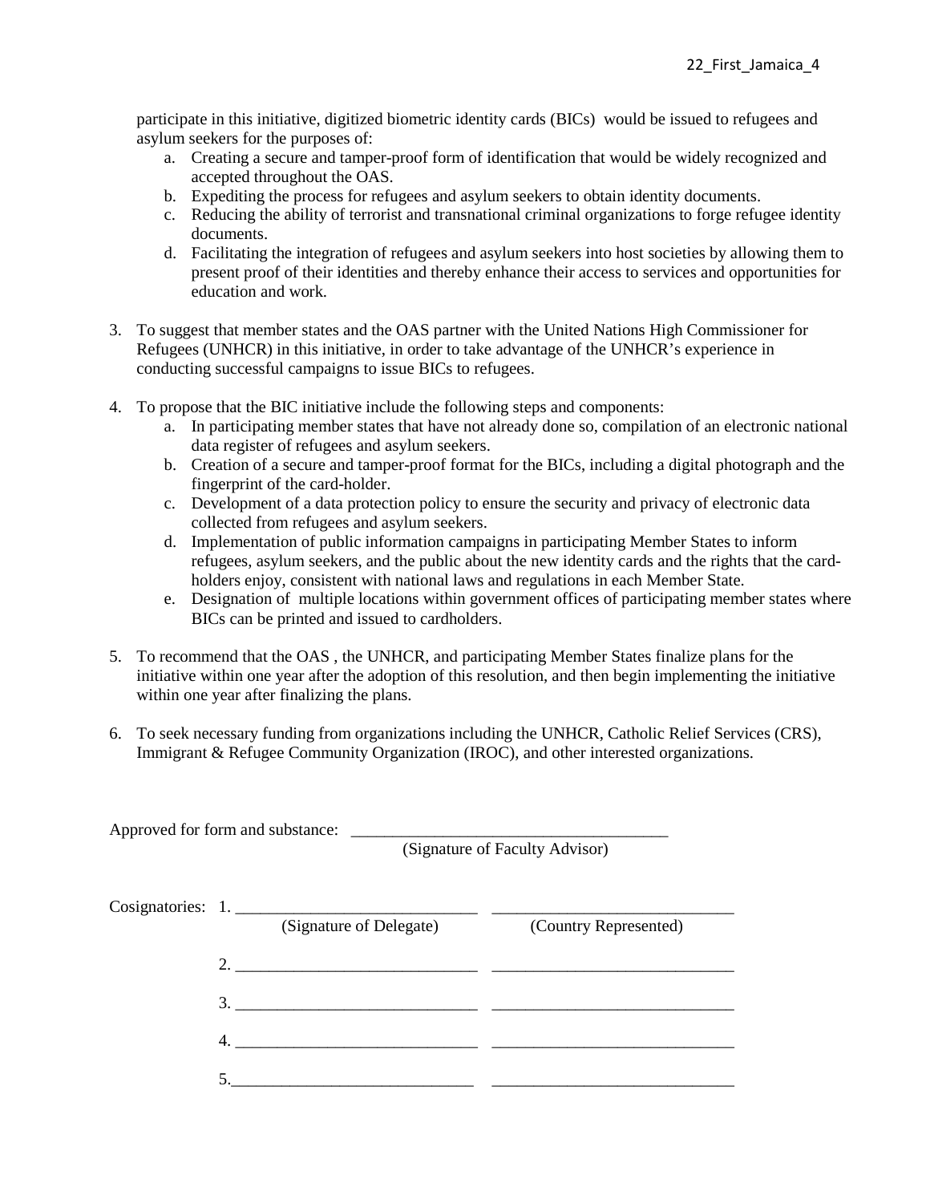participate in this initiative, digitized biometric identity cards (BICs) would be issued to refugees and asylum seekers for the purposes of:

a. Creating a secure and tamper-proof form of identification that would be widely recognized and accepted throughout the OAS.
b. Expediting the process for refugees and asylum seekers to obtain identity documents.
c. Reducing the ability of terrorist and transnational criminal organizations to forge refugee identity documents.
d. Facilitating the integration of refugees and asylum seekers into host societies by allowing them to present proof of their identities and thereby enhance their access to services and opportunities for education and work.

3. To suggest that member states and the OAS partner with the United Nations High Commissioner for Refugees (UNHCR) in this initiative, in order to take advantage of the UNHCR's experience in conducting successful campaigns to issue BICs to refugees.

4. To propose that the BIC initiative include the following steps and components:
   a. In participating member states that have not already done so, compilation of an electronic national data register of refugees and asylum seekers.
   b. Creation of a secure and tamper-proof format for the BICs, including a digital photograph and the fingerprint of the card-holder.
   c. Development of a data protection policy to ensure the security and privacy of electronic data collected from refugees and asylum seekers.
   d. Implementation of public information campaigns in participating Member States to inform refugees, asylum seekers, and the public about the new identity cards and the rights that the card-holders enjoy, consistent with national laws and regulations in each Member State.
   e. Designation of multiple locations within government offices of participating member states where BICs can be printed and issued to cardholders.

5. To recommend that the OAS , the UNHCR, and participating Member States finalize plans for the initiative within one year after the adoption of this resolution, and then begin implementing the initiative within one year after finalizing the plans.

6. To seek necessary funding from organizations including the UNHCR, Catholic Relief Services (CRS), Immigrant & Refugee Community Organization (IROC), and other interested organizations.

Approved for form and substance: ______________________________________
(Signature of Faculty Advisor)

Cosignatories:

| | (Signature of Delegate) | (Country Represented) |
|---|---|---|
| 1. | ____________________________ | ____________________________ |
| 2. | ____________________________ | ____________________________ |
| 3. | ____________________________ | ____________________________ |
| 4. | ____________________________ | ____________________________ |
| 5. | ____________________________ | ____________________________ |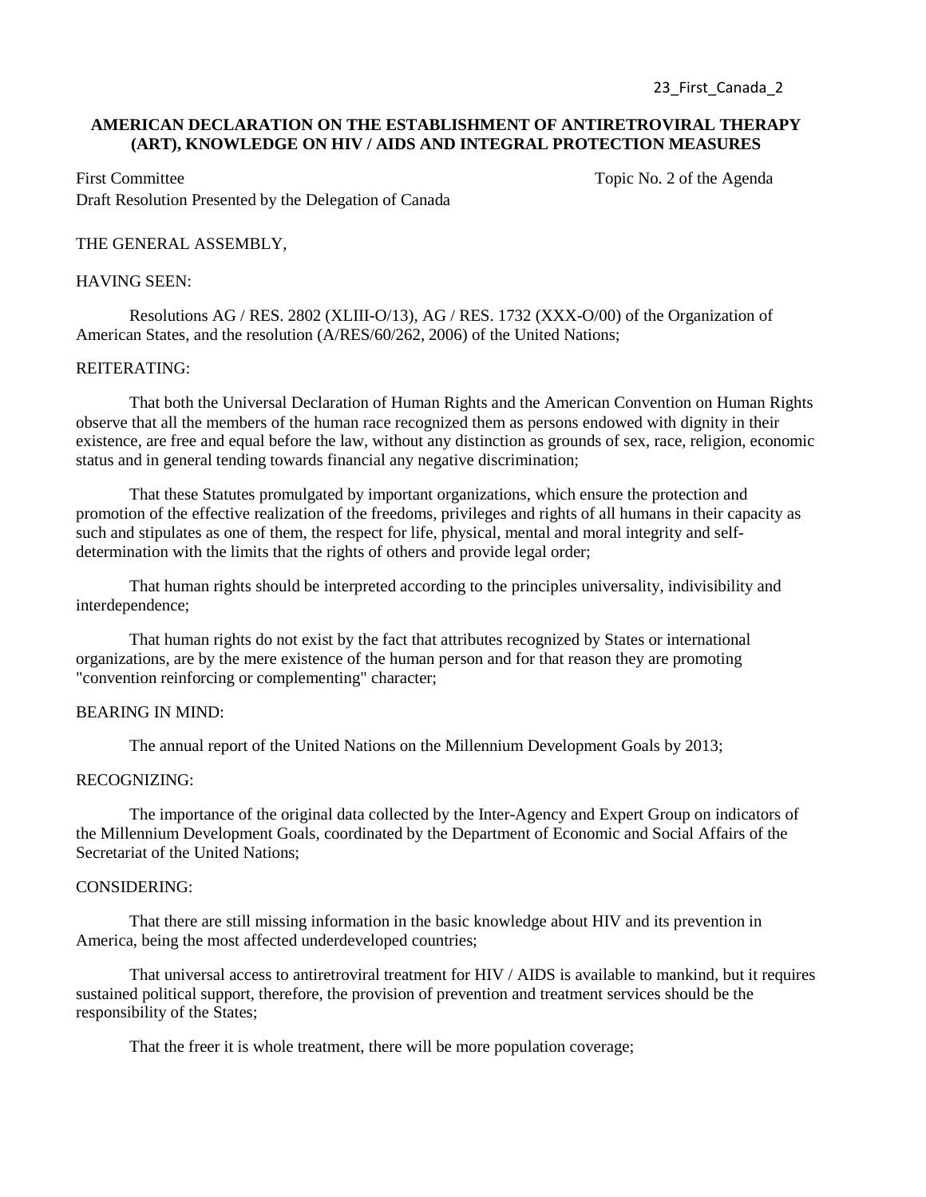23_First_Canada_2

**AMERICAN DECLARATION ON THE ESTABLISHMENT OF ANTIRETROVIRAL THERAPY (ART), KNOWLEDGE ON HIV / AIDS AND INTEGRAL PROTECTION MEASURES**

First Committee Topic No. 2 of the Agenda

Draft Resolution Presented by the Delegation of Canada

THE GENERAL ASSEMBLY,

HAVING SEEN:

Resolutions AG / RES. 2802 (XLIII-O/13), AG / RES. 1732 (XXX-O/00) of the Organization of American States, and the resolution (A/RES/60/262, 2006) of the United Nations;

REITERATING:

That both the Universal Declaration of Human Rights and the American Convention on Human Rights observe that all the members of the human race recognized them as persons endowed with dignity in their existence, are free and equal before the law, without any distinction as grounds of sex, race, religion, economic status and in general tending towards financial any negative discrimination;

That these Statutes promulgated by important organizations, which ensure the protection and promotion of the effective realization of the freedoms, privileges and rights of all humans in their capacity as such and stipulates as one of them, the respect for life, physical, mental and moral integrity and self-determination with the limits that the rights of others and provide legal order;

That human rights should be interpreted according to the principles universality, indivisibility and interdependence;

That human rights do not exist by the fact that attributes recognized by States or international organizations, are by the mere existence of the human person and for that reason they are promoting "convention reinforcing or complementing" character;

BEARING IN MIND:

The annual report of the United Nations on the Millennium Development Goals by 2013;

RECOGNIZING:

The importance of the original data collected by the Inter-Agency and Expert Group on indicators of the Millennium Development Goals, coordinated by the Department of Economic and Social Affairs of the Secretariat of the United Nations;

CONSIDERING:

That there are still missing information in the basic knowledge about HIV and its prevention in America, being the most affected underdeveloped countries;

That universal access to antiretroviral treatment for HIV / AIDS is available to mankind, but it requires sustained political support, therefore, the provision of prevention and treatment services should be the responsibility of the States;

That the freer it is whole treatment, there will be more population coverage;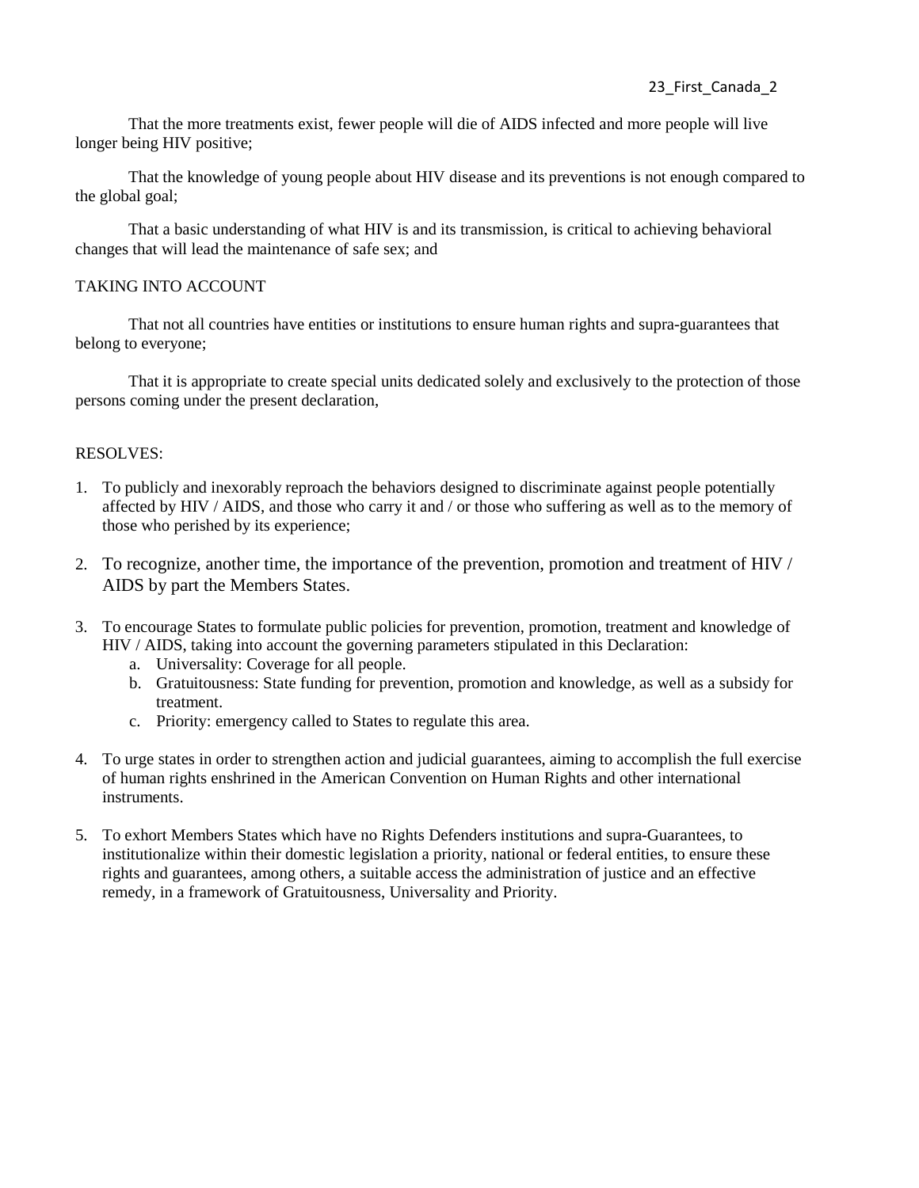That the more treatments exist, fewer people will die of AIDS infected and more people will live longer being HIV positive;

That the knowledge of young people about HIV disease and its preventions is not enough compared to the global goal;

That a basic understanding of what HIV is and its transmission, is critical to achieving behavioral changes that will lead the maintenance of safe sex; and

TAKING INTO ACCOUNT

That not all countries have entities or institutions to ensure human rights and supra-guarantees that belong to everyone;

That it is appropriate to create special units dedicated solely and exclusively to the protection of those persons coming under the present declaration,

RESOLVES:

1. To publicly and inexorably reproach the behaviors designed to discriminate against people potentially affected by HIV / AIDS, and those who carry it and / or those who suffering as well as to the memory of those who perished by its experience;

2. To recognize, another time, the importance of the prevention, promotion and treatment of HIV / AIDS by part the Members States.

3. To encourage States to formulate public policies for prevention, promotion, treatment and knowledge of HIV / AIDS, taking into account the governing parameters stipulated in this Declaration:
   a. Universality: Coverage for all people.
   b. Gratuitousness: State funding for prevention, promotion and knowledge, as well as a subsidy for treatment.
   c. Priority: emergency called to States to regulate this area.

4. To urge states in order to strengthen action and judicial guarantees, aiming to accomplish the full exercise of human rights enshrined in the American Convention on Human Rights and other international instruments.

5. To exhort Members States which have no Rights Defenders institutions and supra-Guarantees, to institutionalize within their domestic legislation a priority, national or federal entities, to ensure these rights and guarantees, among others, a suitable access the administration of justice and an effective remedy, in a framework of Gratuitousness, Universality and Priority.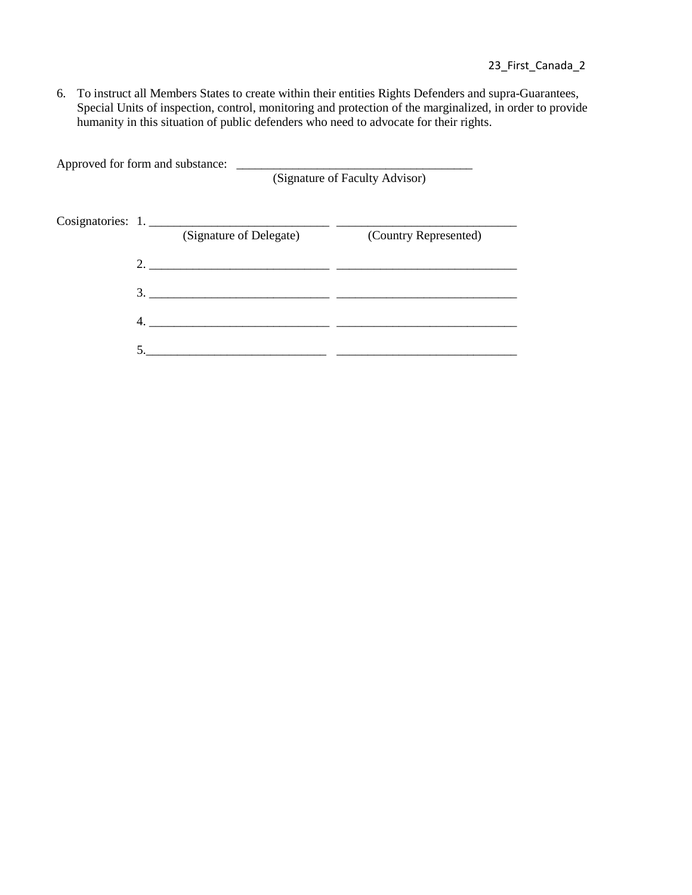6. To instruct all Members States to create within their entities Rights Defenders and supra-Guarantees, Special Units of inspection, control, monitoring and protection of the marginalized, in order to provide humanity in this situation of public defenders who need to advocate for their rights.

Approved for form and substance: ______________________________________
(Signature of Faculty Advisor)

Cosignatories:

| | (Signature of Delegate) | (Country Represented) |
|---|---|---|
| 1. | _____________________________ | _____________________________ |
| 2. | _____________________________ | _____________________________ |
| 3. | _____________________________ | _____________________________ |
| 4. | _____________________________ | _____________________________ |
| 5. | _____________________________ | _____________________________ |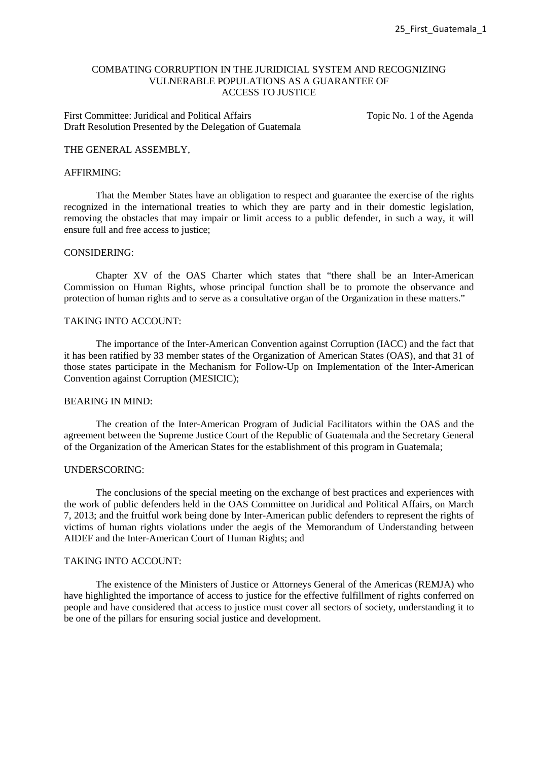# COMBATING CORRUPTION IN THE JURIDICIAL SYSTEM AND RECOGNIZING VULNERABLE POPULATIONS AS A GUARANTEE OF ACCESS TO JUSTICE

First Committee: Juridical and Political Affairs
Draft Resolution Presented by the Delegation of Guatemala

Topic No. 1 of the Agenda

THE GENERAL ASSEMBLY,

AFFIRMING:

That the Member States have an obligation to respect and guarantee the exercise of the rights recognized in the international treaties to which they are party and in their domestic legislation, removing the obstacles that may impair or limit access to a public defender, in such a way, it will ensure full and free access to justice;

CONSIDERING:

Chapter XV of the OAS Charter which states that "there shall be an Inter-American Commission on Human Rights, whose principal function shall be to promote the observance and protection of human rights and to serve as a consultative organ of the Organization in these matters."

TAKING INTO ACCOUNT:

The importance of the Inter-American Convention against Corruption (IACC) and the fact that it has been ratified by 33 member states of the Organization of American States (OAS), and that 31 of those states participate in the Mechanism for Follow-Up on Implementation of the Inter-American Convention against Corruption (MESICIC);

BEARING IN MIND:

The creation of the Inter-American Program of Judicial Facilitators within the OAS and the agreement between the Supreme Justice Court of the Republic of Guatemala and the Secretary General of the Organization of the American States for the establishment of this program in Guatemala;

UNDERSCORING:

The conclusions of the special meeting on the exchange of best practices and experiences with the work of public defenders held in the OAS Committee on Juridical and Political Affairs, on March 7, 2013; and the fruitful work being done by Inter-American public defenders to represent the rights of victims of human rights violations under the aegis of the Memorandum of Understanding between AIDEF and the Inter-American Court of Human Rights; and

TAKING INTO ACCOUNT:

The existence of the Ministers of Justice or Attorneys General of the Americas (REMJA) who have highlighted the importance of access to justice for the effective fulfillment of rights conferred on people and have considered that access to justice must cover all sectors of society, understanding it to be one of the pillars for ensuring social justice and development.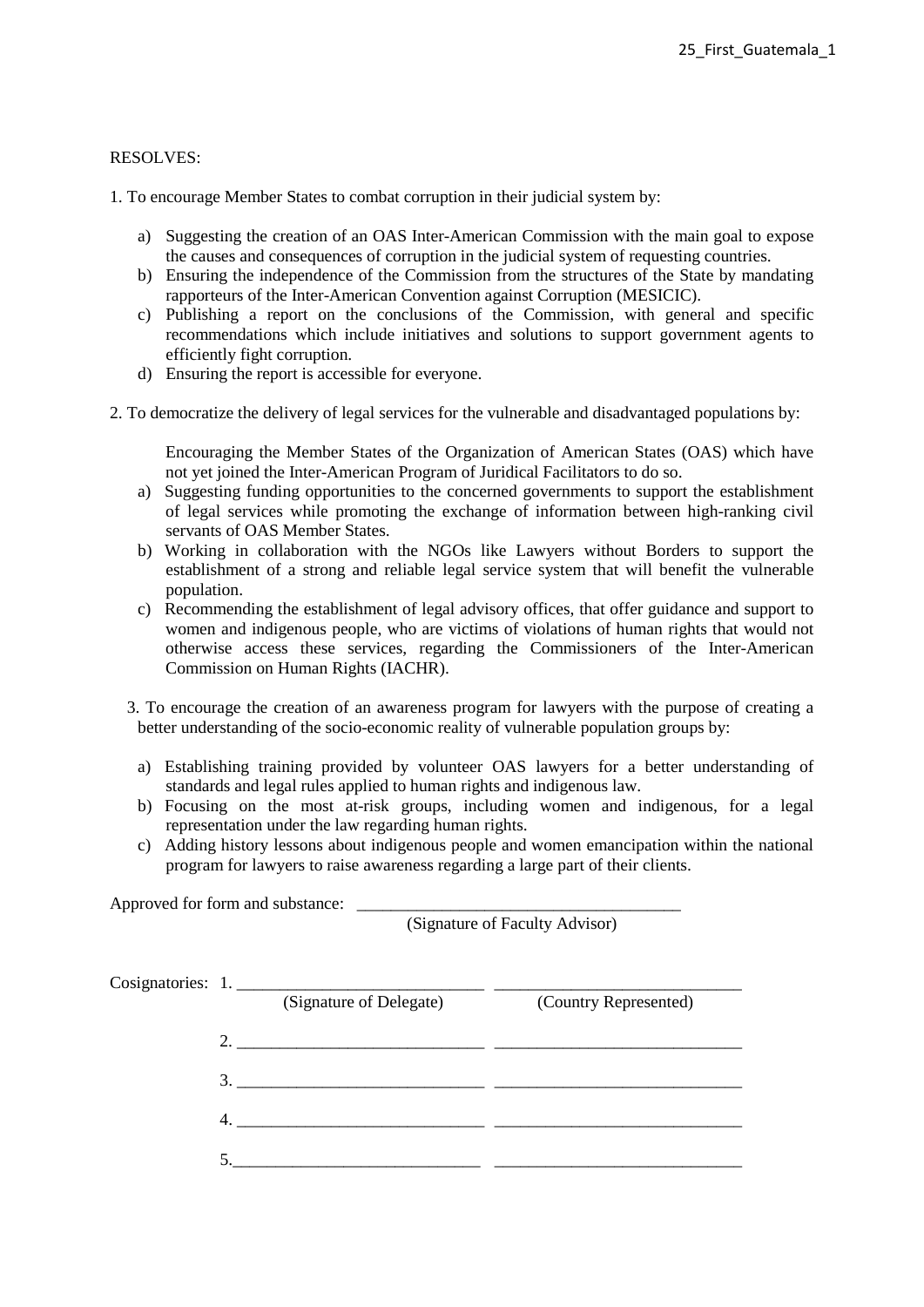RESOLVES:

1. To encourage Member States to combat corruption in their judicial system by:

   a) Suggesting the creation of an OAS Inter-American Commission with the main goal to expose the causes and consequences of corruption in the judicial system of requesting countries.
   b) Ensuring the independence of the Commission from the structures of the State by mandating rapporteurs of the Inter-American Convention against Corruption (MESICIC).
   c) Publishing a report on the conclusions of the Commission, with general and specific recommendations which include initiatives and solutions to support government agents to efficiently fight corruption.
   d) Ensuring the report is accessible for everyone.

2. To democratize the delivery of legal services for the vulnerable and disadvantaged populations by:

   Encouraging the Member States of the Organization of American States (OAS) which have not yet joined the Inter-American Program of Juridical Facilitators to do so.

   a) Suggesting funding opportunities to the concerned governments to support the establishment of legal services while promoting the exchange of information between high-ranking civil servants of OAS Member States.
   b) Working in collaboration with the NGOs like Lawyers without Borders to support the establishment of a strong and reliable legal service system that will benefit the vulnerable population.
   c) Recommending the establishment of legal advisory offices, that offer guidance and support to women and indigenous people, who are victims of violations of human rights that would not otherwise access these services, regarding the Commissioners of the Inter-American Commission on Human Rights (IACHR).

3. To encourage the creation of an awareness program for lawyers with the purpose of creating a better understanding of the socio-economic reality of vulnerable population groups by:

   a) Establishing training provided by volunteer OAS lawyers for a better understanding of standards and legal rules applied to human rights and indigenous law.
   b) Focusing on the most at-risk groups, including women and indigenous, for a legal representation under the law regarding human rights.
   c) Adding history lessons about indigenous people and women emancipation within the national program for lawyers to raise awareness regarding a large part of their clients.

Approved for form and substance: ______________________________________
(Signature of Faculty Advisor)

Cosignatories:

| | (Signature of Delegate) | (Country Represented) |
|---|---|---|
| 1. | ____________________________ | ____________________________ |
| 2. | ____________________________ | ____________________________ |
| 3. | ____________________________ | ____________________________ |
| 4. | ____________________________ | ____________________________ |
| 5. | ____________________________ | ____________________________ |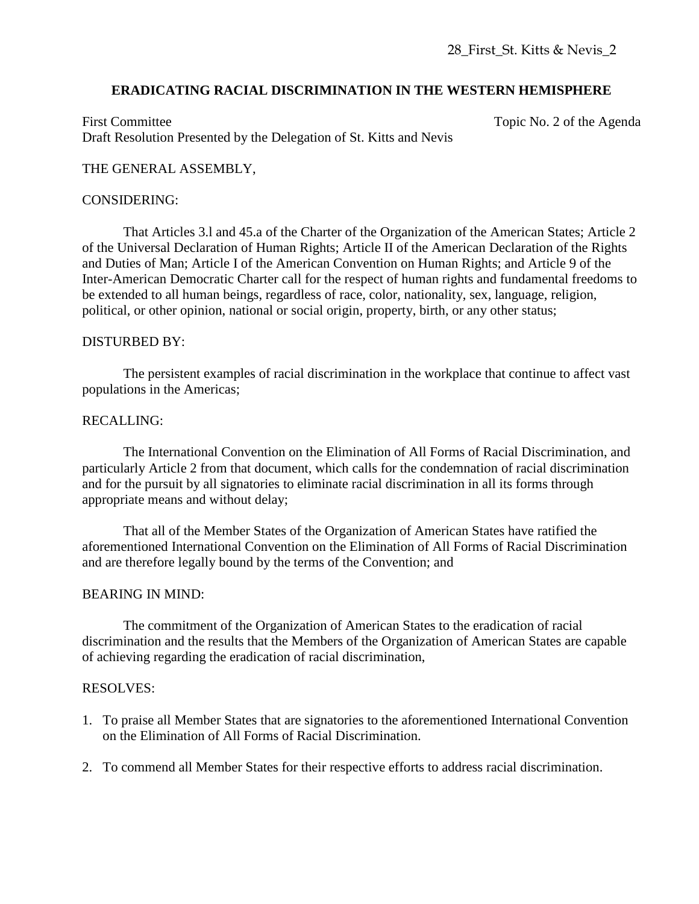28_First_St. Kitts & Nevis_2

## ERADICATING RACIAL DISCRIMINATION IN THE WESTERN HEMISPHERE

First Committee — Topic No. 2 of the Agenda

Draft Resolution Presented by the Delegation of St. Kitts and Nevis

THE GENERAL ASSEMBLY,

CONSIDERING:

That Articles 3.l and 45.a of the Charter of the Organization of the American States; Article 2 of the Universal Declaration of Human Rights; Article II of the American Declaration of the Rights and Duties of Man; Article I of the American Convention on Human Rights; and Article 9 of the Inter-American Democratic Charter call for the respect of human rights and fundamental freedoms to be extended to all human beings, regardless of race, color, nationality, sex, language, religion, political, or other opinion, national or social origin, property, birth, or any other status;

DISTURBED BY:

The persistent examples of racial discrimination in the workplace that continue to affect vast populations in the Americas;

RECALLING:

The International Convention on the Elimination of All Forms of Racial Discrimination, and particularly Article 2 from that document, which calls for the condemnation of racial discrimination and for the pursuit by all signatories to eliminate racial discrimination in all its forms through appropriate means and without delay;

That all of the Member States of the Organization of American States have ratified the aforementioned International Convention on the Elimination of All Forms of Racial Discrimination and are therefore legally bound by the terms of the Convention; and

BEARING IN MIND:

The commitment of the Organization of American States to the eradication of racial discrimination and the results that the Members of the Organization of American States are capable of achieving regarding the eradication of racial discrimination,

RESOLVES:

1. To praise all Member States that are signatories to the aforementioned International Convention on the Elimination of All Forms of Racial Discrimination.

2. To commend all Member States for their respective efforts to address racial discrimination.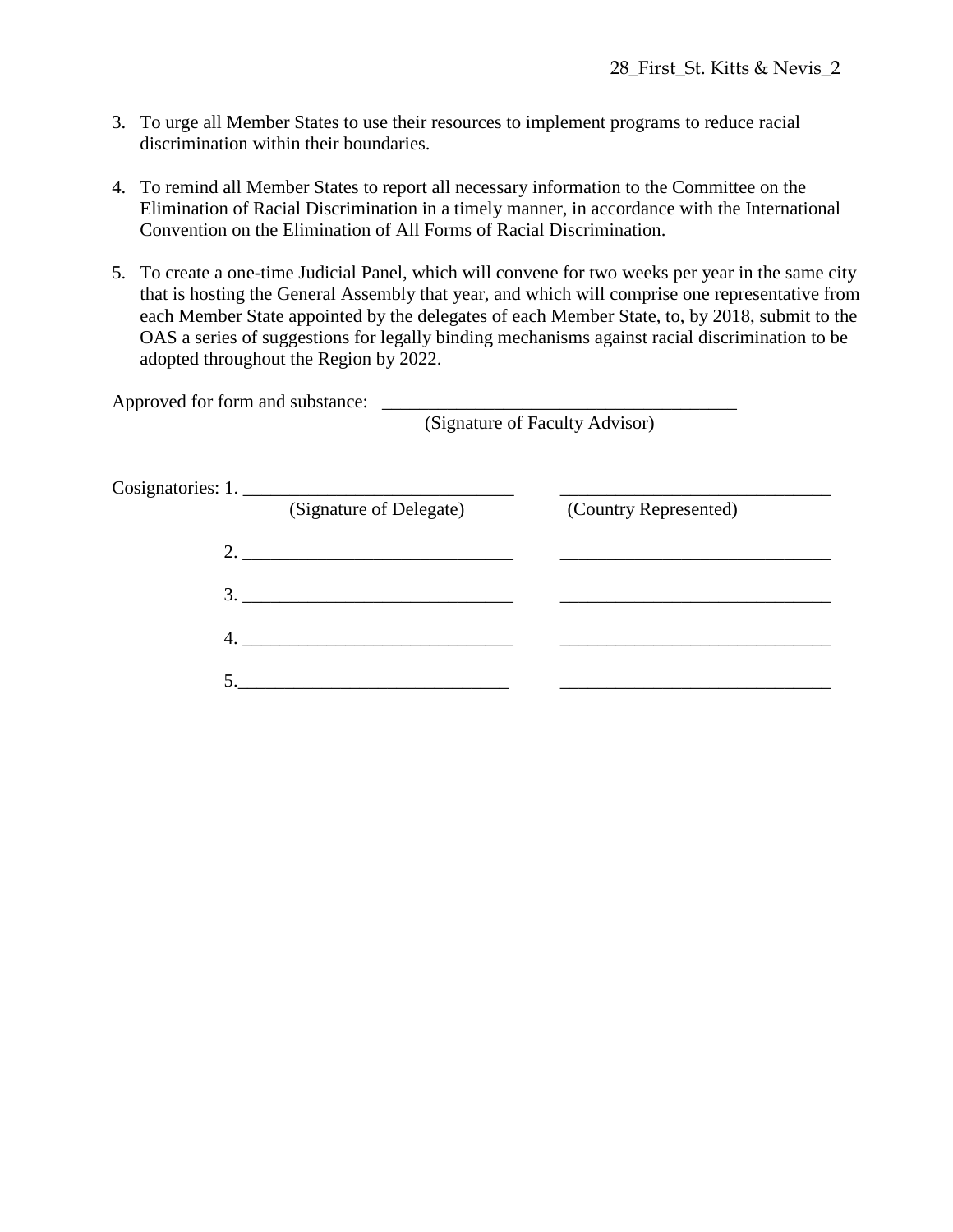3. To urge all Member States to use their resources to implement programs to reduce racial discrimination within their boundaries.

4. To remind all Member States to report all necessary information to the Committee on the Elimination of Racial Discrimination in a timely manner, in accordance with the International Convention on the Elimination of All Forms of Racial Discrimination.

5. To create a one-time Judicial Panel, which will convene for two weeks per year in the same city that is hosting the General Assembly that year, and which will comprise one representative from each Member State appointed by the delegates of each Member State, to, by 2018, submit to the OAS a series of suggestions for legally binding mechanisms against racial discrimination to be adopted throughout the Region by 2022.

Approved for form and substance: ______________________________________
(Signature of Faculty Advisor)

Cosignatories: 1. _____________________________ _____________________________
(Signature of Delegate) (Country Represented)

2. _____________________________ _____________________________

3. _____________________________ _____________________________

4. _____________________________ _____________________________

5. _____________________________ _____________________________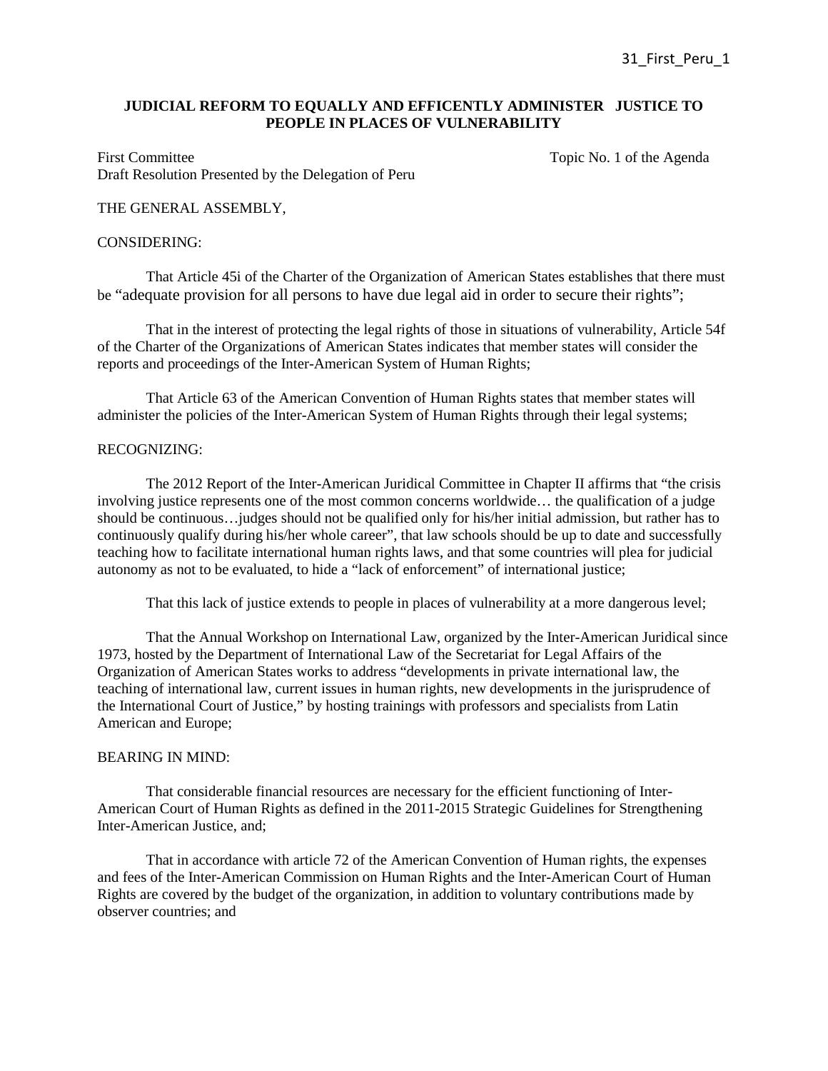**JUDICIAL REFORM TO EQUALLY AND EFFICENTLY ADMINISTER JUSTICE TO PEOPLE IN PLACES OF VULNERABILITY**

First Committee	Topic No. 1 of the Agenda
Draft Resolution Presented by the Delegation of Peru

THE GENERAL ASSEMBLY,

CONSIDERING:

That Article 45i of the Charter of the Organization of American States establishes that there must be "adequate provision for all persons to have due legal aid in order to secure their rights";

That in the interest of protecting the legal rights of those in situations of vulnerability, Article 54f of the Charter of the Organizations of American States indicates that member states will consider the reports and proceedings of the Inter-American System of Human Rights;

That Article 63 of the American Convention of Human Rights states that member states will administer the policies of the Inter-American System of Human Rights through their legal systems;

RECOGNIZING:

The 2012 Report of the Inter-American Juridical Committee in Chapter II affirms that "the crisis involving justice represents one of the most common concerns worldwide… the qualification of a judge should be continuous…judges should not be qualified only for his/her initial admission, but rather has to continuously qualify during his/her whole career", that law schools should be up to date and successfully teaching how to facilitate international human rights laws, and that some countries will plea for judicial autonomy as not to be evaluated, to hide a "lack of enforcement" of international justice;

That this lack of justice extends to people in places of vulnerability at a more dangerous level;

That the Annual Workshop on International Law, organized by the Inter-American Juridical since 1973, hosted by the Department of International Law of the Secretariat for Legal Affairs of the Organization of American States works to address "developments in private international law, the teaching of international law, current issues in human rights, new developments in the jurisprudence of the International Court of Justice," by hosting trainings with professors and specialists from Latin American and Europe;

BEARING IN MIND:

That considerable financial resources are necessary for the efficient functioning of Inter-American Court of Human Rights as defined in the 2011-2015 Strategic Guidelines for Strengthening Inter-American Justice, and;

That in accordance with article 72 of the American Convention of Human rights, the expenses and fees of the Inter-American Commission on Human Rights and the Inter-American Court of Human Rights are covered by the budget of the organization, in addition to voluntary contributions made by observer countries; and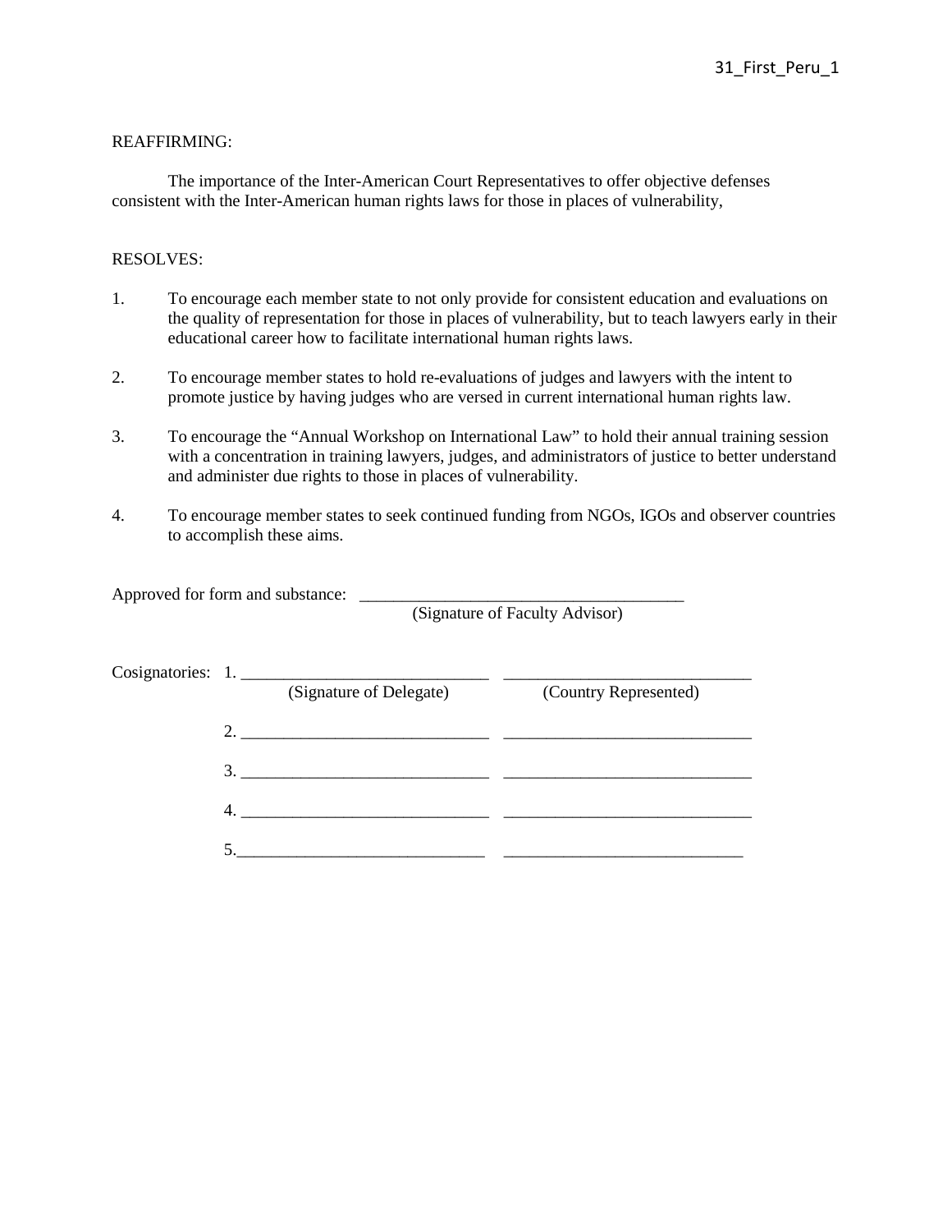31_First_Peru_1

REAFFIRMING:

The importance of the Inter-American Court Representatives to offer objective defenses consistent with the Inter-American human rights laws for those in places of vulnerability,

RESOLVES:

1. To encourage each member state to not only provide for consistent education and evaluations on the quality of representation for those in places of vulnerability, but to teach lawyers early in their educational career how to facilitate international human rights laws.

2. To encourage member states to hold re-evaluations of judges and lawyers with the intent to promote justice by having judges who are versed in current international human rights law.

3. To encourage the "Annual Workshop on International Law" to hold their annual training session with a concentration in training lawyers, judges, and administrators of justice to better understand and administer due rights to those in places of vulnerability.

4. To encourage member states to seek continued funding from NGOs, IGOs and observer countries to accomplish these aims.

Approved for form and substance: ______________________________________
(Signature of Faculty Advisor)

Cosignatories:

1. _____________________________ _____________________________
(Signature of Delegate) (Country Represented)

2. _____________________________ _____________________________

3. _____________________________ _____________________________

4. _____________________________ _____________________________

5. _____________________________ _____________________________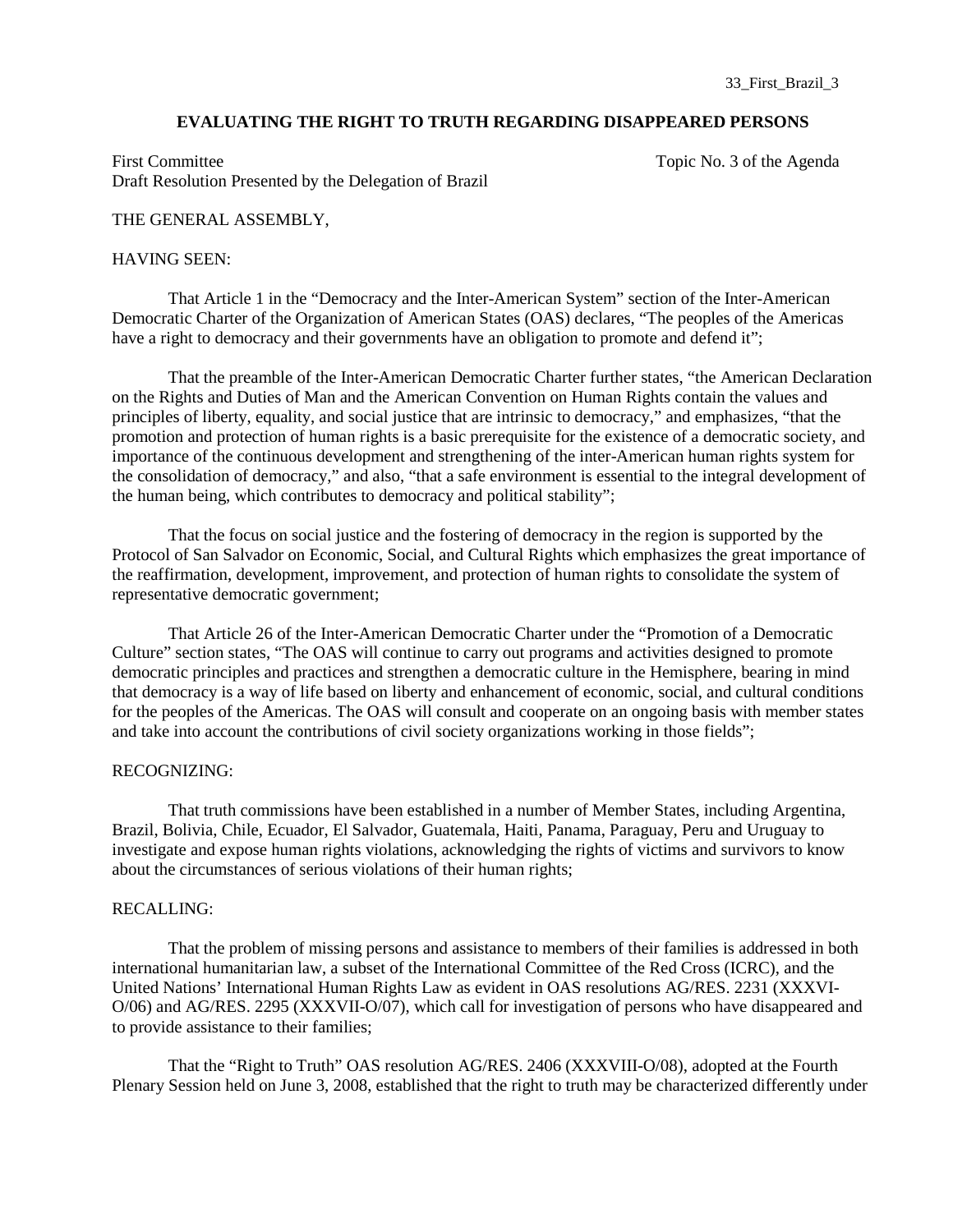33_First_Brazil_3

## EVALUATING THE RIGHT TO TRUTH REGARDING DISAPPEARED PERSONS

First Committee                                                                                    Topic No. 3 of the Agenda
Draft Resolution Presented by the Delegation of Brazil

THE GENERAL ASSEMBLY,

HAVING SEEN:

That Article 1 in the "Democracy and the Inter-American System" section of the Inter-American Democratic Charter of the Organization of American States (OAS) declares, "The peoples of the Americas have a right to democracy and their governments have an obligation to promote and defend it";

That the preamble of the Inter-American Democratic Charter further states, "the American Declaration on the Rights and Duties of Man and the American Convention on Human Rights contain the values and principles of liberty, equality, and social justice that are intrinsic to democracy," and emphasizes, "that the promotion and protection of human rights is a basic prerequisite for the existence of a democratic society, and importance of the continuous development and strengthening of the inter-American human rights system for the consolidation of democracy," and also, "that a safe environment is essential to the integral development of the human being, which contributes to democracy and political stability";

That the focus on social justice and the fostering of democracy in the region is supported by the Protocol of San Salvador on Economic, Social, and Cultural Rights which emphasizes the great importance of the reaffirmation, development, improvement, and protection of human rights to consolidate the system of representative democratic government;

That Article 26 of the Inter-American Democratic Charter under the "Promotion of a Democratic Culture" section states, "The OAS will continue to carry out programs and activities designed to promote democratic principles and practices and strengthen a democratic culture in the Hemisphere, bearing in mind that democracy is a way of life based on liberty and enhancement of economic, social, and cultural conditions for the peoples of the Americas. The OAS will consult and cooperate on an ongoing basis with member states and take into account the contributions of civil society organizations working in those fields";

RECOGNIZING:

That truth commissions have been established in a number of Member States, including Argentina, Brazil, Bolivia, Chile, Ecuador, El Salvador, Guatemala, Haiti, Panama, Paraguay, Peru and Uruguay to investigate and expose human rights violations, acknowledging the rights of victims and survivors to know about the circumstances of serious violations of their human rights;

RECALLING:

That the problem of missing persons and assistance to members of their families is addressed in both international humanitarian law, a subset of the International Committee of the Red Cross (ICRC), and the United Nations' International Human Rights Law as evident in OAS resolutions AG/RES. 2231 (XXXVI-O/06) and AG/RES. 2295 (XXXVII-O/07), which call for investigation of persons who have disappeared and to provide assistance to their families;

That the "Right to Truth" OAS resolution AG/RES. 2406 (XXXVIII-O/08), adopted at the Fourth Plenary Session held on June 3, 2008, established that the right to truth may be characterized differently under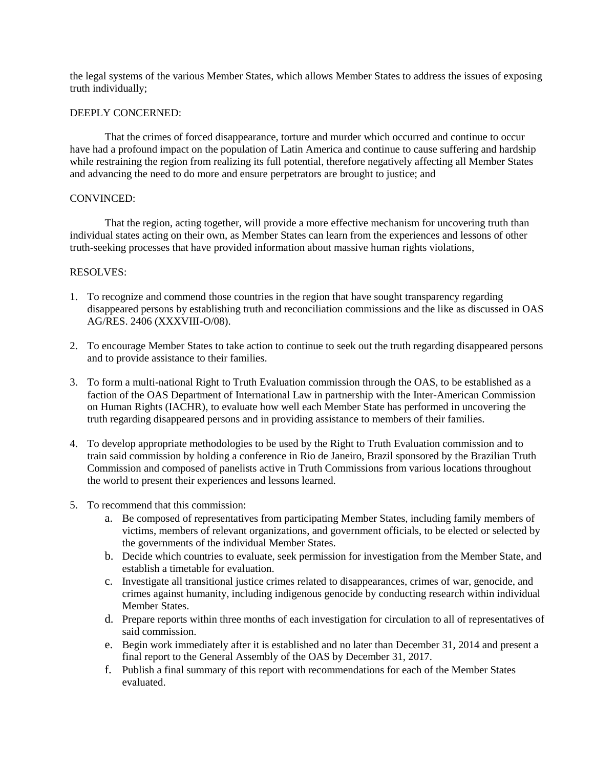the legal systems of the various Member States, which allows Member States to address the issues of exposing truth individually;

DEEPLY CONCERNED:

That the crimes of forced disappearance, torture and murder which occurred and continue to occur have had a profound impact on the population of Latin America and continue to cause suffering and hardship while restraining the region from realizing its full potential, therefore negatively affecting all Member States and advancing the need to do more and ensure perpetrators are brought to justice; and

CONVINCED:

That the region, acting together, will provide a more effective mechanism for uncovering truth than individual states acting on their own, as Member States can learn from the experiences and lessons of other truth-seeking processes that have provided information about massive human rights violations,

RESOLVES:

1. To recognize and commend those countries in the region that have sought transparency regarding disappeared persons by establishing truth and reconciliation commissions and the like as discussed in OAS AG/RES. 2406 (XXXVIII-O/08).

2. To encourage Member States to take action to continue to seek out the truth regarding disappeared persons and to provide assistance to their families.

3. To form a multi-national Right to Truth Evaluation commission through the OAS, to be established as a faction of the OAS Department of International Law in partnership with the Inter-American Commission on Human Rights (IACHR), to evaluate how well each Member State has performed in uncovering the truth regarding disappeared persons and in providing assistance to members of their families.

4. To develop appropriate methodologies to be used by the Right to Truth Evaluation commission and to train said commission by holding a conference in Rio de Janeiro, Brazil sponsored by the Brazilian Truth Commission and composed of panelists active in Truth Commissions from various locations throughout the world to present their experiences and lessons learned.

5. To recommend that this commission:
   a. Be composed of representatives from participating Member States, including family members of victims, members of relevant organizations, and government officials, to be elected or selected by the governments of the individual Member States.
   b. Decide which countries to evaluate, seek permission for investigation from the Member State, and establish a timetable for evaluation.
   c. Investigate all transitional justice crimes related to disappearances, crimes of war, genocide, and crimes against humanity, including indigenous genocide by conducting research within individual Member States.
   d. Prepare reports within three months of each investigation for circulation to all of representatives of said commission.
   e. Begin work immediately after it is established and no later than December 31, 2014 and present a final report to the General Assembly of the OAS by December 31, 2017.
   f. Publish a final summary of this report with recommendations for each of the Member States evaluated.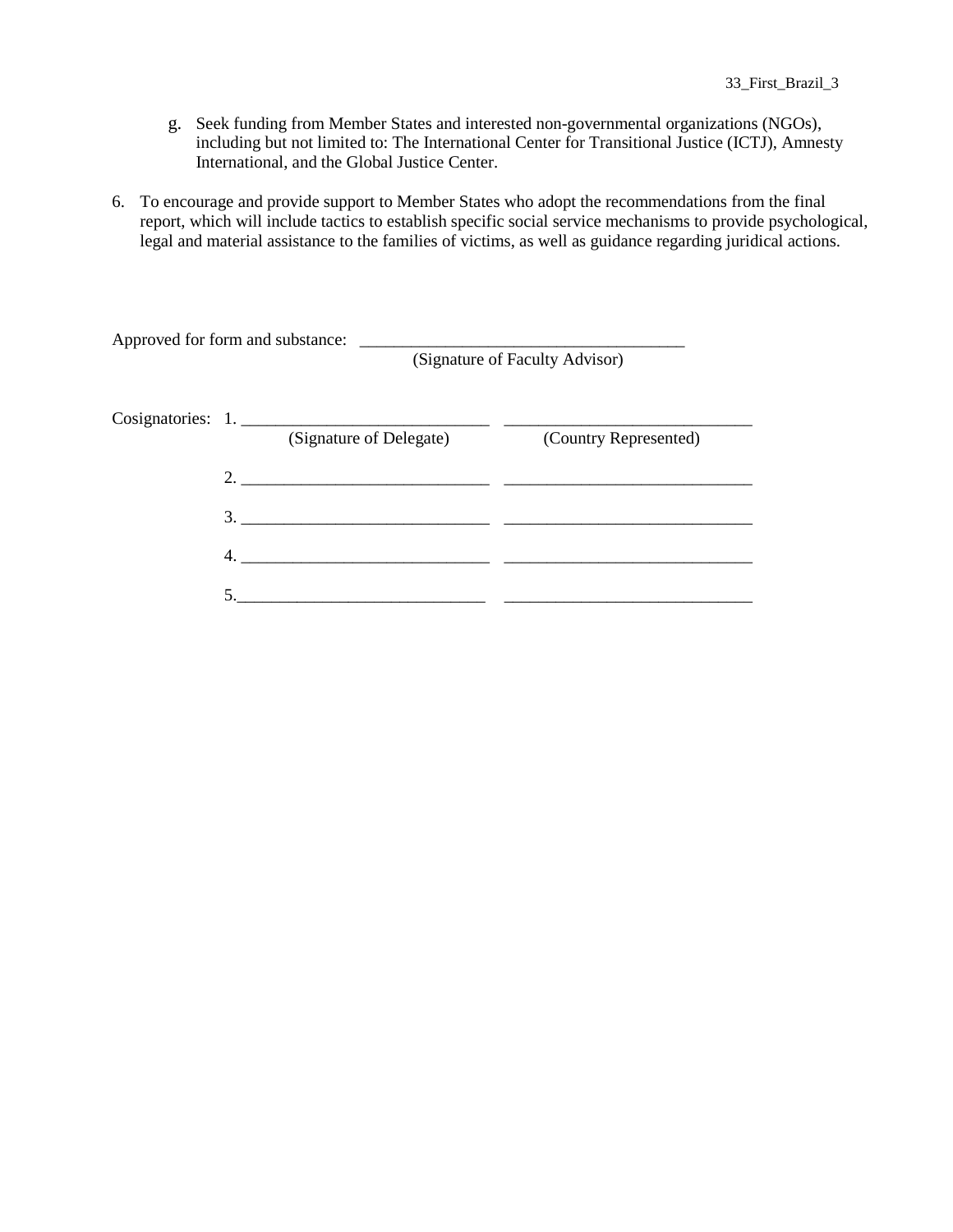g. Seek funding from Member States and interested non-governmental organizations (NGOs), including but not limited to: The International Center for Transitional Justice (ICTJ), Amnesty International, and the Global Justice Center.

6. To encourage and provide support to Member States who adopt the recommendations from the final report, which will include tactics to establish specific social service mechanisms to provide psychological, legal and material assistance to the families of victims, as well as guidance regarding juridical actions.

Approved for form and substance: _______________________________________
(Signature of Faculty Advisor)

Cosignatories:

1. _____________________________ _____________________________
(Signature of Delegate) (Country Represented)

2. _____________________________ _____________________________

3. _____________________________ _____________________________

4. _____________________________ _____________________________

5. _____________________________ _____________________________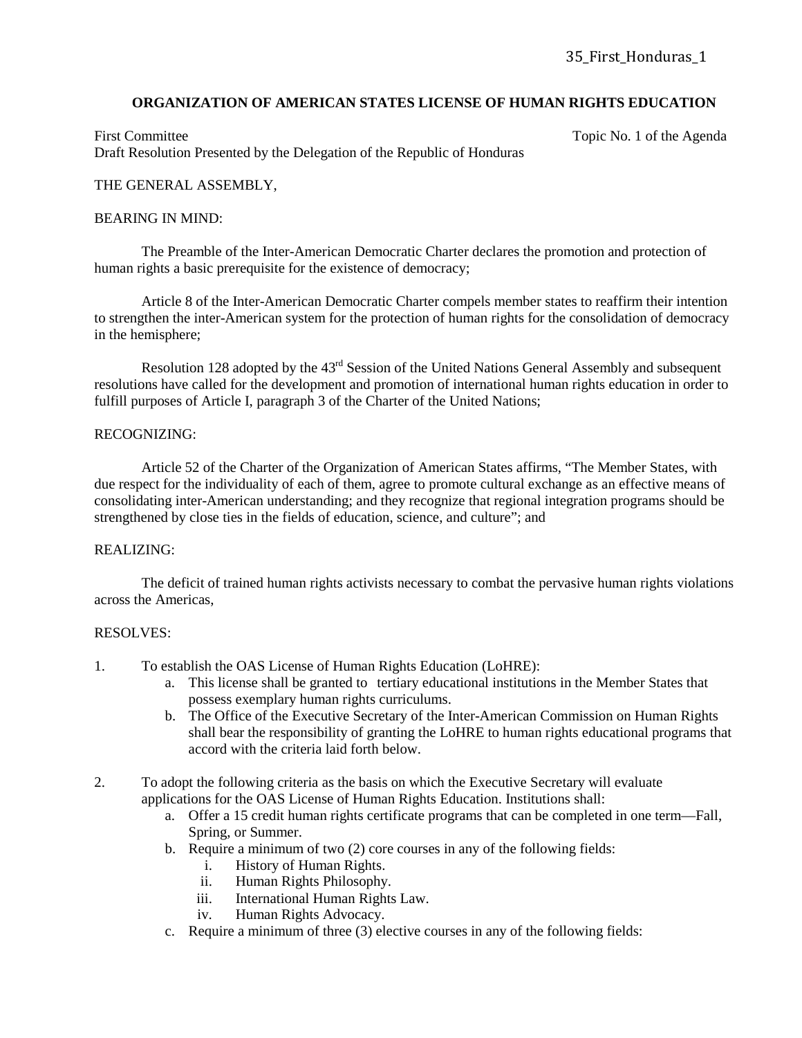35_First_Honduras_1

**ORGANIZATION OF AMERICAN STATES LICENSE OF HUMAN RIGHTS EDUCATION**

First Committee — Topic No. 1 of the Agenda
Draft Resolution Presented by the Delegation of the Republic of Honduras

THE GENERAL ASSEMBLY,

BEARING IN MIND:

The Preamble of the Inter-American Democratic Charter declares the promotion and protection of human rights a basic prerequisite for the existence of democracy;

Article 8 of the Inter-American Democratic Charter compels member states to reaffirm their intention to strengthen the inter-American system for the protection of human rights for the consolidation of democracy in the hemisphere;

Resolution 128 adopted by the 43rd Session of the United Nations General Assembly and subsequent resolutions have called for the development and promotion of international human rights education in order to fulfill purposes of Article I, paragraph 3 of the Charter of the United Nations;

RECOGNIZING:

Article 52 of the Charter of the Organization of American States affirms, "The Member States, with due respect for the individuality of each of them, agree to promote cultural exchange as an effective means of consolidating inter-American understanding; and they recognize that regional integration programs should be strengthened by close ties in the fields of education, science, and culture"; and

REALIZING:

The deficit of trained human rights activists necessary to combat the pervasive human rights violations across the Americas,

RESOLVES:

1. To establish the OAS License of Human Rights Education (LoHRE):
   a. This license shall be granted to tertiary educational institutions in the Member States that possess exemplary human rights curriculums.
   b. The Office of the Executive Secretary of the Inter-American Commission on Human Rights shall bear the responsibility of granting the LoHRE to human rights educational programs that accord with the criteria laid forth below.

2. To adopt the following criteria as the basis on which the Executive Secretary will evaluate applications for the OAS License of Human Rights Education. Institutions shall:
   a. Offer a 15 credit human rights certificate programs that can be completed in one term—Fall, Spring, or Summer.
   b. Require a minimum of two (2) core courses in any of the following fields:
      i. History of Human Rights.
      ii. Human Rights Philosophy.
      iii. International Human Rights Law.
      iv. Human Rights Advocacy.
   c. Require a minimum of three (3) elective courses in any of the following fields: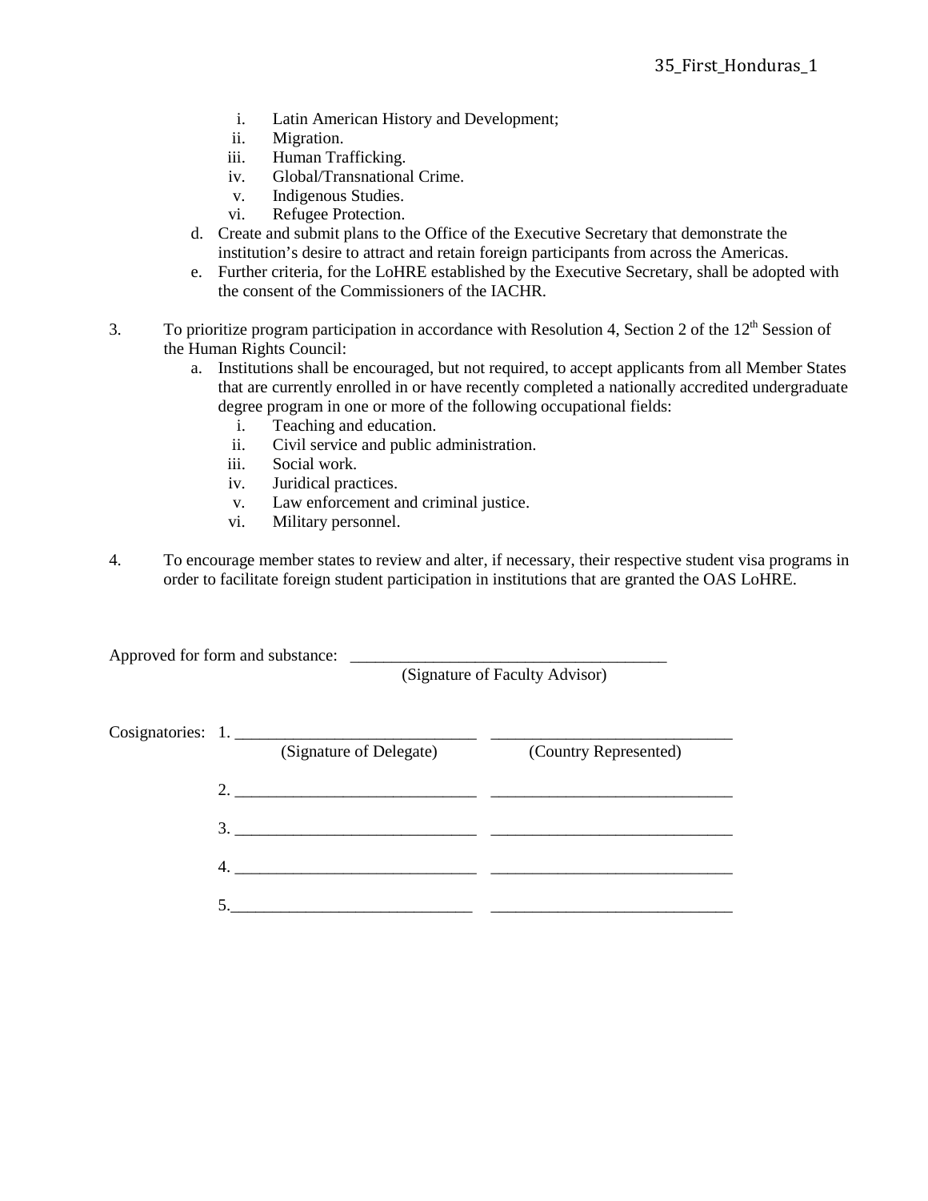i. Latin American History and Development;
ii. Migration.
iii. Human Trafficking.
iv. Global/Transnational Crime.
v. Indigenous Studies.
vi. Refugee Protection.

d. Create and submit plans to the Office of the Executive Secretary that demonstrate the institution's desire to attract and retain foreign participants from across the Americas.

e. Further criteria, for the LoHRE established by the Executive Secretary, shall be adopted with the consent of the Commissioners of the IACHR.

3. To prioritize program participation in accordance with Resolution 4, Section 2 of the 12th Session of the Human Rights Council:

a. Institutions shall be encouraged, but not required, to accept applicants from all Member States that are currently enrolled in or have recently completed a nationally accredited undergraduate degree program in one or more of the following occupational fields:

i. Teaching and education.
ii. Civil service and public administration.
iii. Social work.
iv. Juridical practices.
v. Law enforcement and criminal justice.
vi. Military personnel.

4. To encourage member states to review and alter, if necessary, their respective student visa programs in order to facilitate foreign student participation in institutions that are granted the OAS LoHRE.

Approved for form and substance: ______________________________________
(Signature of Faculty Advisor)

Cosignatories:

1. _____________________________ _____________________________
(Signature of Delegate) (Country Represented)

2. _____________________________ _____________________________

3. _____________________________ _____________________________

4. _____________________________ _____________________________

5. _____________________________ _____________________________